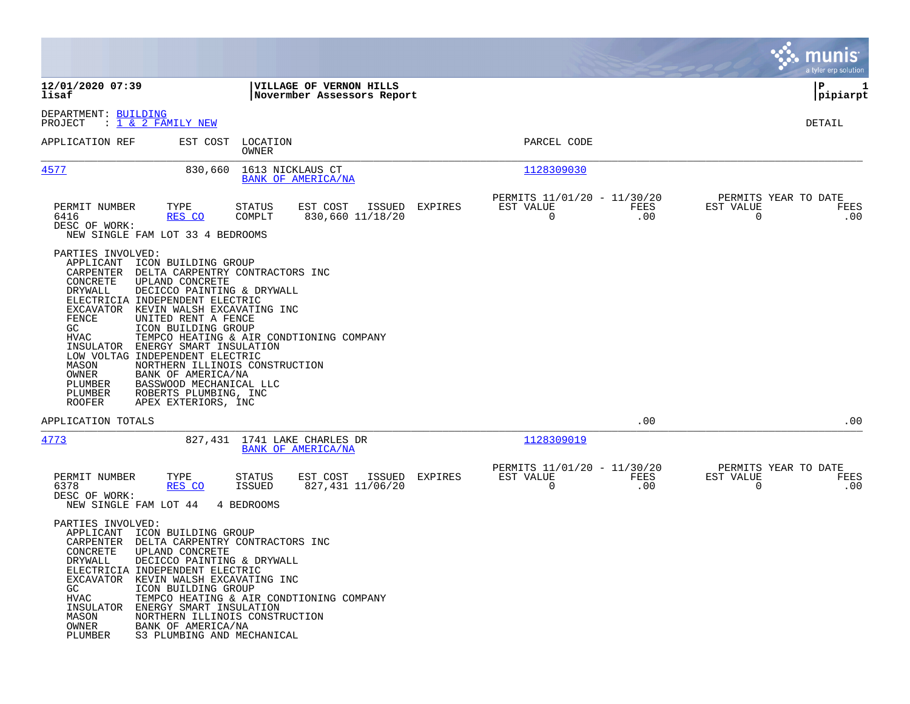**12/01/2020 07:39**
**lisaf**

**VILLAGE OF VERNON HILLS**
**Novermber Assessors Report**

**P 1**
**pipiarpt**

DEPARTMENT: BUILDING
PROJECT : 1 & 2 FAMILY NEW

DETAIL

| APPLICATION REF | EST COST | LOCATION / OWNER | PARCEL CODE |
|---|---|---|---|
| 4577 | 830,660 | 1613 NICKLAUS CT / BANK OF AMERICA/NA | 1128309030 |

| PERMIT NUMBER | TYPE | STATUS | EST COST | ISSUED | EXPIRES | PERMITS 11/01/20 - 11/30/20 EST VALUE | FEES | PERMITS YEAR TO DATE EST VALUE | FEES |
|---|---|---|---|---|---|---|---|---|---|
| 6416 | RES CO | COMPLT | 830,660 | 11/18/20 | | 0 | .00 | 0 | .00 |

DESC OF WORK:
NEW SINGLE FAM LOT 33 4 BEDROOMS

PARTIES INVOLVED:

| Role | Party |
|---|---|
| APPLICANT | ICON BUILDING GROUP |
| CARPENTER | DELTA CARPENTRY CONTRACTORS INC |
| CONCRETE | UPLAND CONCRETE |
| DRYWALL | DECICCO PAINTING & DRYWALL |
| ELECTRICIA | INDEPENDENT ELECTRIC |
| EXCAVATOR | KEVIN WALSH EXCAVATING INC |
| FENCE | UNITED RENT A FENCE |
| GC | ICON BUILDING GROUP |
| HVAC | TEMPCO HEATING & AIR CONDTIONING COMPANY |
| INSULATOR | ENERGY SMART INSULATION |
| LOW VOLTAG | INDEPENDENT ELECTRIC |
| MASON | NORTHERN ILLINOIS CONSTRUCTION |
| OWNER | BANK OF AMERICA/NA |
| PLUMBER | BASSWOOD MECHANICAL LLC |
| PLUMBER | ROBERTS PLUMBING, INC |
| ROOFER | APEX EXTERIORS, INC |

APPLICATION TOTALS .00 .00

| APPLICATION REF | EST COST | LOCATION / OWNER | PARCEL CODE |
|---|---|---|---|
| 4773 | 827,431 | 1741 LAKE CHARLES DR / BANK OF AMERICA/NA | 1128309019 |

| PERMIT NUMBER | TYPE | STATUS | EST COST | ISSUED | EXPIRES | PERMITS 11/01/20 - 11/30/20 EST VALUE | FEES | PERMITS YEAR TO DATE EST VALUE | FEES |
|---|---|---|---|---|---|---|---|---|---|
| 6378 | RES CO | ISSUED | 827,431 | 11/06/20 | | 0 | .00 | 0 | .00 |

DESC OF WORK:
NEW SINGLE FAM LOT 44 4 BEDROOMS

PARTIES INVOLVED:

| Role | Party |
|---|---|
| APPLICANT | ICON BUILDING GROUP |
| CARPENTER | DELTA CARPENTRY CONTRACTORS INC |
| CONCRETE | UPLAND CONCRETE |
| DRYWALL | DECICCO PAINTING & DRYWALL |
| ELECTRICIA | INDEPENDENT ELECTRIC |
| EXCAVATOR | KEVIN WALSH EXCAVATING INC |
| GC | ICON BUILDING GROUP |
| HVAC | TEMPCO HEATING & AIR CONDTIONING COMPANY |
| INSULATOR | ENERGY SMART INSULATION |
| MASON | NORTHERN ILLINOIS CONSTRUCTION |
| OWNER | BANK OF AMERICA/NA |
| PLUMBER | S3 PLUMBING AND MECHANICAL |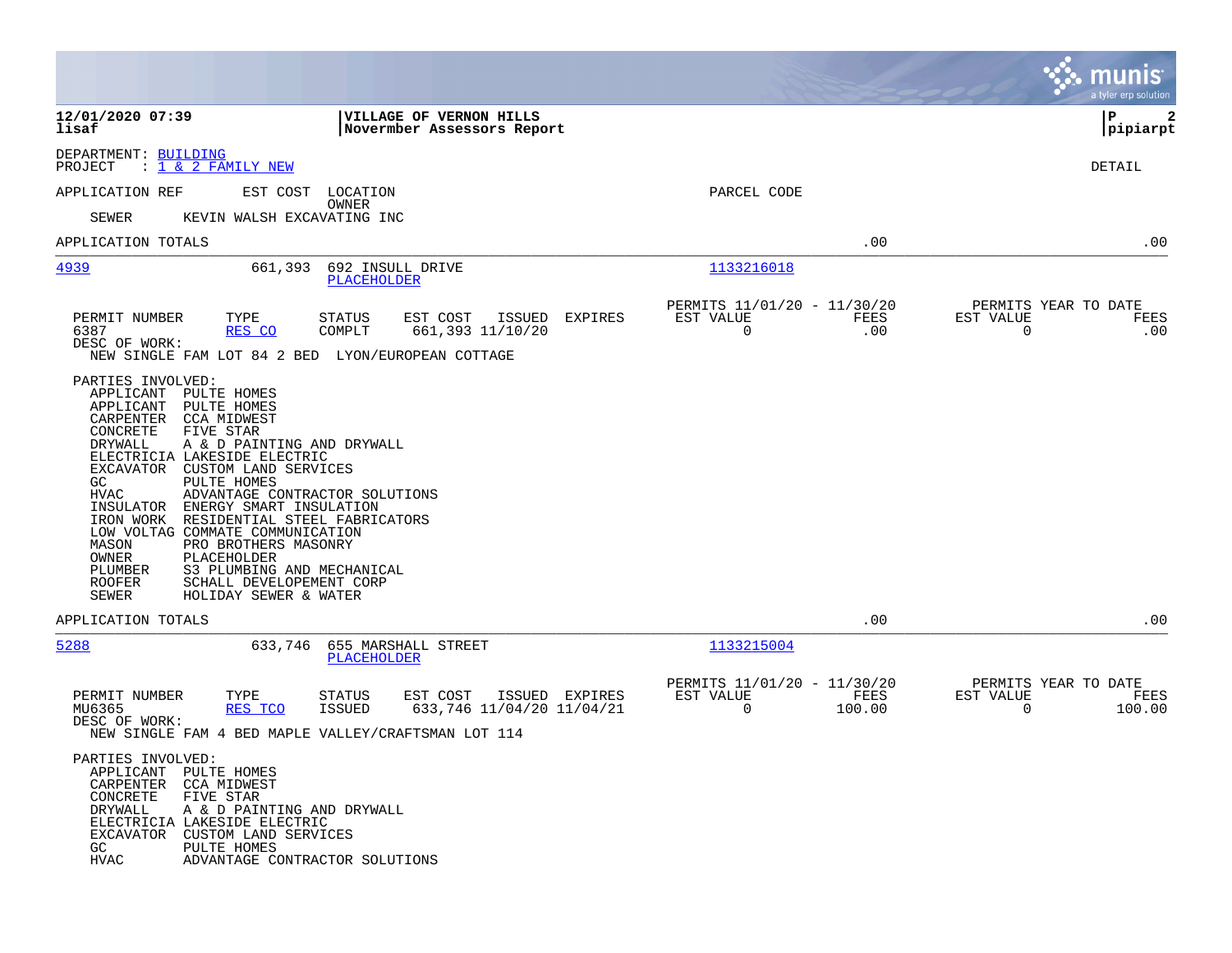12/01/2020 07:39 | VILLAGE OF VERNON HILLS | P 2
lisaf | Novermber Assessors Report | pipiarpt

DEPARTMENT: BUILDING
PROJECT : 1 & 2 FAMILY NEW

DETAIL

APPLICATION REF | EST COST | LOCATION / OWNER | PARCEL CODE

SEWER KEVIN WALSH EXCAVATING INC

APPLICATION TOTALS .00 .00

---

**4939** 661,393 692 INSULL DRIVE — PLACEHOLDER — 1133216018

| PERMIT NUMBER | TYPE | STATUS | EST COST | ISSUED | EXPIRES | PERMITS 11/01/20 - 11/30/20 EST VALUE | FEES | PERMITS YEAR TO DATE EST VALUE | FEES |
|---|---|---|---|---|---|---|---|---|---|
| 6387 | RES CO | COMPLT | 661,393 | 11/10/20 | | 0 | .00 | 0 | .00 |

DESC OF WORK:
NEW SINGLE FAM LOT 84 2 BED LYON/EUROPEAN COTTAGE

PARTIES INVOLVED:

| | |
|---|---|
| APPLICANT | PULTE HOMES |
| APPLICANT | PULTE HOMES |
| CARPENTER | CCA MIDWEST |
| CONCRETE | FIVE STAR |
| DRYWALL | A & D PAINTING AND DRYWALL |
| ELECTRICIA | LAKESIDE ELECTRIC |
| EXCAVATOR | CUSTOM LAND SERVICES |
| GC | PULTE HOMES |
| HVAC | ADVANTAGE CONTRACTOR SOLUTIONS |
| INSULATOR | ENERGY SMART INSULATION |
| IRON WORK | RESIDENTIAL STEEL FABRICATORS |
| LOW VOLTAG | COMMATE COMMUNICATION |
| MASON | PRO BROTHERS MASONRY |
| OWNER | PLACEHOLDER |
| PLUMBER | S3 PLUMBING AND MECHANICAL |
| ROOFER | SCHALL DEVELOPEMENT CORP |
| SEWER | HOLIDAY SEWER & WATER |

APPLICATION TOTALS .00 .00

---

**5288** 633,746 655 MARSHALL STREET — PLACEHOLDER — 1133215004

| PERMIT NUMBER | TYPE | STATUS | EST COST | ISSUED | EXPIRES | PERMITS 11/01/20 - 11/30/20 EST VALUE | FEES | PERMITS YEAR TO DATE EST VALUE | FEES |
|---|---|---|---|---|---|---|---|---|---|
| MU6365 | RES TCO | ISSUED | 633,746 | 11/04/20 | 11/04/21 | 0 | 100.00 | 0 | 100.00 |

DESC OF WORK:
NEW SINGLE FAM 4 BED MAPLE VALLEY/CRAFTSMAN LOT 114

PARTIES INVOLVED:

| | |
|---|---|
| APPLICANT | PULTE HOMES |
| CARPENTER | CCA MIDWEST |
| CONCRETE | FIVE STAR |
| DRYWALL | A & D PAINTING AND DRYWALL |
| ELECTRICIA | LAKESIDE ELECTRIC |
| EXCAVATOR | CUSTOM LAND SERVICES |
| GC | PULTE HOMES |
| HVAC | ADVANTAGE CONTRACTOR SOLUTIONS |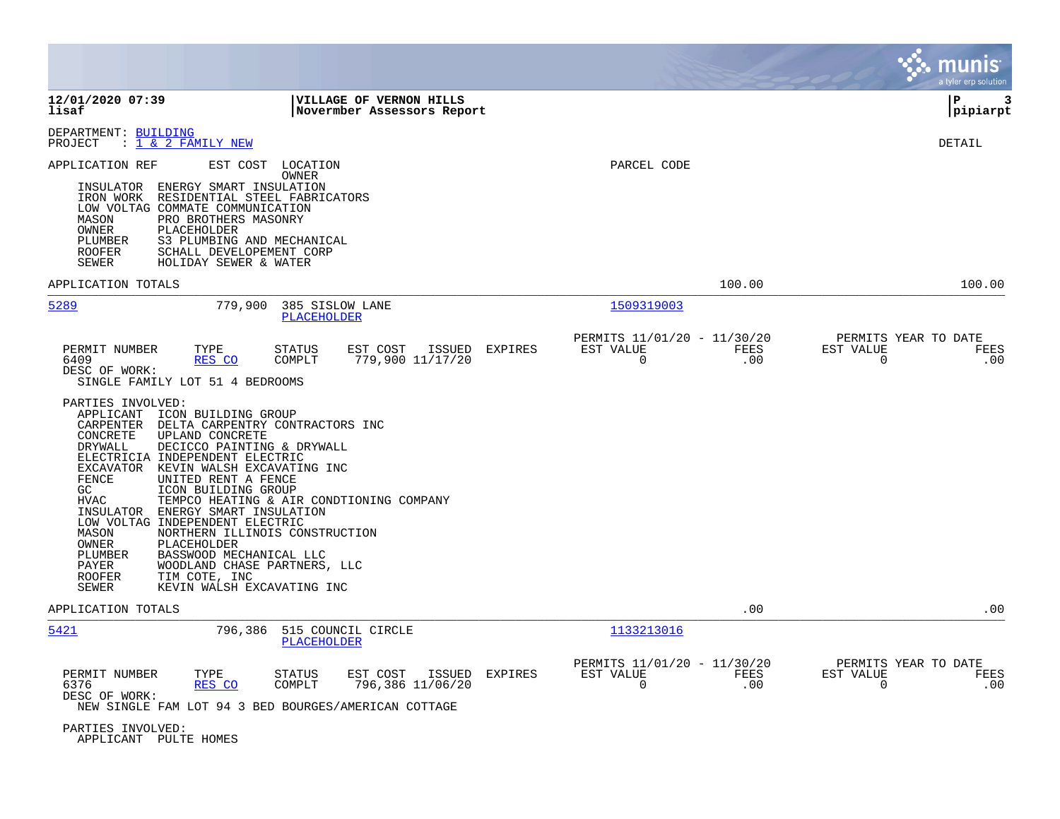**12/01/2020 07:39** | **VILLAGE OF VERNON HILLS** | **P 3**
**lisaf** | **Novermber Assessors Report** | **pipiarpt**

DEPARTMENT: BUILDING
PROJECT : 1 & 2 FAMILY NEW

DETAIL

APPLICATION REF | EST COST | LOCATION / OWNER | PARCEL CODE

INSULATOR ENERGY SMART INSULATION
IRON WORK RESIDENTIAL STEEL FABRICATORS
LOW VOLTAG COMMATE COMMUNICATION
MASON PRO BROTHERS MASONRY
OWNER PLACEHOLDER
PLUMBER S3 PLUMBING AND MECHANICAL
ROOFER SCHALL DEVELOPEMENT CORP
SEWER HOLIDAY SEWER & WATER

APPLICATION TOTALS 100.00 100.00

---

**5289** | 779,900 | 385 SISLOW LANE / PLACEHOLDER | 1509319003

| PERMIT NUMBER | TYPE | STATUS | EST COST | ISSUED | EXPIRES | PERMITS 11/01/20 - 11/30/20 EST VALUE | FEES | PERMITS YEAR TO DATE EST VALUE | FEES |
|---|---|---|---|---|---|---|---|---|---|
| 6409 | RES CO | COMPLT | 779,900 | 11/17/20 | | 0 | .00 | 0 | .00 |

DESC OF WORK:
SINGLE FAMILY LOT 51 4 BEDROOMS

PARTIES INVOLVED:
APPLICANT ICON BUILDING GROUP
CARPENTER DELTA CARPENTRY CONTRACTORS INC
CONCRETE UPLAND CONCRETE
DRYWALL DECICCO PAINTING & DRYWALL
ELECTRICIA INDEPENDENT ELECTRIC
EXCAVATOR KEVIN WALSH EXCAVATING INC
FENCE UNITED RENT A FENCE
GC ICON BUILDING GROUP
HVAC TEMPCO HEATING & AIR CONDTIONING COMPANY
INSULATOR ENERGY SMART INSULATION
LOW VOLTAG INDEPENDENT ELECTRIC
MASON NORTHERN ILLINOIS CONSTRUCTION
OWNER PLACEHOLDER
PLUMBER BASSWOOD MECHANICAL LLC
PAYER WOODLAND CHASE PARTNERS, LLC
ROOFER TIM COTE, INC
SEWER KEVIN WALSH EXCAVATING INC

APPLICATION TOTALS .00 .00

---

**5421** | 796,386 | 515 COUNCIL CIRCLE / PLACEHOLDER | 1133213016

| PERMIT NUMBER | TYPE | STATUS | EST COST | ISSUED | EXPIRES | PERMITS 11/01/20 - 11/30/20 EST VALUE | FEES | PERMITS YEAR TO DATE EST VALUE | FEES |
|---|---|---|---|---|---|---|---|---|---|
| 6376 | RES CO | COMPLT | 796,386 | 11/06/20 | | 0 | .00 | 0 | .00 |

DESC OF WORK:
NEW SINGLE FAM LOT 94 3 BED BOURGES/AMERICAN COTTAGE

PARTIES INVOLVED:
APPLICANT PULTE HOMES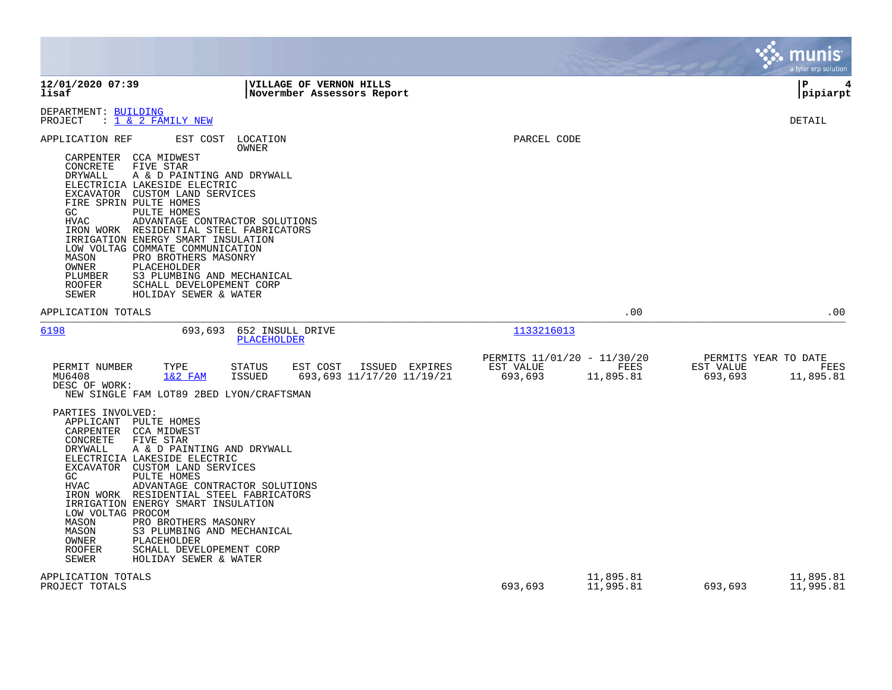**12/01/2020 07:39** | **VILLAGE OF VERNON HILLS** | **P 4**
**lisaf** | **Novermber Assessors Report** | **pipiarpt**

DEPARTMENT: BUILDING
PROJECT : 1 & 2 FAMILY NEW

DETAIL

APPLICATION REF    EST COST    LOCATION / OWNER    PARCEL CODE

| Role | Party |
|---|---|
| CARPENTER | CCA MIDWEST |
| CONCRETE | FIVE STAR |
| DRYWALL | A & D PAINTING AND DRYWALL |
| ELECTRICIA | LAKESIDE ELECTRIC |
| EXCAVATOR | CUSTOM LAND SERVICES |
| FIRE SPRIN | PULTE HOMES |
| GC | PULTE HOMES |
| HVAC | ADVANTAGE CONTRACTOR SOLUTIONS |
| IRON WORK | RESIDENTIAL STEEL FABRICATORS |
| IRRIGATION | ENERGY SMART INSULATION |
| LOW VOLTAG | COMMATE COMMUNICATION |
| MASON | PRO BROTHERS MASONRY |
| OWNER | PLACEHOLDER |
| PLUMBER | S3 PLUMBING AND MECHANICAL |
| ROOFER | SCHALL DEVELOPEMENT CORP |
| SEWER | HOLIDAY SEWER & WATER |

APPLICATION TOTALS .00 .00

---

| APPLICATION REF | EST COST | LOCATION | OWNER | PARCEL CODE |
|---|---|---|---|---|
| 6198 | 693,693 | 652 INSULL DRIVE | PLACEHOLDER | 1133216013 |

| PERMIT NUMBER | TYPE | STATUS | EST COST | ISSUED | EXPIRES | PERMITS 11/01/20 - 11/30/20 EST VALUE | FEES | PERMITS YEAR TO DATE EST VALUE | FEES |
|---|---|---|---|---|---|---|---|---|---|
| MU6408 | 1&2 FAM | ISSUED | 693,693 | 11/17/20 | 11/19/21 | 693,693 | 11,895.81 | 693,693 | 11,895.81 |

DESC OF WORK:
NEW SINGLE FAM LOT89 2BED LYON/CRAFTSMAN

PARTIES INVOLVED:

| Role | Party |
|---|---|
| APPLICANT | PULTE HOMES |
| CARPENTER | CCA MIDWEST |
| CONCRETE | FIVE STAR |
| DRYWALL | A & D PAINTING AND DRYWALL |
| ELECTRICIA | LAKESIDE ELECTRIC |
| EXCAVATOR | CUSTOM LAND SERVICES |
| GC | PULTE HOMES |
| HVAC | ADVANTAGE CONTRACTOR SOLUTIONS |
| IRON WORK | RESIDENTIAL STEEL FABRICATORS |
| IRRIGATION | ENERGY SMART INSULATION |
| LOW VOLTAG | PROCOM |
| MASON | PRO BROTHERS MASONRY |
| MASON | S3 PLUMBING AND MECHANICAL |
| OWNER | PLACEHOLDER |
| ROOFER | SCHALL DEVELOPEMENT CORP |
| SEWER | HOLIDAY SEWER & WATER |

| | EST VALUE | FEES | EST VALUE (YTD) | FEES (YTD) |
|---|---|---|---|---|
| APPLICATION TOTALS | | 11,895.81 | | 11,895.81 |
| PROJECT TOTALS | 693,693 | 11,995.81 | 693,693 | 11,995.81 |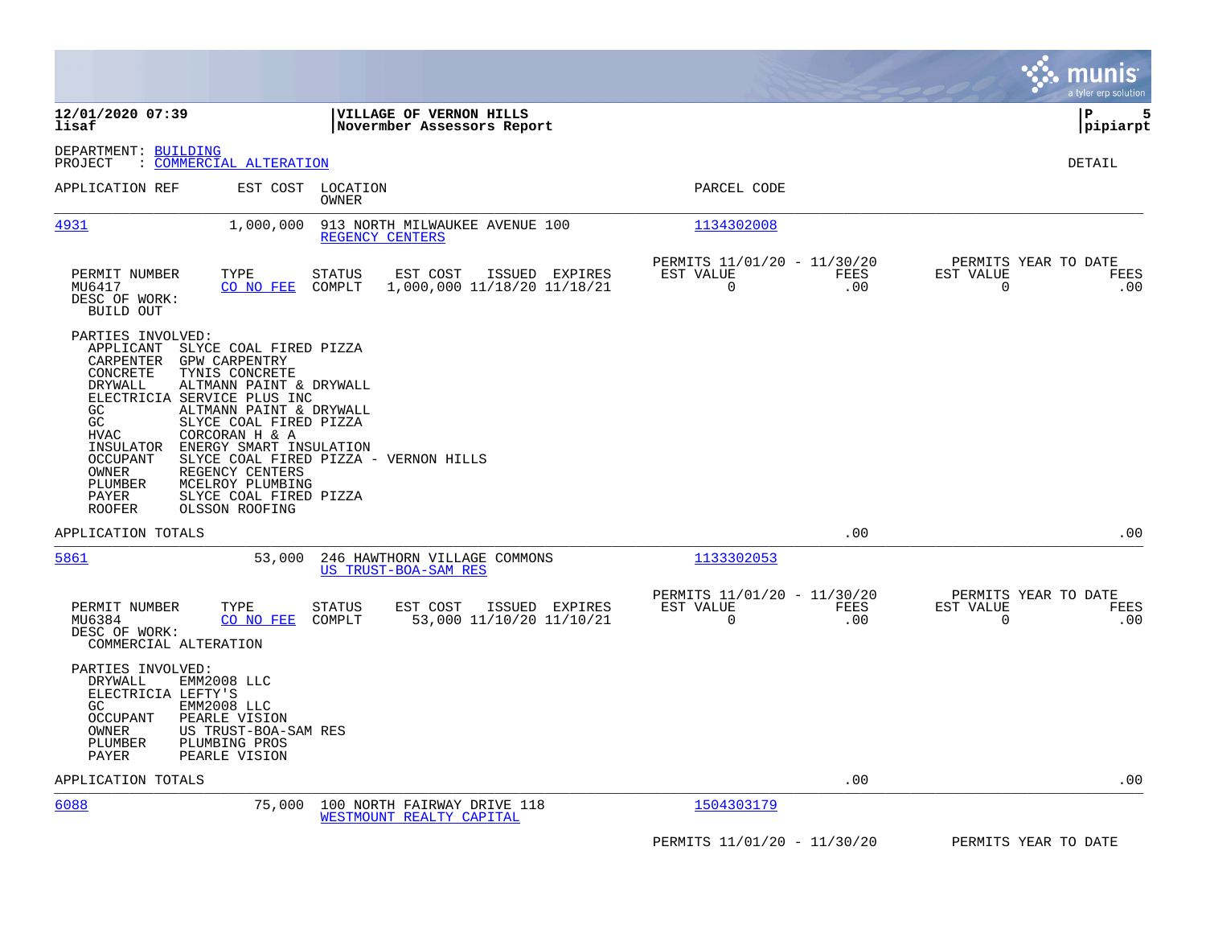**12/01/2020 07:39**
**lisaf**

**VILLAGE OF VERNON HILLS**
**Novermber Assessors Report**

DEPARTMENT: BUILDING
PROJECT : COMMERCIAL ALTERATION

DETAIL

| APPLICATION REF | EST COST | LOCATION / OWNER | PARCEL CODE |
|---|---|---|---|
| 4931 | 1,000,000 | 913 NORTH MILWAUKEE AVENUE 100 / REGENCY CENTERS | 1134302008 |

| PERMIT NUMBER | TYPE | STATUS | EST COST | ISSUED | EXPIRES | PERMITS 11/01/20 - 11/30/20 EST VALUE | FEES | PERMITS YEAR TO DATE EST VALUE | FEES |
|---|---|---|---|---|---|---|---|---|---|
| MU6417 | CO NO FEE | COMPLT | 1,000,000 | 11/18/20 | 11/18/21 | 0 | .00 | 0 | .00 |

DESC OF WORK:
BUILD OUT

PARTIES INVOLVED:

| | |
|---|---|
| APPLICANT | SLYCE COAL FIRED PIZZA |
| CARPENTER | GPW CARPENTRY |
| CONCRETE | TYNIS CONCRETE |
| DRYWALL | ALTMANN PAINT & DRYWALL |
| ELECTRICIA | SERVICE PLUS INC |
| GC | ALTMANN PAINT & DRYWALL |
| GC | SLYCE COAL FIRED PIZZA |
| HVAC | CORCORAN H & A |
| INSULATOR | ENERGY SMART INSULATION |
| OCCUPANT | SLYCE COAL FIRED PIZZA - VERNON HILLS |
| OWNER | REGENCY CENTERS |
| PLUMBER | MCELROY PLUMBING |
| PAYER | SLYCE COAL FIRED PIZZA |
| ROOFER | OLSSON ROOFING |

APPLICATION TOTALS .00 .00

| APPLICATION REF | EST COST | LOCATION / OWNER | PARCEL CODE |
|---|---|---|---|
| 5861 | 53,000 | 246 HAWTHORN VILLAGE COMMONS / US TRUST-BOA-SAM RES | 1133302053 |

| PERMIT NUMBER | TYPE | STATUS | EST COST | ISSUED | EXPIRES | PERMITS 11/01/20 - 11/30/20 EST VALUE | FEES | PERMITS YEAR TO DATE EST VALUE | FEES |
|---|---|---|---|---|---|---|---|---|---|
| MU6384 | CO NO FEE | COMPLT | 53,000 | 11/10/20 | 11/10/21 | 0 | .00 | 0 | .00 |

DESC OF WORK:
COMMERCIAL ALTERATION

PARTIES INVOLVED:

| | |
|---|---|
| DRYWALL | EMM2008 LLC |
| ELECTRICIA | LEFTY'S |
| GC | EMM2008 LLC |
| OCCUPANT | PEARLE VISION |
| OWNER | US TRUST-BOA-SAM RES |
| PLUMBER | PLUMBING PROS |
| PAYER | PEARLE VISION |

APPLICATION TOTALS .00 .00

| APPLICATION REF | EST COST | LOCATION / OWNER | PARCEL CODE |
|---|---|---|---|
| 6088 | 75,000 | 100 NORTH FAIRWAY DRIVE 118 / WESTMOUNT REALTY CAPITAL | 1504303179 |

PERMITS 11/01/20 - 11/30/20 PERMITS YEAR TO DATE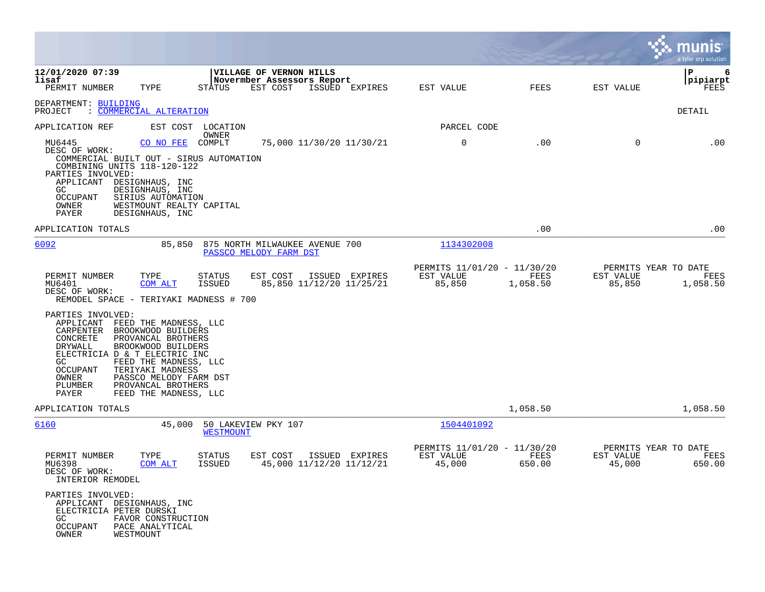12/01/2020 07:39 | VILLAGE OF VERNON HILLS
lisaf | Novermber Assessors Report

DEPARTMENT: BUILDING
PROJECT : COMMERCIAL ALTERATION

DETAIL

| PERMIT NUMBER | TYPE | STATUS | EST COST | ISSUED | EXPIRES | EST VALUE | FEES | EST VALUE | FEES |
|---|---|---|---|---|---|---|---|---|---|
| MU6445 | CO NO FEE | COMPLT | 75,000 | 11/30/20 | 11/30/21 | 0 | .00 | 0 | .00 |

DESC OF WORK:
COMMERCIAL BUILT OUT - SIRUS AUTOMATION
COMBINING UNITS 118-120-122

PARTIES INVOLVED:
- APPLICANT DESIGNHAUS, INC
- GC DESIGNHAUS, INC
- OCCUPANT SIRIUS AUTOMATION
- OWNER WESTMOUNT REALTY CAPITAL
- PAYER DESIGNHAUS, INC

APPLICATION TOTALS: .00 / .00

---

**6092** — EST COST 85,850 — LOCATION: 875 NORTH MILWAUKEE AVENUE 700 — OWNER: PASSCO MELODY FARM DST — PARCEL CODE: 1134302008

| PERMIT NUMBER | TYPE | STATUS | EST COST | ISSUED | EXPIRES | PERMITS 11/01/20 - 11/30/20 EST VALUE | FEES | PERMITS YEAR TO DATE EST VALUE | FEES |
|---|---|---|---|---|---|---|---|---|---|
| MU6401 | COM ALT | ISSUED | 85,850 | 11/12/20 | 11/25/21 | 85,850 | 1,058.50 | 85,850 | 1,058.50 |

DESC OF WORK:
REMODEL SPACE - TERIYAKI MADNESS # 700

PARTIES INVOLVED:
- APPLICANT FEED THE MADNESS, LLC
- CARPENTER BROOKWOOD BUILDERS
- CONCRETE PROVANCAL BROTHERS
- DRYWALL BROOKWOOD BUILDERS
- ELECTRICIA D & T ELECTRIC INC
- GC FEED THE MADNESS, LLC
- OCCUPANT TERIYAKI MADNESS
- OWNER PASSCO MELODY FARM DST
- PLUMBER PROVANCAL BROTHERS
- PAYER FEED THE MADNESS, LLC

APPLICATION TOTALS: 1,058.50 / 1,058.50

---

**6160** — EST COST 45,000 — LOCATION: 50 LAKEVIEW PKY 107 — OWNER: WESTMOUNT — PARCEL CODE: 1504401092

| PERMIT NUMBER | TYPE | STATUS | EST COST | ISSUED | EXPIRES | PERMITS 11/01/20 - 11/30/20 EST VALUE | FEES | PERMITS YEAR TO DATE EST VALUE | FEES |
|---|---|---|---|---|---|---|---|---|---|
| MU6398 | COM ALT | ISSUED | 45,000 | 11/12/20 | 11/12/21 | 45,000 | 650.00 | 45,000 | 650.00 |

DESC OF WORK:
INTERIOR REMODEL

PARTIES INVOLVED:
- APPLICANT DESIGNHAUS, INC
- ELECTRICIA PETER DURSKI
- GC FAVOR CONSTRUCTION
- OCCUPANT PACE ANALYTICAL
- OWNER WESTMOUNT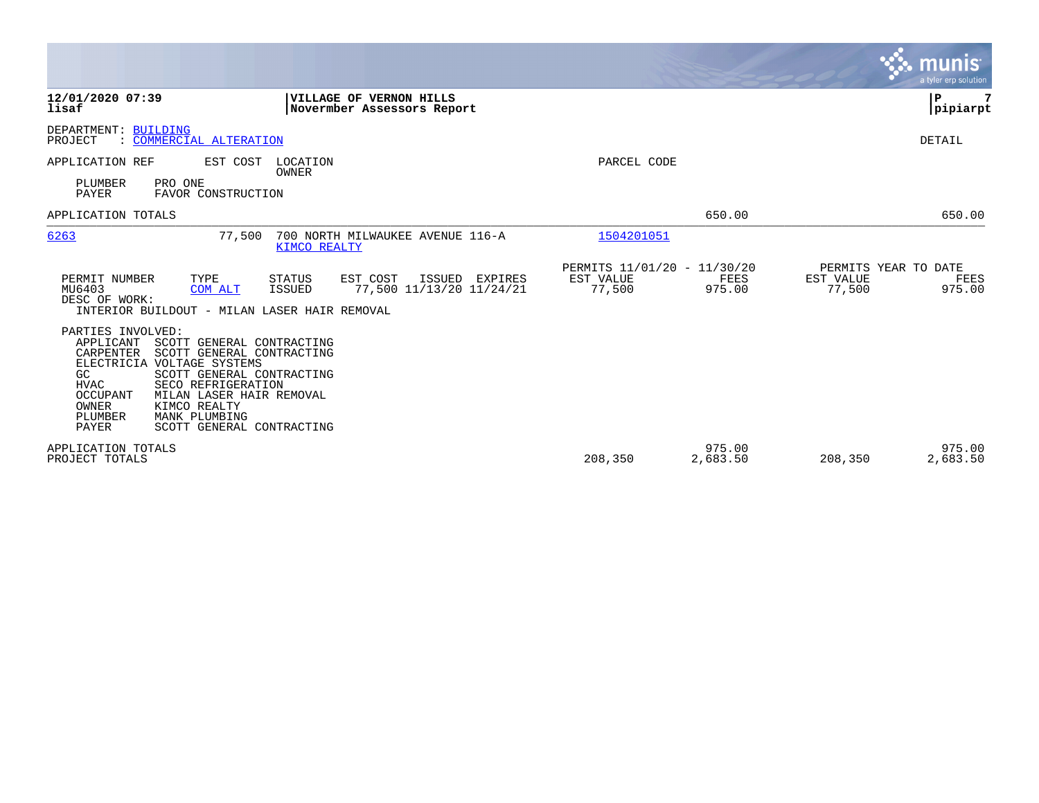**12/01/2020 07:39**
**lisaf**

**VILLAGE OF VERNON HILLS**
**Novermber Assessors Report**

**P 7**
**pipiarpt**

DEPARTMENT: BUILDING
PROJECT : COMMERCIAL ALTERATION

DETAIL

| APPLICATION REF | EST COST | LOCATION / OWNER | PARCEL CODE | | | | |
|---|---|---|---|---|---|---|---|
| PLUMBER | PRO ONE | | | | | | |
| PAYER | FAVOR CONSTRUCTION | | | | | | |
| APPLICATION TOTALS | | | | | 650.00 | | 650.00 |
| 6263 | 77,500 | 700 NORTH MILWAUKEE AVENUE 116-A / KIMCO REALTY | 1504201051 | | | | |

| PERMIT NUMBER | TYPE | STATUS | EST COST | ISSUED | EXPIRES | PERMITS 11/01/20 - 11/30/20 EST VALUE | FEES | PERMITS YEAR TO DATE EST VALUE | FEES |
|---|---|---|---|---|---|---|---|---|---|
| MU6403 | COM ALT | ISSUED | 77,500 | 11/13/20 | 11/24/21 | 77,500 | 975.00 | 77,500 | 975.00 |

DESC OF WORK:
INTERIOR BUILDOUT - MILAN LASER HAIR REMOVAL

PARTIES INVOLVED:

| | |
|---|---|
| APPLICANT | SCOTT GENERAL CONTRACTING |
| CARPENTER | SCOTT GENERAL CONTRACTING |
| ELECTRICIA | VOLTAGE SYSTEMS |
| GC | SCOTT GENERAL CONTRACTING |
| HVAC | SECO REFRIGERATION |
| OCCUPANT | MILAN LASER HAIR REMOVAL |
| OWNER | KIMCO REALTY |
| PLUMBER | MANK PLUMBING |
| PAYER | SCOTT GENERAL CONTRACTING |

| | EST VALUE | FEES | EST VALUE | FEES |
|---|---|---|---|---|
| APPLICATION TOTALS | | 975.00 | | 975.00 |
| PROJECT TOTALS | 208,350 | 2,683.50 | 208,350 | 2,683.50 |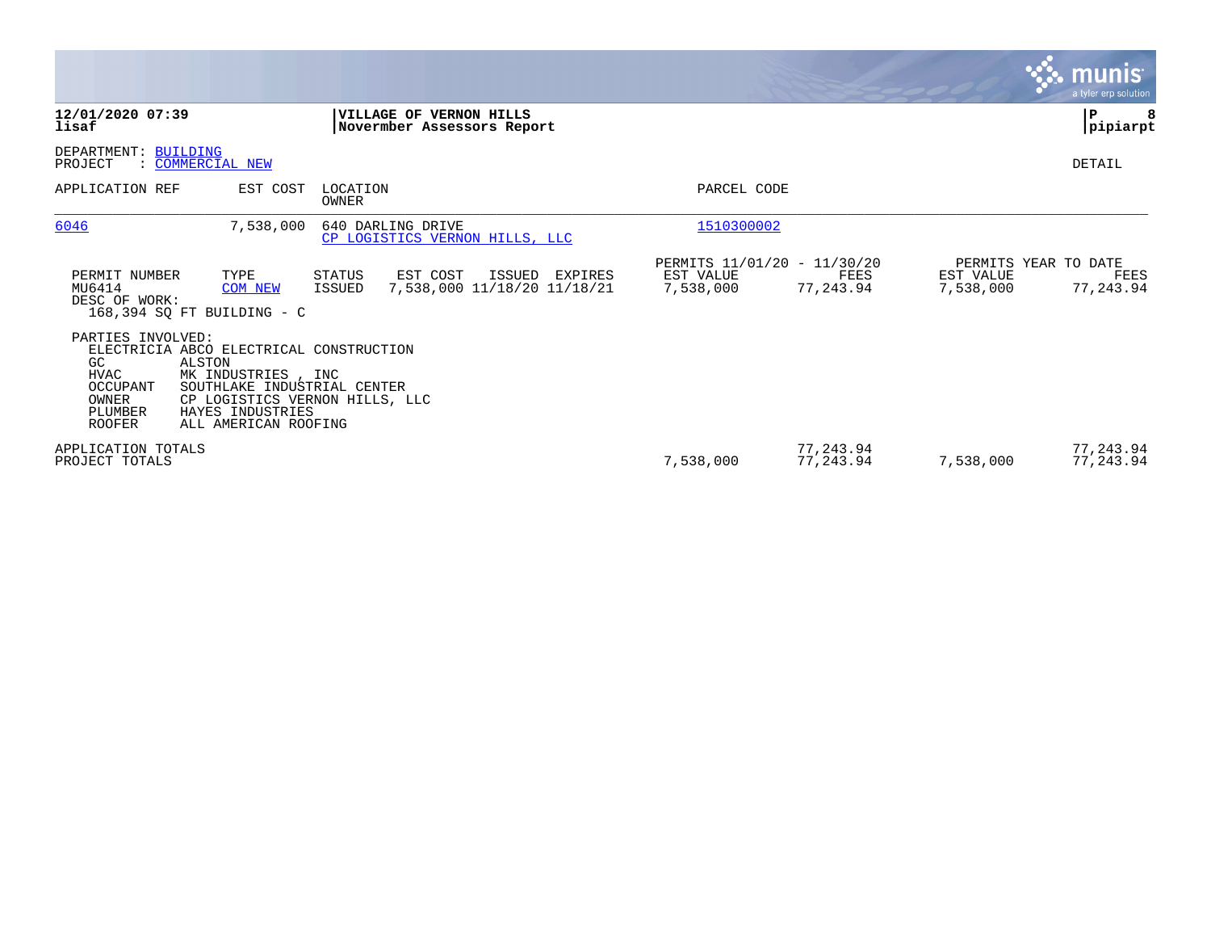**12/01/2020 07:39**
**lisaf**

**VILLAGE OF VERNON HILLS**
**Novermber Assessors Report**

**P 8**
**pipiarpt**

DEPARTMENT: BUILDING
PROJECT : COMMERCIAL NEW

DETAIL

| APPLICATION REF | EST COST | LOCATION / OWNER | PARCEL CODE |
|---|---|---|---|
| 6046 | 7,538,000 | 640 DARLING DRIVE / CP LOGISTICS VERNON HILLS, LLC | 1510300002 |

| PERMIT NUMBER | TYPE | STATUS | EST COST | ISSUED | EXPIRES | PERMITS 11/01/20 - 11/30/20 EST VALUE | FEES | PERMITS YEAR TO DATE EST VALUE | FEES |
|---|---|---|---|---|---|---|---|---|---|
| MU6414 | COM NEW | ISSUED | 7,538,000 | 11/18/20 | 11/18/21 | 7,538,000 | 77,243.94 | 7,538,000 | 77,243.94 |

DESC OF WORK:
168,394 SQ FT BUILDING - C

PARTIES INVOLVED:

| Role | Party |
|---|---|
| ELECTRICIA | ABCO ELECTRICAL CONSTRUCTION |
| GC | ALSTON |
| HVAC | MK INDUSTRIES , INC |
| OCCUPANT | SOUTHLAKE INDUSTRIAL CENTER |
| OWNER | CP LOGISTICS VERNON HILLS, LLC |
| PLUMBER | HAYES INDUSTRIES |
| ROOFER | ALL AMERICAN ROOFING |

| | EST VALUE | FEES | YTD EST VALUE | YTD FEES |
|---|---|---|---|---|
| APPLICATION TOTALS | | 77,243.94 | | 77,243.94 |
| PROJECT TOTALS | 7,538,000 | 77,243.94 | 7,538,000 | 77,243.94 |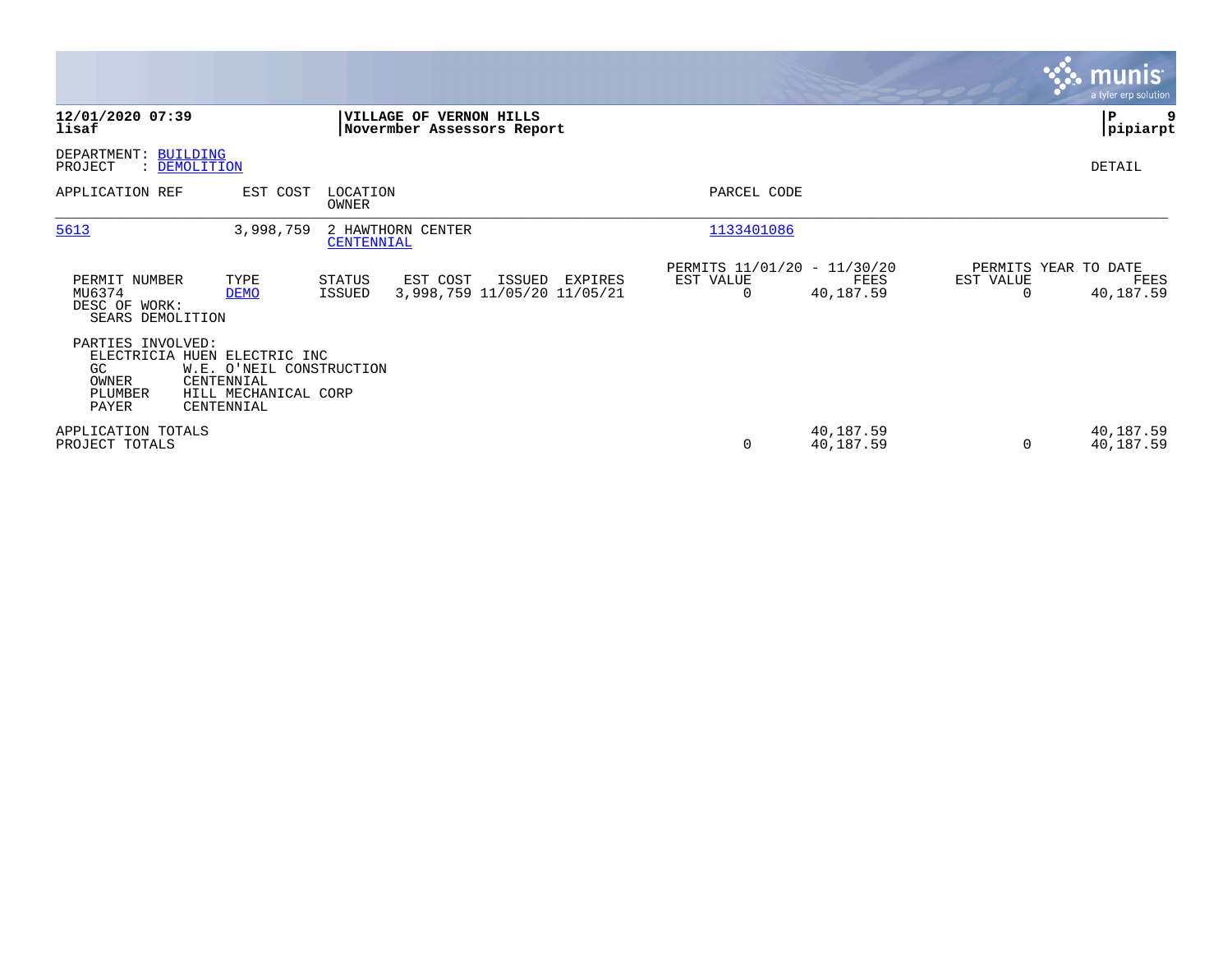**12/01/2020 07:39**
**lisaf**

**VILLAGE OF VERNON HILLS**
**Novermber Assessors Report**

**pipiarpt**

DEPARTMENT: BUILDING
PROJECT : DEMOLITION

DETAIL

| APPLICATION REF | EST COST | LOCATION / OWNER | PARCEL CODE |
|---|---|---|---|
| 5613 | 3,998,759 | 2 HAWTHORN CENTER / CENTENNIAL | 1133401086 |

| PERMIT NUMBER | TYPE | STATUS | EST COST | ISSUED | EXPIRES | PERMITS 11/01/20 - 11/30/20 EST VALUE | FEES | PERMITS YEAR TO DATE EST VALUE | FEES |
|---|---|---|---|---|---|---|---|---|---|
| MU6374 | DEMO | ISSUED | 3,998,759 | 11/05/20 | 11/05/21 | 0 | 40,187.59 | 0 | 40,187.59 |

DESC OF WORK:
SEARS DEMOLITION

PARTIES INVOLVED:

| | |
|---|---|
| ELECTRICIA | HUEN ELECTRIC INC |
| GC | W.E. O'NEIL CONSTRUCTION |
| OWNER | CENTENNIAL |
| PLUMBER | HILL MECHANICAL CORP |
| PAYER | CENTENNIAL |

| | EST VALUE | FEES | YTD EST VALUE | YTD FEES |
|---|---|---|---|---|
| APPLICATION TOTALS | | 40,187.59 | | 40,187.59 |
| PROJECT TOTALS | 0 | 40,187.59 | 0 | 40,187.59 |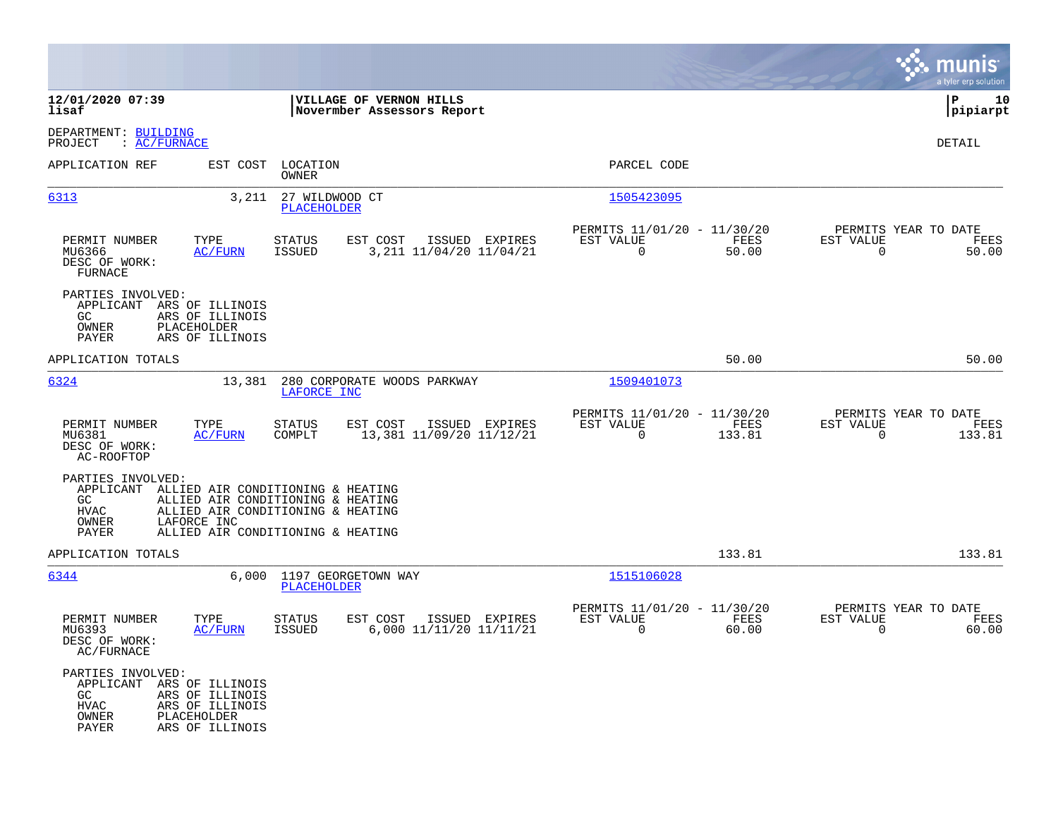**12/01/2020 07:39** | **VILLAGE OF VERNON HILLS** | **P 10**
**lisaf** | **Novermber Assessors Report** | **pipiarpt**

DEPARTMENT: BUILDING
PROJECT : AC/FURNACE

DETAIL

| APPLICATION REF | EST COST | LOCATION / OWNER | PARCEL CODE |
|---|---|---|---|
| 6313 | 3,211 | 27 WILDWOOD CT / PLACEHOLDER | 1505423095 |

| PERMIT NUMBER | TYPE | STATUS | EST COST | ISSUED | EXPIRES | PERMITS 11/01/20 - 11/30/20 EST VALUE | FEES | PERMITS YEAR TO DATE EST VALUE | FEES |
|---|---|---|---|---|---|---|---|---|---|
| MU6366 | AC/FURN | ISSUED | 3,211 | 11/04/20 | 11/04/21 | 0 | 50.00 | 0 | 50.00 |

DESC OF WORK:
FURNACE

PARTIES INVOLVED:
- APPLICANT ARS OF ILLINOIS
- GC ARS OF ILLINOIS
- OWNER PLACEHOLDER
- PAYER ARS OF ILLINOIS

APPLICATION TOTALS 50.00 50.00

| APPLICATION REF | EST COST | LOCATION / OWNER | PARCEL CODE |
|---|---|---|---|
| 6324 | 13,381 | 280 CORPORATE WOODS PARKWAY / LAFORCE INC | 1509401073 |

| PERMIT NUMBER | TYPE | STATUS | EST COST | ISSUED | EXPIRES | PERMITS 11/01/20 - 11/30/20 EST VALUE | FEES | PERMITS YEAR TO DATE EST VALUE | FEES |
|---|---|---|---|---|---|---|---|---|---|
| MU6381 | AC/FURN | COMPLT | 13,381 | 11/09/20 | 11/12/21 | 0 | 133.81 | 0 | 133.81 |

DESC OF WORK:
AC-ROOFTOP

PARTIES INVOLVED:
- APPLICANT ALLIED AIR CONDITIONING & HEATING
- GC ALLIED AIR CONDITIONING & HEATING
- HVAC ALLIED AIR CONDITIONING & HEATING
- OWNER LAFORCE INC
- PAYER ALLIED AIR CONDITIONING & HEATING

APPLICATION TOTALS 133.81 133.81

| APPLICATION REF | EST COST | LOCATION / OWNER | PARCEL CODE |
|---|---|---|---|
| 6344 | 6,000 | 1197 GEORGETOWN WAY / PLACEHOLDER | 1515106028 |

| PERMIT NUMBER | TYPE | STATUS | EST COST | ISSUED | EXPIRES | PERMITS 11/01/20 - 11/30/20 EST VALUE | FEES | PERMITS YEAR TO DATE EST VALUE | FEES |
|---|---|---|---|---|---|---|---|---|---|
| MU6393 | AC/FURN | ISSUED | 6,000 | 11/11/20 | 11/11/21 | 0 | 60.00 | 0 | 60.00 |

DESC OF WORK:
AC/FURNACE

PARTIES INVOLVED:
- APPLICANT ARS OF ILLINOIS
- GC ARS OF ILLINOIS
- HVAC ARS OF ILLINOIS
- OWNER PLACEHOLDER
- PAYER ARS OF ILLINOIS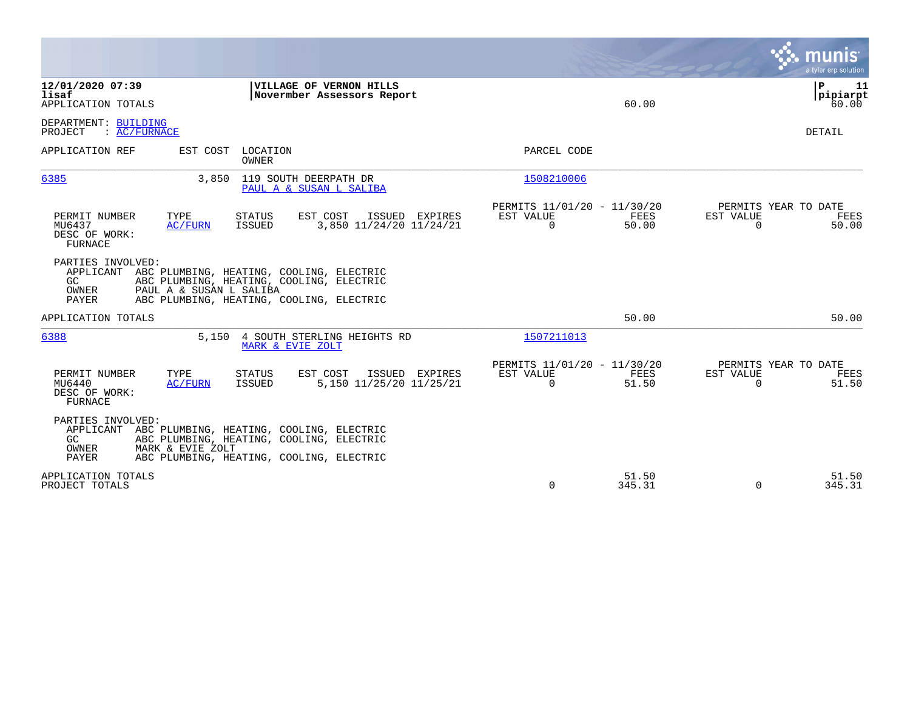**12/01/2020 07:39** | **VILLAGE OF VERNON HILLS** | **P 11**
**lisaf** | **Novermber Assessors Report** | **pipiarpt**

APPLICATION TOTALS 60.00 60.00

DEPARTMENT: BUILDING
PROJECT : AC/FURNACE

DETAIL

| APPLICATION REF | EST COST | LOCATION / OWNER | PARCEL CODE |
|---|---|---|---|
| 6385 | 3,850 | 119 SOUTH DEERPATH DR / PAUL A & SUSAN L SALIBA | 1508210006 |

| PERMIT NUMBER | TYPE | STATUS | EST COST | ISSUED | EXPIRES | PERMITS 11/01/20 - 11/30/20 EST VALUE | FEES | PERMITS YEAR TO DATE EST VALUE | FEES |
|---|---|---|---|---|---|---|---|---|---|
| MU6437 | AC/FURN | ISSUED | 3,850 | 11/24/20 | 11/24/21 | 0 | 50.00 | 0 | 50.00 |

DESC OF WORK:
FURNACE

PARTIES INVOLVED:
- APPLICANT ABC PLUMBING, HEATING, COOLING, ELECTRIC
- GC ABC PLUMBING, HEATING, COOLING, ELECTRIC
- OWNER PAUL A & SUSAN L SALIBA
- PAYER ABC PLUMBING, HEATING, COOLING, ELECTRIC

APPLICATION TOTALS 50.00 50.00

| APPLICATION REF | EST COST | LOCATION / OWNER | PARCEL CODE |
|---|---|---|---|
| 6388 | 5,150 | 4 SOUTH STERLING HEIGHTS RD / MARK & EVIE ZOLT | 1507211013 |

| PERMIT NUMBER | TYPE | STATUS | EST COST | ISSUED | EXPIRES | PERMITS 11/01/20 - 11/30/20 EST VALUE | FEES | PERMITS YEAR TO DATE EST VALUE | FEES |
|---|---|---|---|---|---|---|---|---|---|
| MU6440 | AC/FURN | ISSUED | 5,150 | 11/25/20 | 11/25/21 | 0 | 51.50 | 0 | 51.50 |

DESC OF WORK:
FURNACE

PARTIES INVOLVED:
- APPLICANT ABC PLUMBING, HEATING, COOLING, ELECTRIC
- GC ABC PLUMBING, HEATING, COOLING, ELECTRIC
- OWNER MARK & EVIE ZOLT
- PAYER ABC PLUMBING, HEATING, COOLING, ELECTRIC

| | EST VALUE | FEES | EST VALUE | FEES |
|---|---|---|---|---|
| APPLICATION TOTALS | | 51.50 | | 51.50 |
| PROJECT TOTALS | 0 | 345.31 | 0 | 345.31 |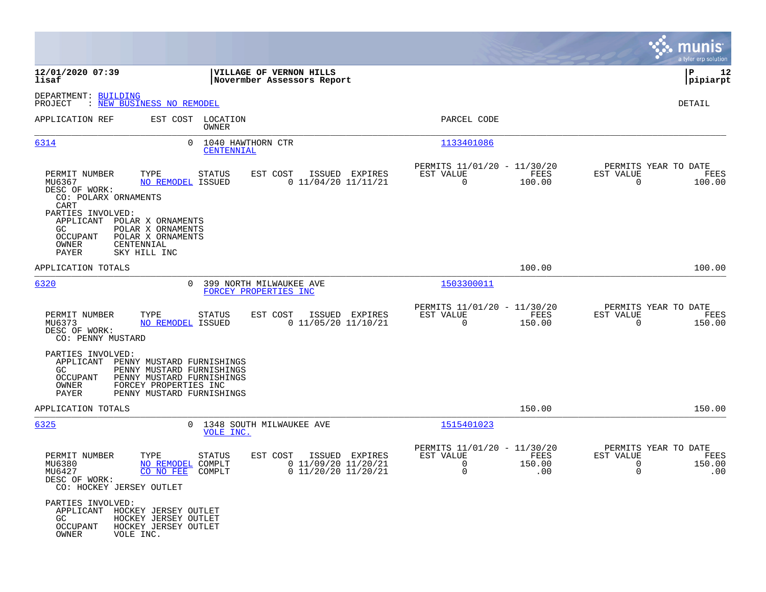**VILLAGE OF VERNON HILLS**
**Novermber Assessors Report**

12/01/2020 07:39
lisaf

P 12
pipiarpt

DEPARTMENT: BUILDING
PROJECT : NEW BUSINESS NO REMODEL

DETAIL

| APPLICATION REF | EST COST | LOCATION / OWNER | PARCEL CODE |
|---|---|---|---|
| 6314 | 0 | 1040 HAWTHORN CTR / CENTENNIAL | 1133401086 |

| PERMIT NUMBER | TYPE | STATUS | EST COST | ISSUED | EXPIRES | PERMITS 11/01/20 - 11/30/20 EST VALUE | FEES | PERMITS YEAR TO DATE EST VALUE | FEES |
|---|---|---|---|---|---|---|---|---|---|
| MU6367 | NO REMODEL | ISSUED | 0 | 11/04/20 | 11/11/21 | 0 | 100.00 | 0 | 100.00 |

DESC OF WORK:
CO: POLARX ORNAMENTS
CART

PARTIES INVOLVED:
- APPLICANT POLAR X ORNAMENTS
- GC POLAR X ORNAMENTS
- OCCUPANT POLAR X ORNAMENTS
- OWNER CENTENNIAL
- PAYER SKY HILL INC

APPLICATION TOTALS: 100.00 | 100.00

| APPLICATION REF | EST COST | LOCATION / OWNER | PARCEL CODE |
|---|---|---|---|
| 6320 | 0 | 399 NORTH MILWAUKEE AVE / FORCEY PROPERTIES INC | 1503300011 |

| PERMIT NUMBER | TYPE | STATUS | EST COST | ISSUED | EXPIRES | PERMITS 11/01/20 - 11/30/20 EST VALUE | FEES | PERMITS YEAR TO DATE EST VALUE | FEES |
|---|---|---|---|---|---|---|---|---|---|
| MU6373 | NO REMODEL | ISSUED | 0 | 11/05/20 | 11/10/21 | 0 | 150.00 | 0 | 150.00 |

DESC OF WORK:
CO: PENNY MUSTARD

PARTIES INVOLVED:
- APPLICANT PENNY MUSTARD FURNISHINGS
- GC PENNY MUSTARD FURNISHINGS
- OCCUPANT PENNY MUSTARD FURNISHINGS
- OWNER FORCEY PROPERTIES INC
- PAYER PENNY MUSTARD FURNISHINGS

APPLICATION TOTALS: 150.00 | 150.00

| APPLICATION REF | EST COST | LOCATION / OWNER | PARCEL CODE |
|---|---|---|---|
| 6325 | 0 | 1348 SOUTH MILWAUKEE AVE / VOLE INC. | 1515401023 |

| PERMIT NUMBER | TYPE | STATUS | EST COST | ISSUED | EXPIRES | PERMITS 11/01/20 - 11/30/20 EST VALUE | FEES | PERMITS YEAR TO DATE EST VALUE | FEES |
|---|---|---|---|---|---|---|---|---|---|
| MU6380 | NO REMODEL | COMPLT | 0 | 11/09/20 | 11/20/21 | 0 | 150.00 | 0 | 150.00 |
| MU6427 | CO NO FEE | COMPLT | 0 | 11/20/20 | 11/20/21 | 0 | .00 | 0 | .00 |

DESC OF WORK:
CO: HOCKEY JERSEY OUTLET

PARTIES INVOLVED:
- APPLICANT HOCKEY JERSEY OUTLET
- GC HOCKEY JERSEY OUTLET
- OCCUPANT HOCKEY JERSEY OUTLET
- OWNER VOLE INC.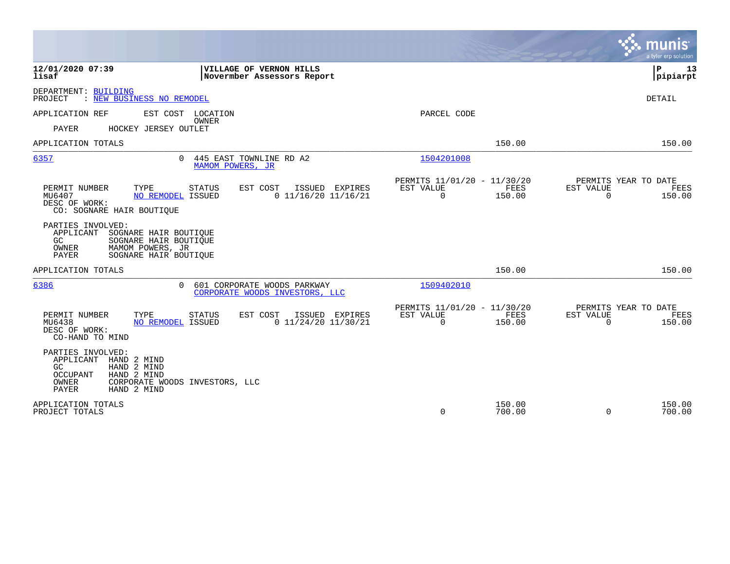**12/01/2020 07:39**
**lisaf**

**VILLAGE OF VERNON HILLS**
**Novermber Assessors Report**

**P 13**
**pipiarpt**

DEPARTMENT: BUILDING
PROJECT : NEW BUSINESS NO REMODEL

DETAIL

| APPLICATION REF | EST COST | LOCATION / OWNER | PARCEL CODE | | |
|---|---|---|---|---|---|
| PAYER | HOCKEY JERSEY OUTLET | | | | |
| APPLICATION TOTALS | | | | 150.00 | 150.00 |

---

**6357** — 0 — 445 EAST TOWNLINE RD A2 — MAMOM POWERS, JR — Parcel: 1504201008

| PERMIT NUMBER | TYPE | STATUS | EST COST | ISSUED | EXPIRES | PERMITS 11/01/20 - 11/30/20 EST VALUE | FEES | PERMITS YEAR TO DATE EST VALUE | FEES |
|---|---|---|---|---|---|---|---|---|---|
| MU6407 | NO REMODEL | ISSUED | 0 | 11/16/20 | 11/16/21 | 0 | 150.00 | 0 | 150.00 |

DESC OF WORK:
CO: SOGNARE HAIR BOUTIQUE

PARTIES INVOLVED:
- APPLICANT SOGNARE HAIR BOUTIQUE
- GC SOGNARE HAIR BOUTIQUE
- OWNER MAMOM POWERS, JR
- PAYER SOGNARE HAIR BOUTIQUE

| APPLICATION TOTALS | | 150.00 | | 150.00 |
|---|---|---|---|---|

---

**6386** — 0 — 601 CORPORATE WOODS PARKWAY — CORPORATE WOODS INVESTORS, LLC — Parcel: 1509402010

| PERMIT NUMBER | TYPE | STATUS | EST COST | ISSUED | EXPIRES | PERMITS 11/01/20 - 11/30/20 EST VALUE | FEES | PERMITS YEAR TO DATE EST VALUE | FEES |
|---|---|---|---|---|---|---|---|---|---|
| MU6438 | NO REMODEL | ISSUED | 0 | 11/24/20 | 11/30/21 | 0 | 150.00 | 0 | 150.00 |

DESC OF WORK:
CO-HAND TO MIND

PARTIES INVOLVED:
- APPLICANT HAND 2 MIND
- GC HAND 2 MIND
- OCCUPANT HAND 2 MIND
- OWNER CORPORATE WOODS INVESTORS, LLC
- PAYER HAND 2 MIND

| | EST VALUE | FEES | EST VALUE | FEES |
|---|---|---|---|---|
| APPLICATION TOTALS | | 150.00 | | 150.00 |
| PROJECT TOTALS | 0 | 700.00 | 0 | 700.00 |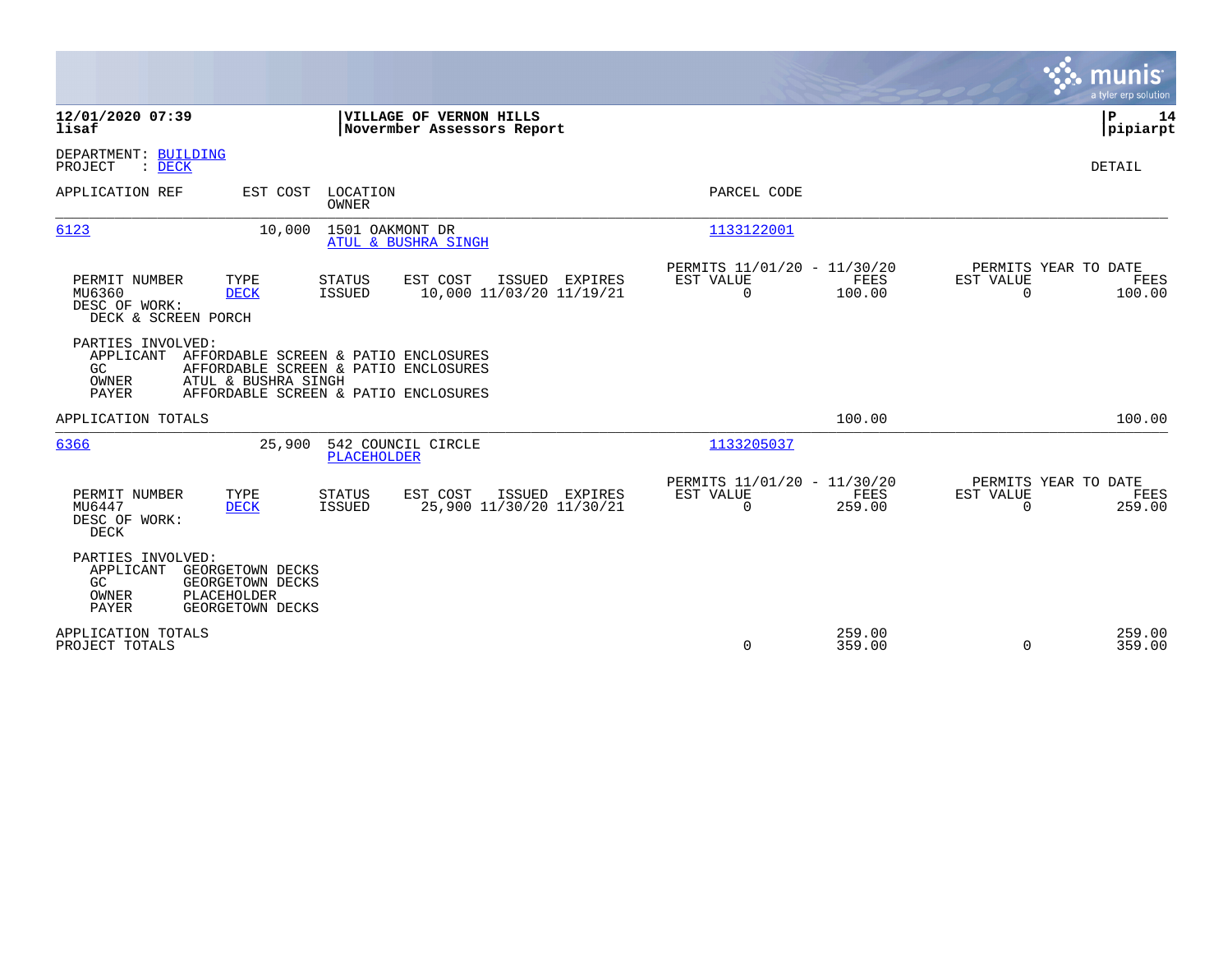**12/01/2020 07:39** | **VILLAGE OF VERNON HILLS** | **P 14**
**lisaf** | **Novermber Assessors Report** | **pipiarpt**

DEPARTMENT: BUILDING
PROJECT : DECK

DETAIL

| APPLICATION REF | EST COST | LOCATION / OWNER | PARCEL CODE |
|---|---|---|---|
| 6123 | 10,000 | 1501 OAKMONT DR / ATUL & BUSHRA SINGH | 1133122001 |

| PERMIT NUMBER | TYPE | STATUS | EST COST | ISSUED | EXPIRES | PERMITS 11/01/20 - 11/30/20 EST VALUE | FEES | PERMITS YEAR TO DATE EST VALUE | FEES |
|---|---|---|---|---|---|---|---|---|---|
| MU6360 | DECK | ISSUED | 10,000 | 11/03/20 | 11/19/21 | 0 | 100.00 | 0 | 100.00 |

DESC OF WORK:
DECK & SCREEN PORCH

PARTIES INVOLVED:

| | |
|---|---|
| APPLICANT | AFFORDABLE SCREEN & PATIO ENCLOSURES |
| GC | AFFORDABLE SCREEN & PATIO ENCLOSURES |
| OWNER | ATUL & BUSHRA SINGH |
| PAYER | AFFORDABLE SCREEN & PATIO ENCLOSURES |

APPLICATION TOTALS — 100.00 — 100.00

| APPLICATION REF | EST COST | LOCATION / OWNER | PARCEL CODE |
|---|---|---|---|
| 6366 | 25,900 | 542 COUNCIL CIRCLE / PLACEHOLDER | 1133205037 |

| PERMIT NUMBER | TYPE | STATUS | EST COST | ISSUED | EXPIRES | PERMITS 11/01/20 - 11/30/20 EST VALUE | FEES | PERMITS YEAR TO DATE EST VALUE | FEES |
|---|---|---|---|---|---|---|---|---|---|
| MU6447 | DECK | ISSUED | 25,900 | 11/30/20 | 11/30/21 | 0 | 259.00 | 0 | 259.00 |

DESC OF WORK:
DECK

PARTIES INVOLVED:

| | |
|---|---|
| APPLICANT | GEORGETOWN DECKS |
| GC | GEORGETOWN DECKS |
| OWNER | PLACEHOLDER |
| PAYER | GEORGETOWN DECKS |

| | EST VALUE | FEES | YTD EST VALUE | YTD FEES |
|---|---|---|---|---|
| APPLICATION TOTALS | | 259.00 | | 259.00 |
| PROJECT TOTALS | 0 | 359.00 | 0 | 359.00 |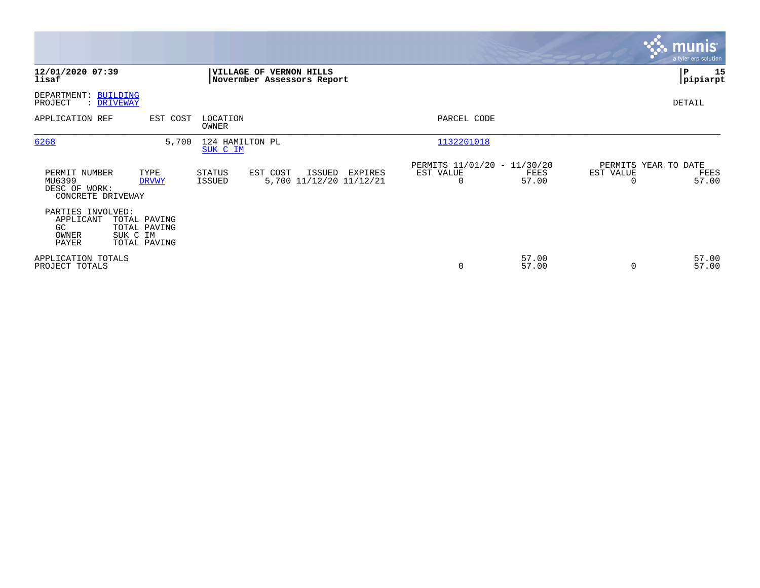**12/01/2020 07:39**
**lisaf**

**VILLAGE OF VERNON HILLS**
**Novermber Assessors Report**

**P 15**
**pipiarpt**

DEPARTMENT: BUILDING
PROJECT : DRIVEWAY

DETAIL

| APPLICATION REF | EST COST | LOCATION / OWNER | PARCEL CODE |
|---|---|---|---|
| 6268 | 5,700 | 124 HAMILTON PL / SUK C IM | 1132201018 |

| PERMIT NUMBER | TYPE | STATUS | EST COST | ISSUED | EXPIRES | PERMITS 11/01/20 - 11/30/20 EST VALUE | FEES | PERMITS YEAR TO DATE EST VALUE | FEES |
|---|---|---|---|---|---|---|---|---|---|
| MU6399 | DRVWY | ISSUED | 5,700 | 11/12/20 | 11/12/21 | 0 | 57.00 | 0 | 57.00 |

DESC OF WORK:
CONCRETE DRIVEWAY

PARTIES INVOLVED:

| | |
|---|---|
| APPLICANT | TOTAL PAVING |
| GC | TOTAL PAVING |
| OWNER | SUK C IM |
| PAYER | TOTAL PAVING |

| | EST VALUE | FEES | EST VALUE | FEES |
|---|---|---|---|---|
| APPLICATION TOTALS | | 57.00 | | 57.00 |
| PROJECT TOTALS | 0 | 57.00 | 0 | 57.00 |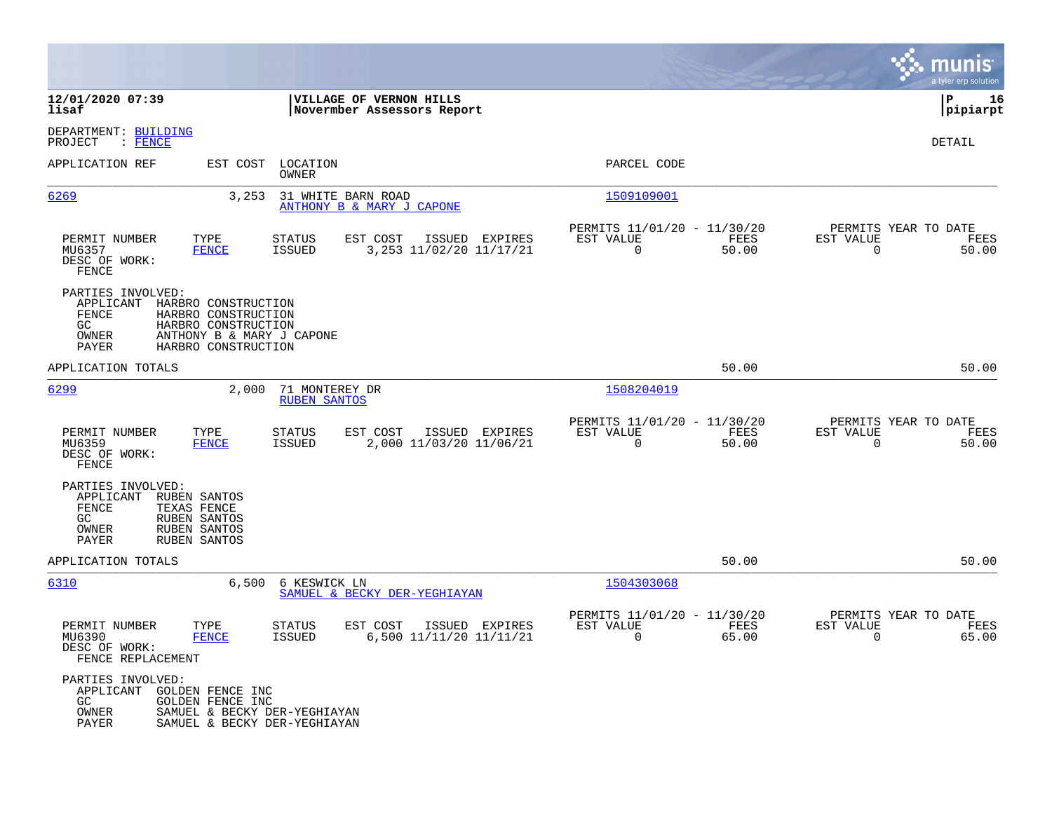**12/01/2020 07:39**
**lisaf**

**VILLAGE OF VERNON HILLS**
**Novermber Assessors Report**

**P 16**
**pipiarpt**

DEPARTMENT: BUILDING
PROJECT : FENCE

DETAIL

| APPLICATION REF | EST COST | LOCATION / OWNER | PARCEL CODE |
|---|---|---|---|
| 6269 | 3,253 | 31 WHITE BARN ROAD / ANTHONY B & MARY J CAPONE | 1509109001 |

| PERMIT NUMBER | TYPE | STATUS | EST COST | ISSUED | EXPIRES | PERMITS 11/01/20 - 11/30/20 EST VALUE | FEES | PERMITS YEAR TO DATE EST VALUE | FEES |
|---|---|---|---|---|---|---|---|---|---|
| MU6357 | FENCE | ISSUED | 3,253 | 11/02/20 | 11/17/21 | 0 | 50.00 | 0 | 50.00 |

DESC OF WORK:
FENCE

PARTIES INVOLVED:
- APPLICANT HARBRO CONSTRUCTION
- FENCE HARBRO CONSTRUCTION
- GC HARBRO CONSTRUCTION
- OWNER ANTHONY B & MARY J CAPONE
- PAYER HARBRO CONSTRUCTION

APPLICATION TOTALS 50.00 50.00

| APPLICATION REF | EST COST | LOCATION / OWNER | PARCEL CODE |
|---|---|---|---|
| 6299 | 2,000 | 71 MONTEREY DR / RUBEN SANTOS | 1508204019 |

| PERMIT NUMBER | TYPE | STATUS | EST COST | ISSUED | EXPIRES | PERMITS 11/01/20 - 11/30/20 EST VALUE | FEES | PERMITS YEAR TO DATE EST VALUE | FEES |
|---|---|---|---|---|---|---|---|---|---|
| MU6359 | FENCE | ISSUED | 2,000 | 11/03/20 | 11/06/21 | 0 | 50.00 | 0 | 50.00 |

DESC OF WORK:
FENCE

PARTIES INVOLVED:
- APPLICANT RUBEN SANTOS
- FENCE TEXAS FENCE
- GC RUBEN SANTOS
- OWNER RUBEN SANTOS
- PAYER RUBEN SANTOS

APPLICATION TOTALS 50.00 50.00

| APPLICATION REF | EST COST | LOCATION / OWNER | PARCEL CODE |
|---|---|---|---|
| 6310 | 6,500 | 6 KESWICK LN / SAMUEL & BECKY DER-YEGHIAYAN | 1504303068 |

| PERMIT NUMBER | TYPE | STATUS | EST COST | ISSUED | EXPIRES | PERMITS 11/01/20 - 11/30/20 EST VALUE | FEES | PERMITS YEAR TO DATE EST VALUE | FEES |
|---|---|---|---|---|---|---|---|---|---|
| MU6390 | FENCE | ISSUED | 6,500 | 11/11/20 | 11/11/21 | 0 | 65.00 | 0 | 65.00 |

DESC OF WORK:
FENCE REPLACEMENT

PARTIES INVOLVED:
- APPLICANT GOLDEN FENCE INC
- GC GOLDEN FENCE INC
- OWNER SAMUEL & BECKY DER-YEGHIAYAN
- PAYER SAMUEL & BECKY DER-YEGHIAYAN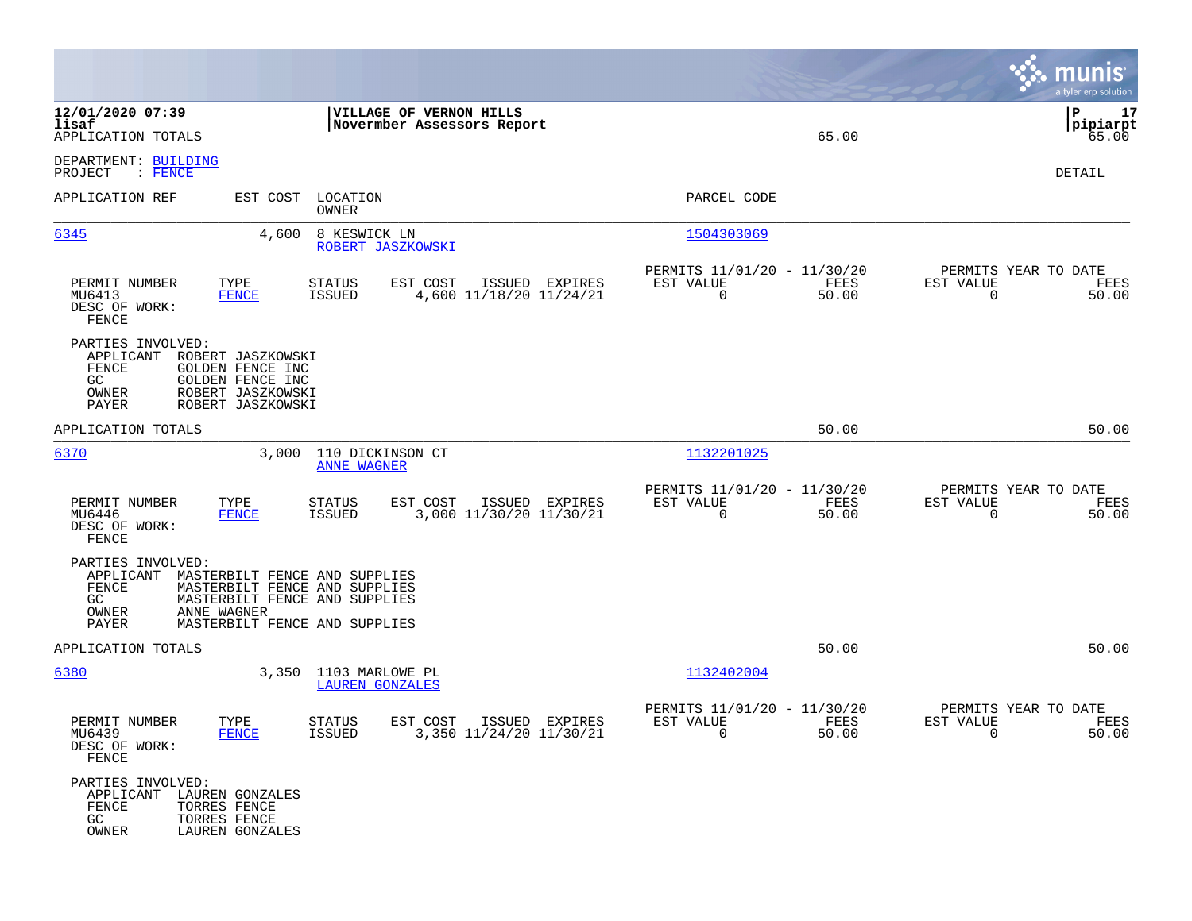**12/01/2020 07:39** | **VILLAGE OF VERNON HILLS** | **P 17**
**lisaf** | **Novermber Assessors Report** | **pipiarpt**

APPLICATION TOTALS 65.00 65.00

DEPARTMENT: BUILDING
PROJECT : FENCE

DETAIL

| APPLICATION REF | EST COST | LOCATION / OWNER | PARCEL CODE |
|---|---|---|---|
| 6345 | 4,600 | 8 KESWICK LN / ROBERT JASZKOWSKI | 1504303069 |

| PERMIT NUMBER | TYPE | STATUS | EST COST | ISSUED | EXPIRES | PERMITS 11/01/20 - 11/30/20 EST VALUE | FEES | PERMITS YEAR TO DATE EST VALUE | FEES |
|---|---|---|---|---|---|---|---|---|---|
| MU6413 | FENCE | ISSUED | 4,600 | 11/18/20 | 11/24/21 | 0 | 50.00 | 0 | 50.00 |

DESC OF WORK:
FENCE

PARTIES INVOLVED:
- APPLICANT ROBERT JASZKOWSKI
- FENCE GOLDEN FENCE INC
- GC GOLDEN FENCE INC
- OWNER ROBERT JASZKOWSKI
- PAYER ROBERT JASZKOWSKI

APPLICATION TOTALS 50.00 50.00

| APPLICATION REF | EST COST | LOCATION / OWNER | PARCEL CODE |
|---|---|---|---|
| 6370 | 3,000 | 110 DICKINSON CT / ANNE WAGNER | 1132201025 |

| PERMIT NUMBER | TYPE | STATUS | EST COST | ISSUED | EXPIRES | PERMITS 11/01/20 - 11/30/20 EST VALUE | FEES | PERMITS YEAR TO DATE EST VALUE | FEES |
|---|---|---|---|---|---|---|---|---|---|
| MU6446 | FENCE | ISSUED | 3,000 | 11/30/20 | 11/30/21 | 0 | 50.00 | 0 | 50.00 |

DESC OF WORK:
FENCE

PARTIES INVOLVED:
- APPLICANT MASTERBILT FENCE AND SUPPLIES
- FENCE MASTERBILT FENCE AND SUPPLIES
- GC MASTERBILT FENCE AND SUPPLIES
- OWNER ANNE WAGNER
- PAYER MASTERBILT FENCE AND SUPPLIES

APPLICATION TOTALS 50.00 50.00

| APPLICATION REF | EST COST | LOCATION / OWNER | PARCEL CODE |
|---|---|---|---|
| 6380 | 3,350 | 1103 MARLOWE PL / LAUREN GONZALES | 1132402004 |

| PERMIT NUMBER | TYPE | STATUS | EST COST | ISSUED | EXPIRES | PERMITS 11/01/20 - 11/30/20 EST VALUE | FEES | PERMITS YEAR TO DATE EST VALUE | FEES |
|---|---|---|---|---|---|---|---|---|---|
| MU6439 | FENCE | ISSUED | 3,350 | 11/24/20 | 11/30/21 | 0 | 50.00 | 0 | 50.00 |

DESC OF WORK:
FENCE

PARTIES INVOLVED:
- APPLICANT LAUREN GONZALES
- FENCE TORRES FENCE
- GC TORRES FENCE
- OWNER LAUREN GONZALES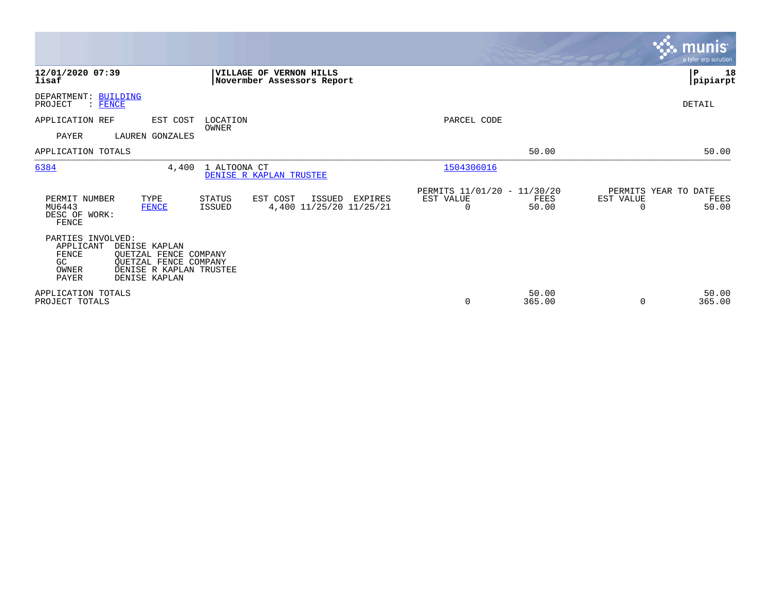**12/01/2020 07:39**
**lisaf**

**VILLAGE OF VERNON HILLS**
**Novermber Assessors Report**

**P 18**
**pipiarpt**

DEPARTMENT: BUILDING
PROJECT : FENCE

DETAIL

| APPLICATION REF | EST COST | LOCATION / OWNER | PARCEL CODE | | |
|---|---|---|---|---|---|
| PAYER | LAUREN GONZALES | | | | |
| APPLICATION TOTALS | | | | 50.00 | 50.00 |
| 6384 | 4,400 | 1 ALTOONA CT / DENISE R KAPLAN TRUSTEE | 1504306016 | | |

| PERMIT NUMBER | TYPE | STATUS | EST COST | ISSUED | EXPIRES | PERMITS 11/01/20 - 11/30/20 EST VALUE | FEES | PERMITS YEAR TO DATE EST VALUE | FEES |
|---|---|---|---|---|---|---|---|---|---|
| MU6443 | FENCE | ISSUED | 4,400 | 11/25/20 | 11/25/21 | 0 | 50.00 | 0 | 50.00 |

DESC OF WORK:
FENCE

PARTIES INVOLVED:

| | |
|---|---|
| APPLICANT | DENISE KAPLAN |
| FENCE | QUETZAL FENCE COMPANY |
| GC | QUETZAL FENCE COMPANY |
| OWNER | DENISE R KAPLAN TRUSTEE |
| PAYER | DENISE KAPLAN |

| | EST VALUE | FEES | EST VALUE | FEES |
|---|---|---|---|---|
| APPLICATION TOTALS | | 50.00 | | 50.00 |
| PROJECT TOTALS | 0 | 365.00 | 0 | 365.00 |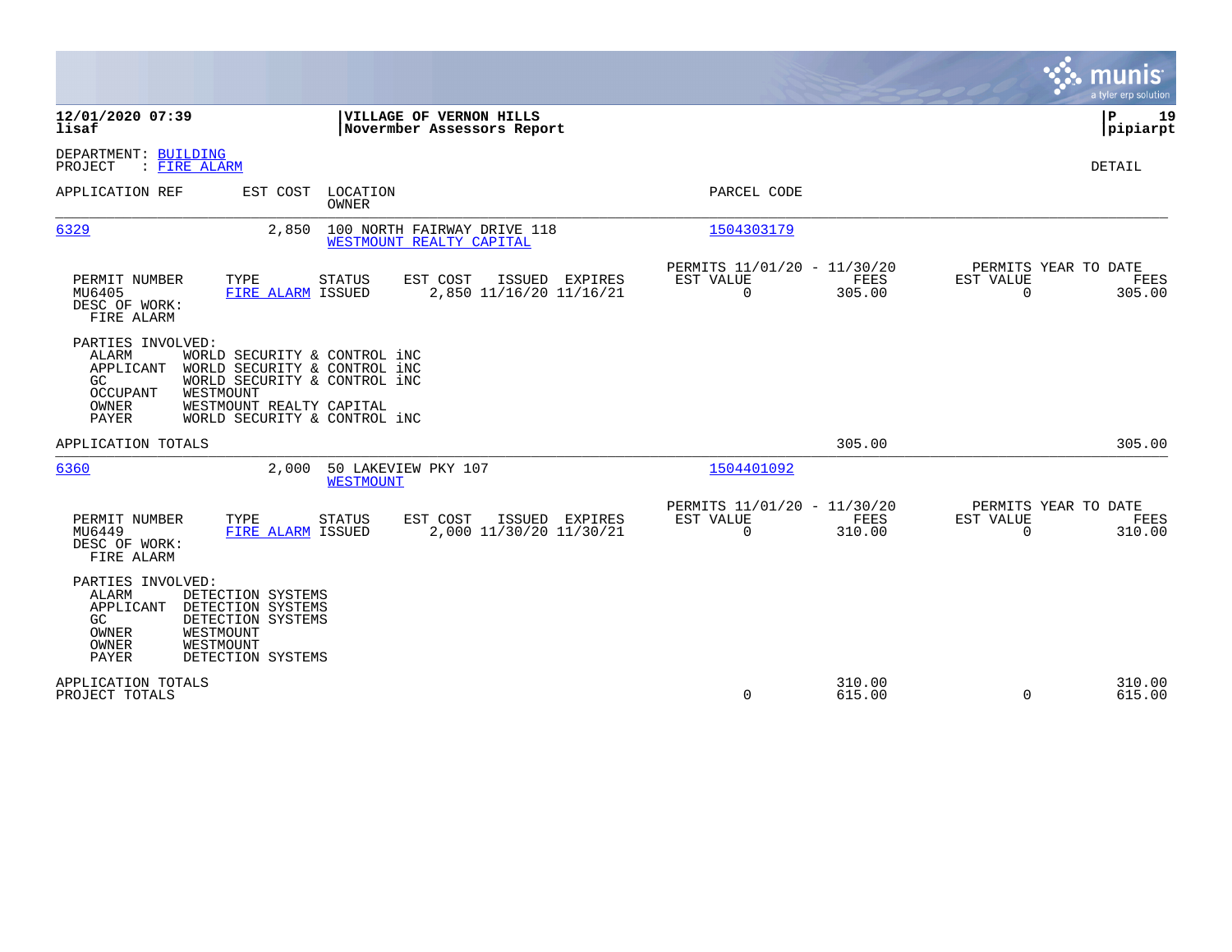**12/01/2020 07:39** | **VILLAGE OF VERNON HILLS** | **P 19**
**lisaf** | **Novermber Assessors Report** | **pipiarpt**

DEPARTMENT: BUILDING
PROJECT : FIRE ALARM

DETAIL

| APPLICATION REF | EST COST | LOCATION / OWNER | PARCEL CODE |
|---|---|---|---|
| 6329 | 2,850 | 100 NORTH FAIRWAY DRIVE 118 / WESTMOUNT REALTY CAPITAL | 1504303179 |

| PERMIT NUMBER | TYPE | STATUS | EST COST | ISSUED | EXPIRES | PERMITS 11/01/20 - 11/30/20 EST VALUE | FEES | PERMITS YEAR TO DATE EST VALUE | FEES |
|---|---|---|---|---|---|---|---|---|---|
| MU6405 | FIRE ALARM | ISSUED | 2,850 | 11/16/20 | 11/16/21 | 0 | 305.00 | 0 | 305.00 |

DESC OF WORK:
FIRE ALARM

PARTIES INVOLVED:

| | |
|---|---|
| ALARM | WORLD SECURITY & CONTROL iNC |
| APPLICANT | WORLD SECURITY & CONTROL iNC |
| GC | WORLD SECURITY & CONTROL iNC |
| OCCUPANT | WESTMOUNT |
| OWNER | WESTMOUNT REALTY CAPITAL |
| PAYER | WORLD SECURITY & CONTROL iNC |

APPLICATION TOTALS — 305.00 — 305.00

| APPLICATION REF | EST COST | LOCATION / OWNER | PARCEL CODE |
|---|---|---|---|
| 6360 | 2,000 | 50 LAKEVIEW PKY 107 / WESTMOUNT | 1504401092 |

| PERMIT NUMBER | TYPE | STATUS | EST COST | ISSUED | EXPIRES | PERMITS 11/01/20 - 11/30/20 EST VALUE | FEES | PERMITS YEAR TO DATE EST VALUE | FEES |
|---|---|---|---|---|---|---|---|---|---|
| MU6449 | FIRE ALARM | ISSUED | 2,000 | 11/30/20 | 11/30/21 | 0 | 310.00 | 0 | 310.00 |

DESC OF WORK:
FIRE ALARM

PARTIES INVOLVED:

| | |
|---|---|
| ALARM | DETECTION SYSTEMS |
| APPLICANT | DETECTION SYSTEMS |
| GC | DETECTION SYSTEMS |
| OWNER | WESTMOUNT |
| OWNER | WESTMOUNT |
| PAYER | DETECTION SYSTEMS |

| | EST VALUE | FEES | EST VALUE | FEES |
|---|---|---|---|---|
| APPLICATION TOTALS | | 310.00 | | 310.00 |
| PROJECT TOTALS | 0 | 615.00 | 0 | 615.00 |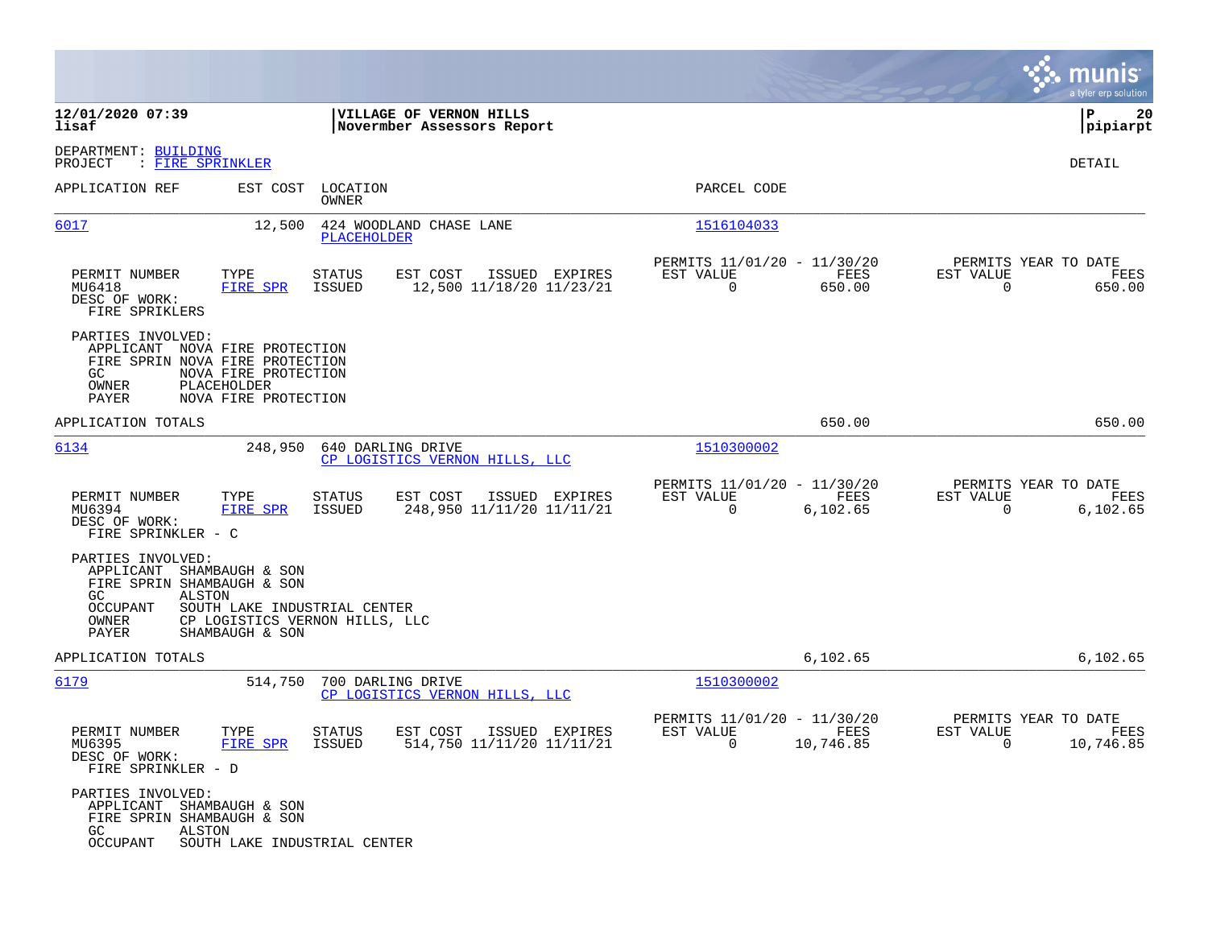**12/01/2020 07:39**
**lisaf**

**VILLAGE OF VERNON HILLS**
**Novermber Assessors Report**

**pipiarpt**

DEPARTMENT: BUILDING
PROJECT : FIRE SPRINKLER

DETAIL

| APPLICATION REF | EST COST | LOCATION / OWNER | PARCEL CODE |
|---|---|---|---|
| 6017 | 12,500 | 424 WOODLAND CHASE LANE / PLACEHOLDER | 1516104033 |

| PERMIT NUMBER | TYPE | STATUS | EST COST | ISSUED | EXPIRES | PERMITS 11/01/20 - 11/30/20 EST VALUE | FEES | PERMITS YEAR TO DATE EST VALUE | FEES |
|---|---|---|---|---|---|---|---|---|---|
| MU6418 | FIRE SPR | ISSUED | 12,500 | 11/18/20 | 11/23/21 | 0 | 650.00 | 0 | 650.00 |

DESC OF WORK:
FIRE SPRIKLERS

PARTIES INVOLVED:
- APPLICANT NOVA FIRE PROTECTION
- FIRE SPRIN NOVA FIRE PROTECTION
- GC NOVA FIRE PROTECTION
- OWNER PLACEHOLDER
- PAYER NOVA FIRE PROTECTION

APPLICATION TOTALS 650.00 650.00

| APPLICATION REF | EST COST | LOCATION / OWNER | PARCEL CODE |
|---|---|---|---|
| 6134 | 248,950 | 640 DARLING DRIVE / CP LOGISTICS VERNON HILLS, LLC | 1510300002 |

| PERMIT NUMBER | TYPE | STATUS | EST COST | ISSUED | EXPIRES | PERMITS 11/01/20 - 11/30/20 EST VALUE | FEES | PERMITS YEAR TO DATE EST VALUE | FEES |
|---|---|---|---|---|---|---|---|---|---|
| MU6394 | FIRE SPR | ISSUED | 248,950 | 11/11/20 | 11/11/21 | 0 | 6,102.65 | 0 | 6,102.65 |

DESC OF WORK:
FIRE SPRINKLER - C

PARTIES INVOLVED:
- APPLICANT SHAMBAUGH & SON
- FIRE SPRIN SHAMBAUGH & SON
- GC ALSTON
- OCCUPANT SOUTH LAKE INDUSTRIAL CENTER
- OWNER CP LOGISTICS VERNON HILLS, LLC
- PAYER SHAMBAUGH & SON

APPLICATION TOTALS 6,102.65 6,102.65

| APPLICATION REF | EST COST | LOCATION / OWNER | PARCEL CODE |
|---|---|---|---|
| 6179 | 514,750 | 700 DARLING DRIVE / CP LOGISTICS VERNON HILLS, LLC | 1510300002 |

| PERMIT NUMBER | TYPE | STATUS | EST COST | ISSUED | EXPIRES | PERMITS 11/01/20 - 11/30/20 EST VALUE | FEES | PERMITS YEAR TO DATE EST VALUE | FEES |
|---|---|---|---|---|---|---|---|---|---|
| MU6395 | FIRE SPR | ISSUED | 514,750 | 11/11/20 | 11/11/21 | 0 | 10,746.85 | 0 | 10,746.85 |

DESC OF WORK:
FIRE SPRINKLER - D

PARTIES INVOLVED:
- APPLICANT SHAMBAUGH & SON
- FIRE SPRIN SHAMBAUGH & SON
- GC ALSTON
- OCCUPANT SOUTH LAKE INDUSTRIAL CENTER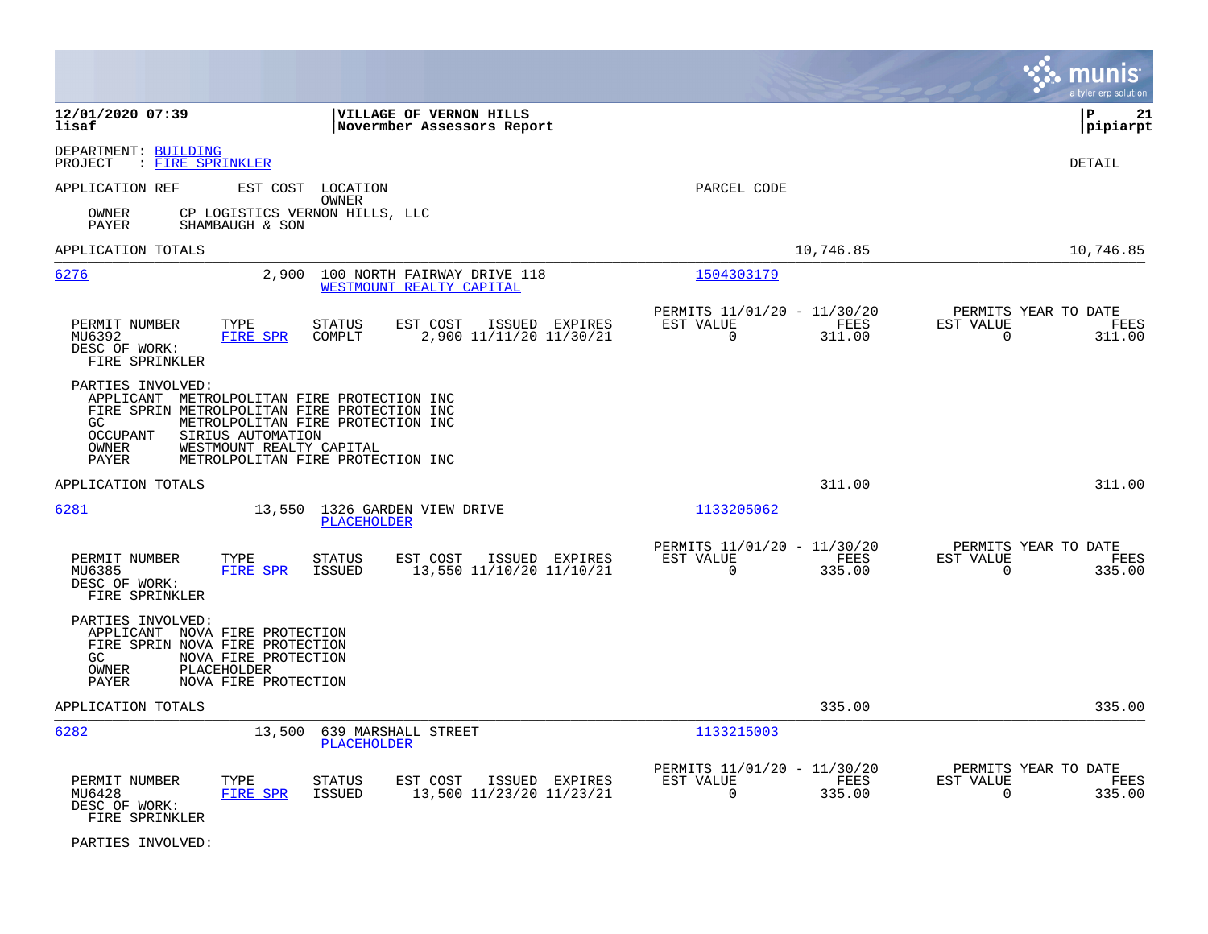12/01/2020 07:39 | VILLAGE OF VERNON HILLS
lisaf | Novermber Assessors Report

DEPARTMENT: BUILDING
PROJECT : FIRE SPRINKLER

DETAIL

| APPLICATION REF | EST COST | LOCATION / OWNER | PARCEL CODE | | |
|---|---|---|---|---|---|
| OWNER | CP LOGISTICS VERNON HILLS, LLC | | | | |
| PAYER | SHAMBAUGH & SON | | | | |
| APPLICATION TOTALS | | | | 10,746.85 | 10,746.85 |

---

**6276** — 2,900 — 100 NORTH FAIRWAY DRIVE 118 — WESTMOUNT REALTY CAPITAL — Parcel: 1504303179

| PERMIT NUMBER | TYPE | STATUS | EST COST | ISSUED | EXPIRES | PERMITS 11/01/20 - 11/30/20 EST VALUE | FEES | PERMITS YEAR TO DATE EST VALUE | FEES |
|---|---|---|---|---|---|---|---|---|---|
| MU6392 | FIRE SPR | COMPLT | 2,900 | 11/11/20 | 11/30/21 | 0 | 311.00 | 0 | 311.00 |

DESC OF WORK:
FIRE SPRINKLER

PARTIES INVOLVED:
- APPLICANT METROLPOLITAN FIRE PROTECTION INC
- FIRE SPRIN METROLPOLITAN FIRE PROTECTION INC
- GC METROLPOLITAN FIRE PROTECTION INC
- OCCUPANT SIRIUS AUTOMATION
- OWNER WESTMOUNT REALTY CAPITAL
- PAYER METROLPOLITAN FIRE PROTECTION INC

APPLICATION TOTALS: 311.00 | 311.00

---

**6281** — 13,550 — 1326 GARDEN VIEW DRIVE — PLACEHOLDER — Parcel: 1133205062

| PERMIT NUMBER | TYPE | STATUS | EST COST | ISSUED | EXPIRES | PERMITS 11/01/20 - 11/30/20 EST VALUE | FEES | PERMITS YEAR TO DATE EST VALUE | FEES |
|---|---|---|---|---|---|---|---|---|---|
| MU6385 | FIRE SPR | ISSUED | 13,550 | 11/10/20 | 11/10/21 | 0 | 335.00 | 0 | 335.00 |

DESC OF WORK:
FIRE SPRINKLER

PARTIES INVOLVED:
- APPLICANT NOVA FIRE PROTECTION
- FIRE SPRIN NOVA FIRE PROTECTION
- GC NOVA FIRE PROTECTION
- OWNER PLACEHOLDER
- PAYER NOVA FIRE PROTECTION

APPLICATION TOTALS: 335.00 | 335.00

---

**6282** — 13,500 — 639 MARSHALL STREET — PLACEHOLDER — Parcel: 1133215003

| PERMIT NUMBER | TYPE | STATUS | EST COST | ISSUED | EXPIRES | PERMITS 11/01/20 - 11/30/20 EST VALUE | FEES | PERMITS YEAR TO DATE EST VALUE | FEES |
|---|---|---|---|---|---|---|---|---|---|
| MU6428 | FIRE SPR | ISSUED | 13,500 | 11/23/20 | 11/23/21 | 0 | 335.00 | 0 | 335.00 |

DESC OF WORK:
FIRE SPRINKLER

PARTIES INVOLVED: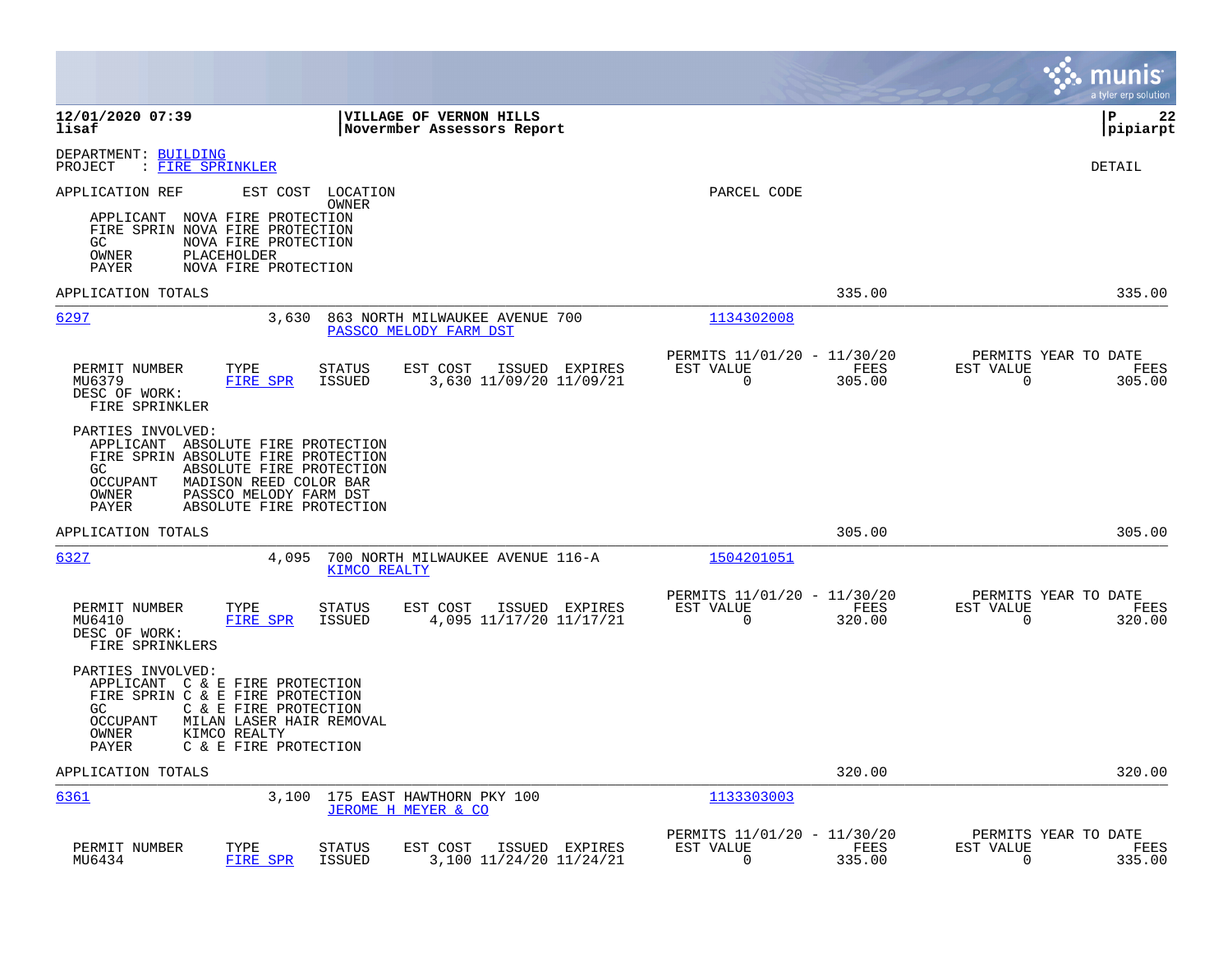12/01/2020 07:39 | VILLAGE OF VERNON HILLS | P 22
lisaf | Novermber Assessors Report | pipiarpt

DEPARTMENT: BUILDING
PROJECT : FIRE SPRINKLER

DETAIL

APPLICATION REF | EST COST | LOCATION / OWNER | PARCEL CODE

APPLICANT NOVA FIRE PROTECTION
FIRE SPRIN NOVA FIRE PROTECTION
GC NOVA FIRE PROTECTION
OWNER PLACEHOLDER
PAYER NOVA FIRE PROTECTION

APPLICATION TOTALS 335.00 335.00

---

**6297** | 3,630 | 863 NORTH MILWAUKEE AVENUE 700 / PASSCO MELODY FARM DST | 1134302008

| PERMIT NUMBER | TYPE | STATUS | EST COST | ISSUED | EXPIRES | PERMITS 11/01/20 - 11/30/20 EST VALUE | FEES | PERMITS YEAR TO DATE EST VALUE | FEES |
|---|---|---|---|---|---|---|---|---|---|
| MU6379 | FIRE SPR | ISSUED | 3,630 | 11/09/20 | 11/09/21 | 0 | 305.00 | 0 | 305.00 |

DESC OF WORK:
FIRE SPRINKLER

PARTIES INVOLVED:
APPLICANT ABSOLUTE FIRE PROTECTION
FIRE SPRIN ABSOLUTE FIRE PROTECTION
GC ABSOLUTE FIRE PROTECTION
OCCUPANT MADISON REED COLOR BAR
OWNER PASSCO MELODY FARM DST
PAYER ABSOLUTE FIRE PROTECTION

APPLICATION TOTALS 305.00 305.00

---

**6327** | 4,095 | 700 NORTH MILWAUKEE AVENUE 116-A / KIMCO REALTY | 1504201051

| PERMIT NUMBER | TYPE | STATUS | EST COST | ISSUED | EXPIRES | PERMITS 11/01/20 - 11/30/20 EST VALUE | FEES | PERMITS YEAR TO DATE EST VALUE | FEES |
|---|---|---|---|---|---|---|---|---|---|
| MU6410 | FIRE SPR | ISSUED | 4,095 | 11/17/20 | 11/17/21 | 0 | 320.00 | 0 | 320.00 |

DESC OF WORK:
FIRE SPRINKLERS

PARTIES INVOLVED:
APPLICANT C & E FIRE PROTECTION
FIRE SPRIN C & E FIRE PROTECTION
GC C & E FIRE PROTECTION
OCCUPANT MILAN LASER HAIR REMOVAL
OWNER KIMCO REALTY
PAYER C & E FIRE PROTECTION

APPLICATION TOTALS 320.00 320.00

---

**6361** | 3,100 | 175 EAST HAWTHORN PKY 100 / JEROME H MEYER & CO | 1133303003

| PERMIT NUMBER | TYPE | STATUS | EST COST | ISSUED | EXPIRES | PERMITS 11/01/20 - 11/30/20 EST VALUE | FEES | PERMITS YEAR TO DATE EST VALUE | FEES |
|---|---|---|---|---|---|---|---|---|---|
| MU6434 | FIRE SPR | ISSUED | 3,100 | 11/24/20 | 11/24/21 | 0 | 335.00 | 0 | 335.00 |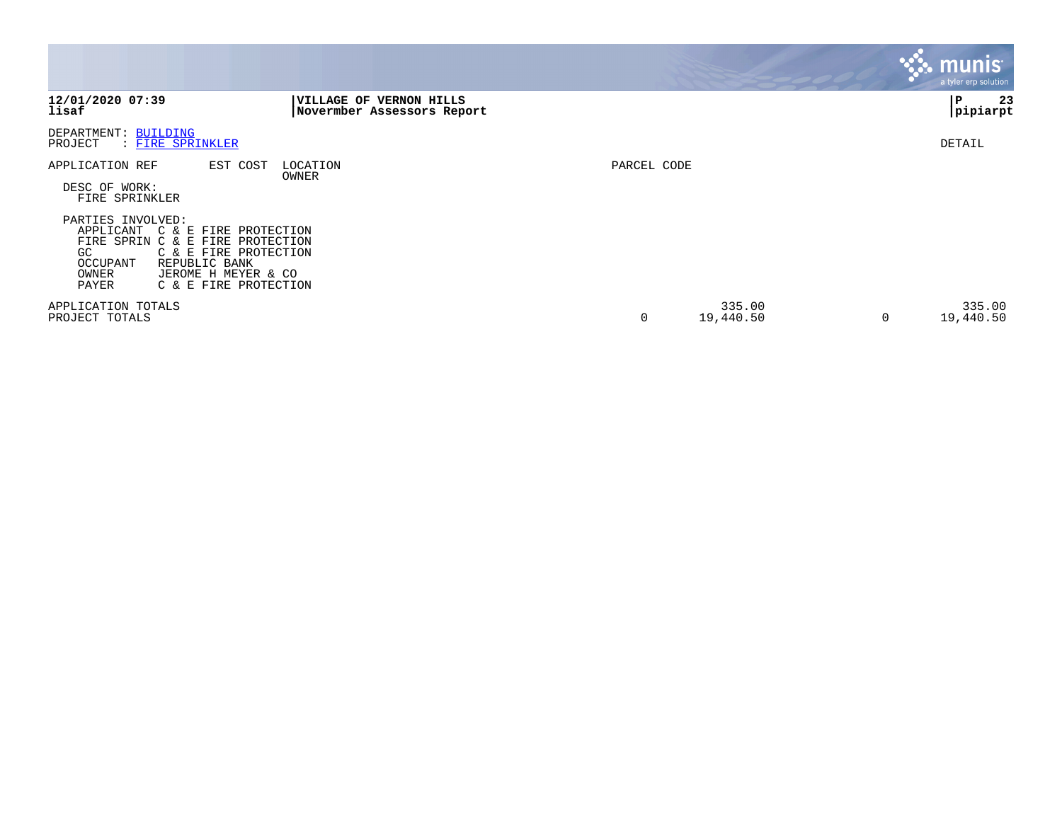**12/01/2020 07:39**
**lisaf**

**VILLAGE OF VERNON HILLS**
**Novermber Assessors Report**

**P 23**
**pipiarpt**

DEPARTMENT: BUILDING
PROJECT : FIRE SPRINKLER

DETAIL

| APPLICATION REF | EST COST | LOCATION / OWNER | PARCEL CODE | | | | |
|---|---|---|---|---|---|---|---|

DESC OF WORK:
FIRE SPRINKLER

PARTIES INVOLVED:

| Role | Name |
|---|---|
| APPLICANT | C & E FIRE PROTECTION |
| FIRE SPRIN | C & E FIRE PROTECTION |
| GC | C & E FIRE PROTECTION |
| OCCUPANT | REPUBLIC BANK |
| OWNER | JEROME H MEYER & CO |
| PAYER | C & E FIRE PROTECTION |

| | | | | |
|---|---|---|---|---|
| APPLICATION TOTALS | | 335.00 | | 335.00 |
| PROJECT TOTALS | 0 | 19,440.50 | 0 | 19,440.50 |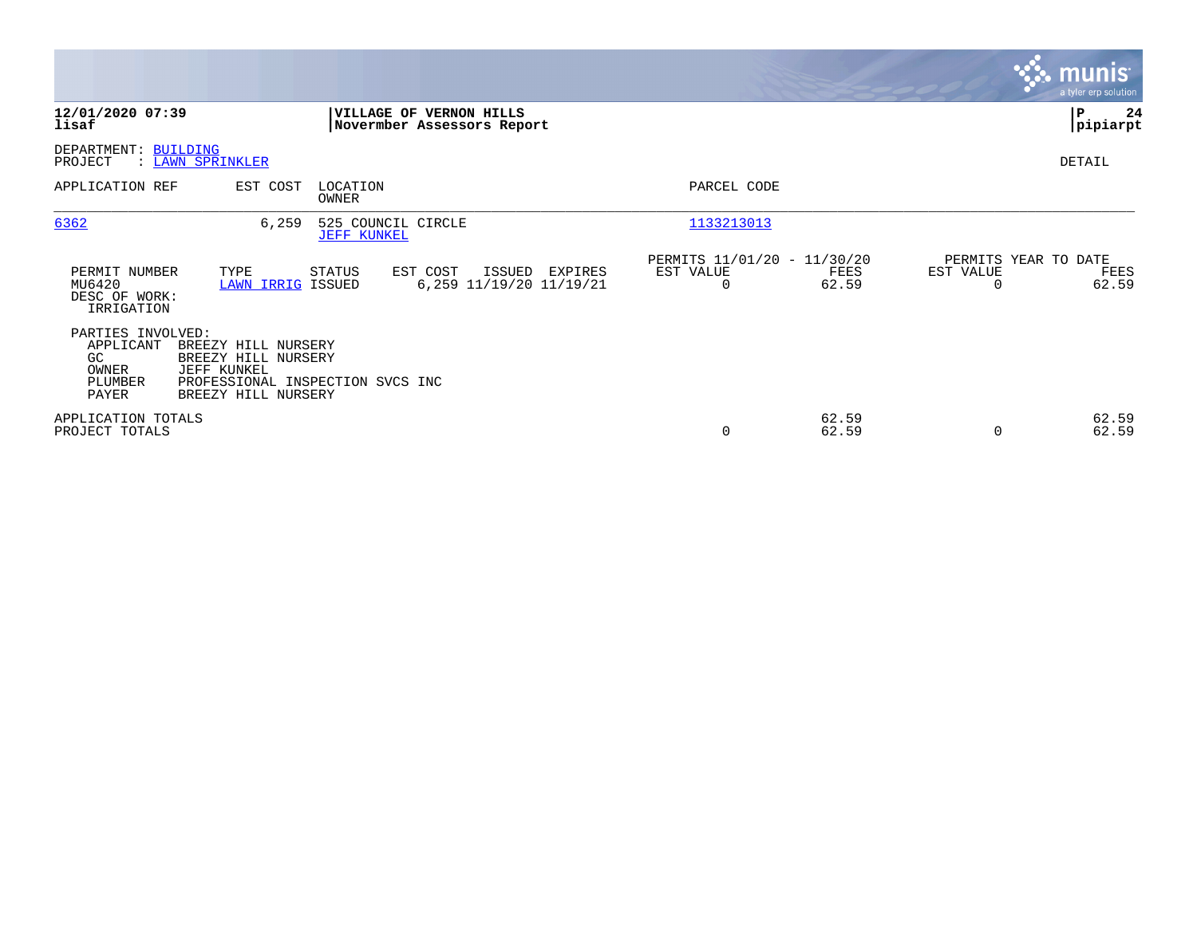**12/01/2020 07:39**
**lisaf**

**VILLAGE OF VERNON HILLS**
**Novermber Assessors Report**

**P 24**
**pipiarpt**

DEPARTMENT: BUILDING
PROJECT : LAWN SPRINKLER

DETAIL

| APPLICATION REF | EST COST | LOCATION / OWNER | PARCEL CODE |
|---|---|---|---|
| 6362 | 6,259 | 525 COUNCIL CIRCLE / JEFF KUNKEL | 1133213013 |

| PERMIT NUMBER | TYPE | STATUS | EST COST | ISSUED | EXPIRES | PERMITS 11/01/20 - 11/30/20 EST VALUE | FEES | PERMITS YEAR TO DATE EST VALUE | FEES |
|---|---|---|---|---|---|---|---|---|---|
| MU6420 | LAWN IRRIG | ISSUED | 6,259 | 11/19/20 | 11/19/21 | 0 | 62.59 | 0 | 62.59 |

DESC OF WORK:
IRRIGATION

PARTIES INVOLVED:

| | |
|---|---|
| APPLICANT | BREEZY HILL NURSERY |
| GC | BREEZY HILL NURSERY |
| OWNER | JEFF KUNKEL |
| PLUMBER | PROFESSIONAL INSPECTION SVCS INC |
| PAYER | BREEZY HILL NURSERY |

| | EST VALUE | FEES | EST VALUE | FEES |
|---|---|---|---|---|
| APPLICATION TOTALS | | 62.59 | | 62.59 |
| PROJECT TOTALS | 0 | 62.59 | 0 | 62.59 |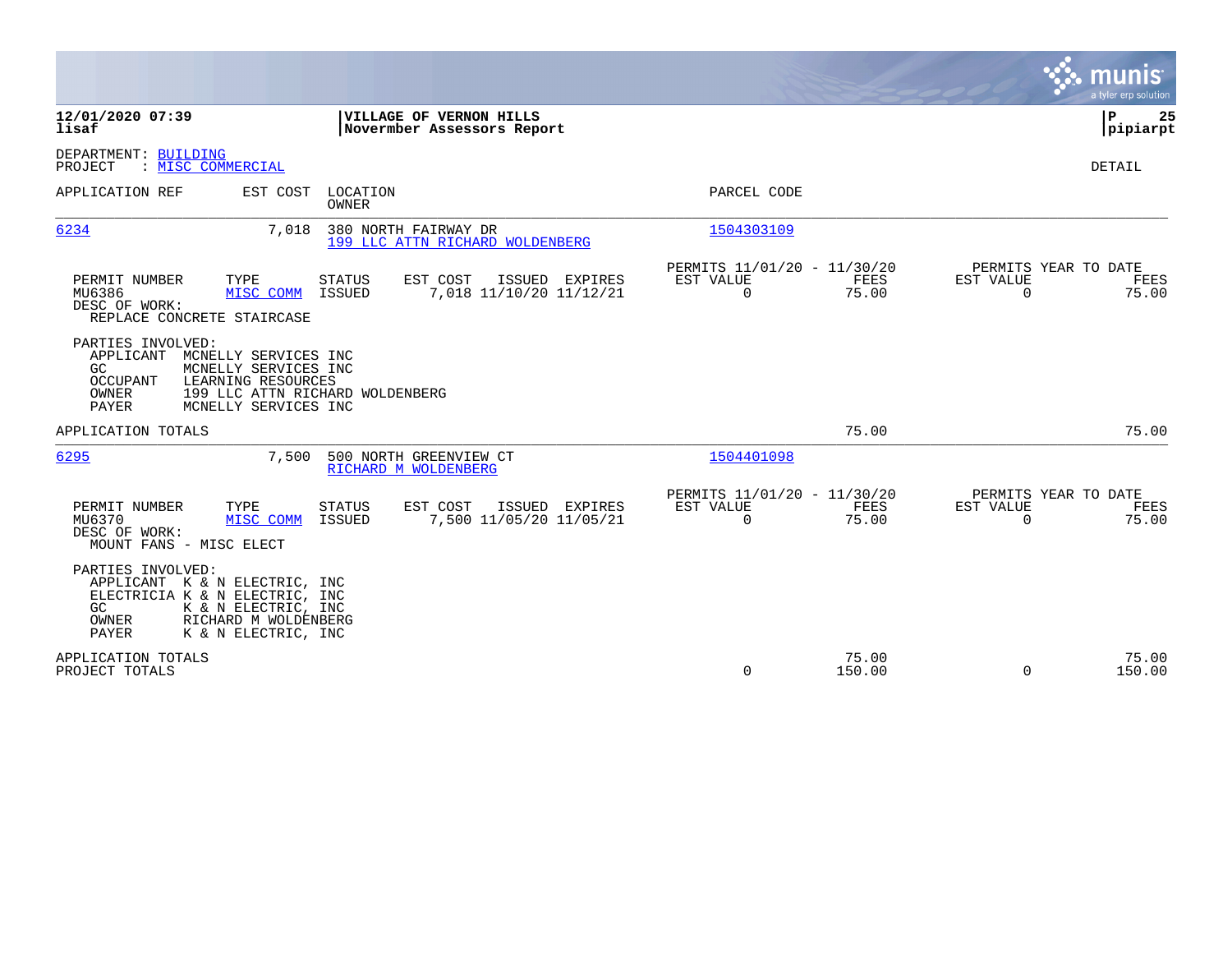**12/01/2020 07:39**
**lisaf**

**VILLAGE OF VERNON HILLS**
**Novervber Assessors Report**

**P 25**
**pipiarpt**

DEPARTMENT: BUILDING
PROJECT : MISC COMMERCIAL

DETAIL

| APPLICATION REF | EST COST | LOCATION / OWNER | PARCEL CODE |
|---|---|---|---|
| 6234 | 7,018 | 380 NORTH FAIRWAY DR / 199 LLC ATTN RICHARD WOLDENBERG | 1504303109 |

| PERMIT NUMBER | TYPE | STATUS | EST COST | ISSUED | EXPIRES | PERMITS 11/01/20 - 11/30/20 EST VALUE | FEES | PERMITS YEAR TO DATE EST VALUE | FEES |
|---|---|---|---|---|---|---|---|---|---|
| MU6386 | MISC COMM | ISSUED | 7,018 | 11/10/20 | 11/12/21 | 0 | 75.00 | 0 | 75.00 |

DESC OF WORK:
REPLACE CONCRETE STAIRCASE

PARTIES INVOLVED:
- APPLICANT MCNELLY SERVICES INC
- GC MCNELLY SERVICES INC
- OCCUPANT LEARNING RESOURCES
- OWNER 199 LLC ATTN RICHARD WOLDENBERG
- PAYER MCNELLY SERVICES INC

APPLICATION TOTALS — 75.00 — 75.00

| APPLICATION REF | EST COST | LOCATION / OWNER | PARCEL CODE |
|---|---|---|---|
| 6295 | 7,500 | 500 NORTH GREENVIEW CT / RICHARD M WOLDENBERG | 1504401098 |

| PERMIT NUMBER | TYPE | STATUS | EST COST | ISSUED | EXPIRES | PERMITS 11/01/20 - 11/30/20 EST VALUE | FEES | PERMITS YEAR TO DATE EST VALUE | FEES |
|---|---|---|---|---|---|---|---|---|---|
| MU6370 | MISC COMM | ISSUED | 7,500 | 11/05/20 | 11/05/21 | 0 | 75.00 | 0 | 75.00 |

DESC OF WORK:
MOUNT FANS - MISC ELECT

PARTIES INVOLVED:
- APPLICANT K & N ELECTRIC, INC
- ELECTRICIA K & N ELECTRIC, INC
- GC K & N ELECTRIC, INC
- OWNER RICHARD M WOLDENBERG
- PAYER K & N ELECTRIC, INC

| | EST VALUE | FEES | YTD EST VALUE | YTD FEES |
|---|---|---|---|---|
| APPLICATION TOTALS | | 75.00 | | 75.00 |
| PROJECT TOTALS | 0 | 150.00 | 0 | 150.00 |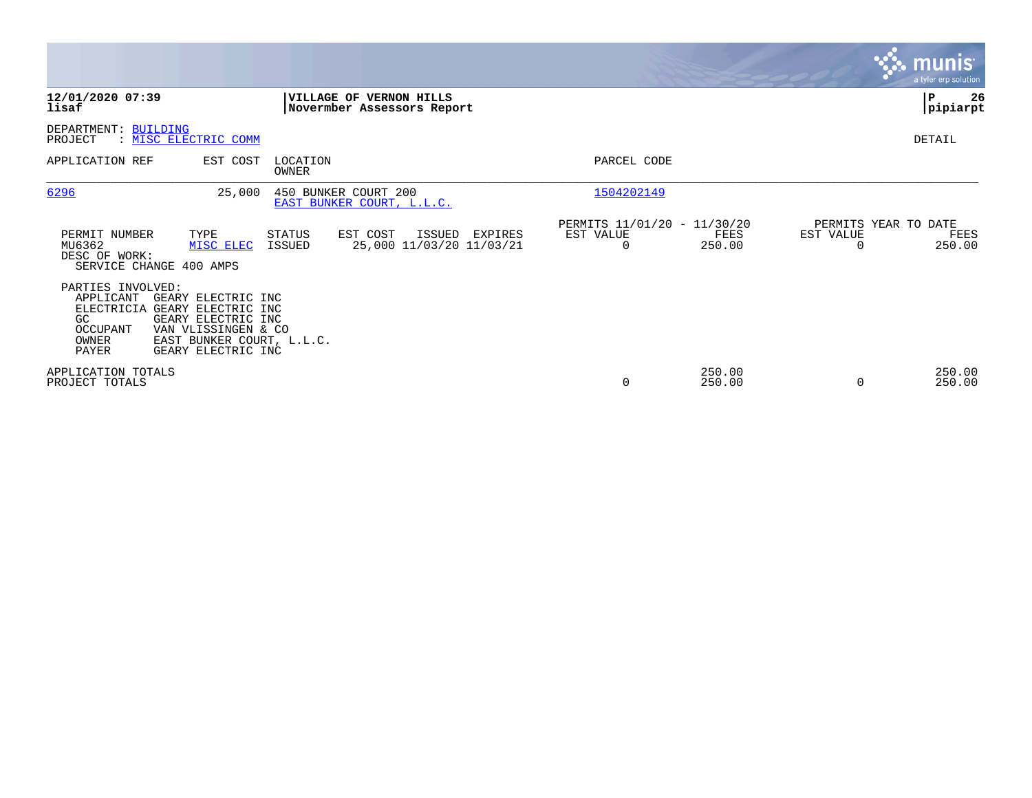**12/01/2020 07:39**
**lisaf**

**VILLAGE OF VERNON HILLS**
**Novermber Assessors Report**

**P 26**
**pipiarpt**

DEPARTMENT: BUILDING
PROJECT : MISC ELECTRIC COMM

DETAIL

| APPLICATION REF | EST COST | LOCATION / OWNER | PARCEL CODE |
|---|---|---|---|
| 6296 | 25,000 | 450 BUNKER COURT 200 / EAST BUNKER COURT, L.L.C. | 1504202149 |

| PERMIT NUMBER | TYPE | STATUS | EST COST | ISSUED | EXPIRES | PERMITS 11/01/20 - 11/30/20 EST VALUE | FEES | PERMITS YEAR TO DATE EST VALUE | FEES |
|---|---|---|---|---|---|---|---|---|---|
| MU6362 | MISC ELEC | ISSUED | 25,000 | 11/03/20 | 11/03/21 | 0 | 250.00 | 0 | 250.00 |

DESC OF WORK:
SERVICE CHANGE 400 AMPS

PARTIES INVOLVED:

| Role | Name |
|---|---|
| APPLICANT | GEARY ELECTRIC INC |
| ELECTRICIA | GEARY ELECTRIC INC |
| GC | GEARY ELECTRIC INC |
| OCCUPANT | VAN VLISSINGEN & CO |
| OWNER | EAST BUNKER COURT, L.L.C. |
| PAYER | GEARY ELECTRIC INC |

| | EST VALUE | FEES | YTD EST VALUE | YTD FEES |
|---|---|---|---|---|
| APPLICATION TOTALS | | 250.00 | | 250.00 |
| PROJECT TOTALS | 0 | 250.00 | 0 | 250.00 |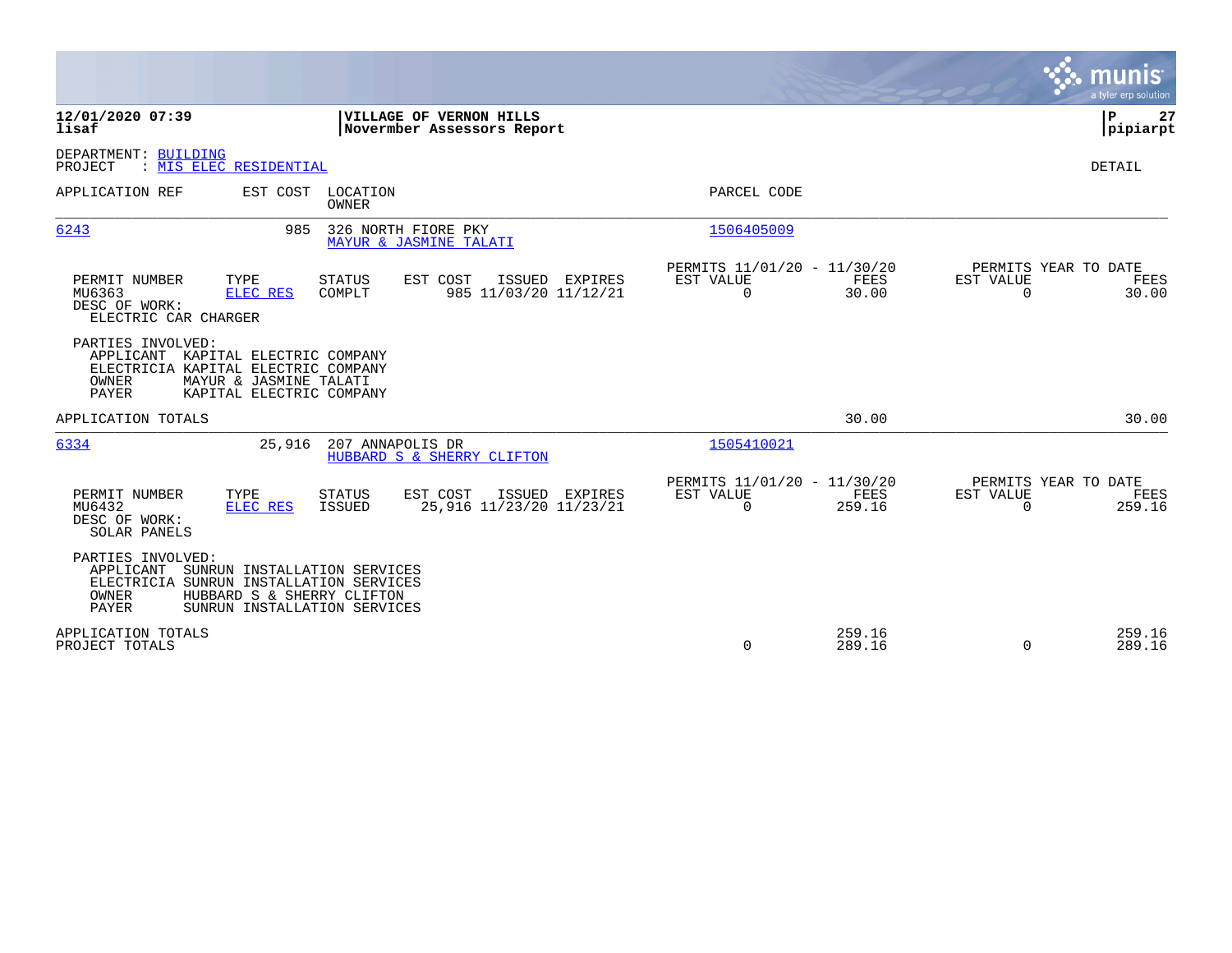**12/01/2020 07:39** | **VILLAGE OF VERNON HILLS** | **P 27**
**lisaf** | **Novermber Assessors Report** | **pipiarpt**

DEPARTMENT: BUILDING
PROJECT : MIS ELEC RESIDENTIAL

DETAIL

| APPLICATION REF | EST COST | LOCATION / OWNER | PARCEL CODE |
|---|---|---|---|
| 6243 | 985 | 326 NORTH FIORE PKY / MAYUR & JASMINE TALATI | 1506405009 |

| PERMIT NUMBER | TYPE | STATUS | EST COST | ISSUED | EXPIRES | PERMITS 11/01/20 - 11/30/20 EST VALUE | FEES | PERMITS YEAR TO DATE EST VALUE | FEES |
|---|---|---|---|---|---|---|---|---|---|
| MU6363 | ELEC RES | COMPLT | 985 | 11/03/20 | 11/12/21 | 0 | 30.00 | 0 | 30.00 |

DESC OF WORK:
ELECTRIC CAR CHARGER

PARTIES INVOLVED:
- APPLICANT KAPITAL ELECTRIC COMPANY
- ELECTRICIA KAPITAL ELECTRIC COMPANY
- OWNER MAYUR & JASMINE TALATI
- PAYER KAPITAL ELECTRIC COMPANY

APPLICATION TOTALS — 30.00 — 30.00

| APPLICATION REF | EST COST | LOCATION / OWNER | PARCEL CODE |
|---|---|---|---|
| 6334 | 25,916 | 207 ANNAPOLIS DR / HUBBARD S & SHERRY CLIFTON | 1505410021 |

| PERMIT NUMBER | TYPE | STATUS | EST COST | ISSUED | EXPIRES | PERMITS 11/01/20 - 11/30/20 EST VALUE | FEES | PERMITS YEAR TO DATE EST VALUE | FEES |
|---|---|---|---|---|---|---|---|---|---|
| MU6432 | ELEC RES | ISSUED | 25,916 | 11/23/20 | 11/23/21 | 0 | 259.16 | 0 | 259.16 |

DESC OF WORK:
SOLAR PANELS

PARTIES INVOLVED:
- APPLICANT SUNRUN INSTALLATION SERVICES
- ELECTRICIA SUNRUN INSTALLATION SERVICES
- OWNER HUBBARD S & SHERRY CLIFTON
- PAYER SUNRUN INSTALLATION SERVICES

| | EST VALUE | FEES | YTD EST VALUE | YTD FEES |
|---|---|---|---|---|
| APPLICATION TOTALS | | 259.16 | | 259.16 |
| PROJECT TOTALS | 0 | 289.16 | 0 | 289.16 |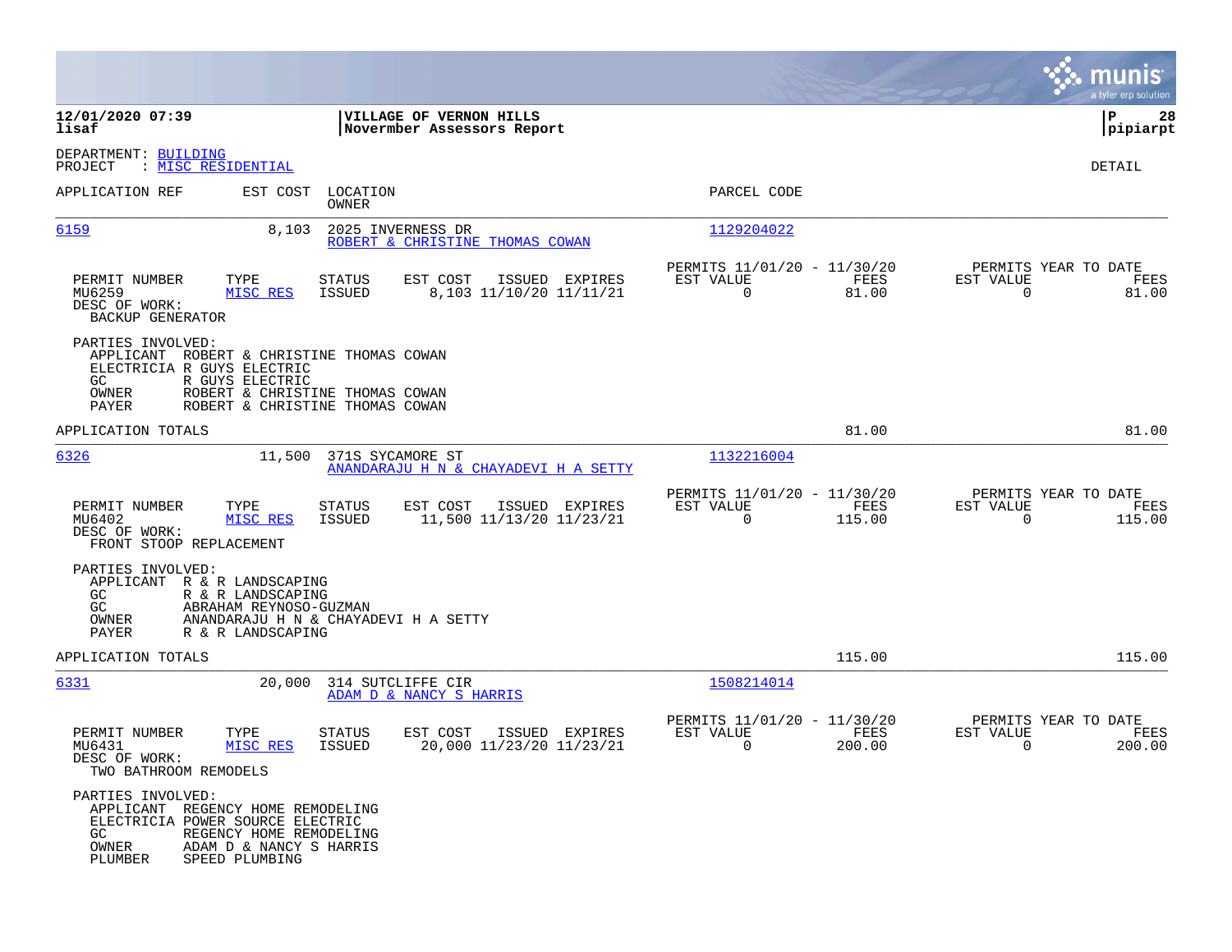**12/01/2020 07:39** | **VILLAGE OF VERNON HILLS** | **P 28**
**lisaf** | **Novermber Assessors Report** | **pipiarpt**

DEPARTMENT: BUILDING
PROJECT : MISC RESIDENTIAL

DETAIL

| APPLICATION REF | EST COST | LOCATION / OWNER | PARCEL CODE |
|---|---|---|---|
| 6159 | 8,103 | 2025 INVERNESS DR / ROBERT & CHRISTINE THOMAS COWAN | 1129204022 |

| PERMIT NUMBER | TYPE | STATUS | EST COST | ISSUED | EXPIRES | PERMITS 11/01/20 - 11/30/20 EST VALUE | FEES | PERMITS YEAR TO DATE EST VALUE | FEES |
|---|---|---|---|---|---|---|---|---|---|
| MU6259 | MISC RES | ISSUED | 8,103 | 11/10/20 | 11/11/21 | 0 | 81.00 | 0 | 81.00 |

DESC OF WORK:
BACKUP GENERATOR

PARTIES INVOLVED:
APPLICANT ROBERT & CHRISTINE THOMAS COWAN
ELECTRICIA R GUYS ELECTRIC
GC R GUYS ELECTRIC
OWNER ROBERT & CHRISTINE THOMAS COWAN
PAYER ROBERT & CHRISTINE THOMAS COWAN

APPLICATION TOTALS: 81.00 | 81.00

| APPLICATION REF | EST COST | LOCATION / OWNER | PARCEL CODE |
|---|---|---|---|
| 6326 | 11,500 | 371S SYCAMORE ST / ANANDARAJU H N & CHAYADEVI H A SETTY | 1132216004 |

| PERMIT NUMBER | TYPE | STATUS | EST COST | ISSUED | EXPIRES | PERMITS 11/01/20 - 11/30/20 EST VALUE | FEES | PERMITS YEAR TO DATE EST VALUE | FEES |
|---|---|---|---|---|---|---|---|---|---|
| MU6402 | MISC RES | ISSUED | 11,500 | 11/13/20 | 11/23/21 | 0 | 115.00 | 0 | 115.00 |

DESC OF WORK:
FRONT STOOP REPLACEMENT

PARTIES INVOLVED:
APPLICANT R & R LANDSCAPING
GC R & R LANDSCAPING
GC ABRAHAM REYNOSO-GUZMAN
OWNER ANANDARAJU H N & CHAYADEVI H A SETTY
PAYER R & R LANDSCAPING

APPLICATION TOTALS: 115.00 | 115.00

| APPLICATION REF | EST COST | LOCATION / OWNER | PARCEL CODE |
|---|---|---|---|
| 6331 | 20,000 | 314 SUTCLIFFE CIR / ADAM D & NANCY S HARRIS | 1508214014 |

| PERMIT NUMBER | TYPE | STATUS | EST COST | ISSUED | EXPIRES | PERMITS 11/01/20 - 11/30/20 EST VALUE | FEES | PERMITS YEAR TO DATE EST VALUE | FEES |
|---|---|---|---|---|---|---|---|---|---|
| MU6431 | MISC RES | ISSUED | 20,000 | 11/23/20 | 11/23/21 | 0 | 200.00 | 0 | 200.00 |

DESC OF WORK:
TWO BATHROOM REMODELS

PARTIES INVOLVED:
APPLICANT REGENCY HOME REMODELING
ELECTRICIA POWER SOURCE ELECTRIC
GC REGENCY HOME REMODELING
OWNER ADAM D & NANCY S HARRIS
PLUMBER SPEED PLUMBING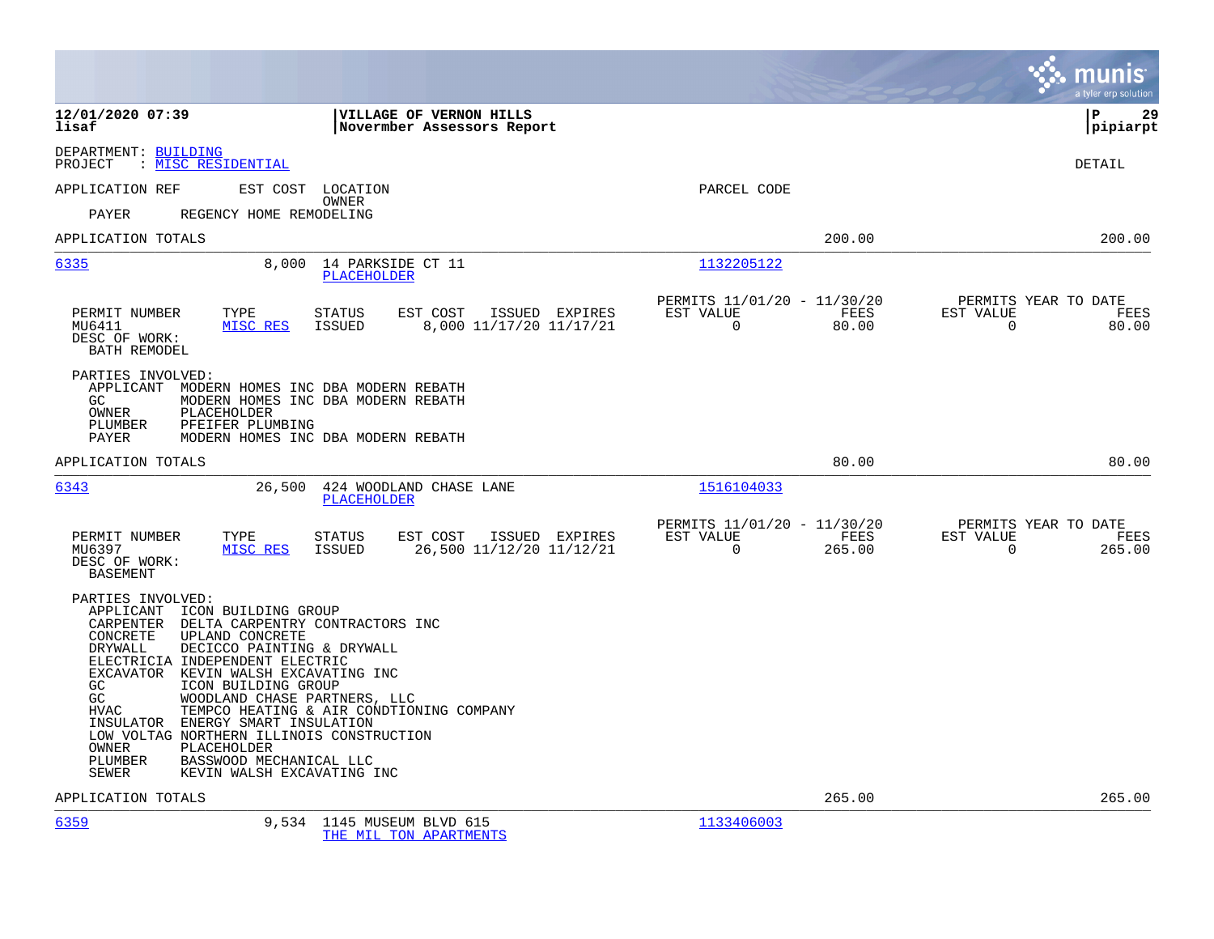**12/01/2020 07:39** | **VILLAGE OF VERNON HILLS** | **P 29**
**lisaf** | **Novermber Assessors Report** | **pipiarpt**

DEPARTMENT: BUILDING
PROJECT : MISC RESIDENTIAL

DETAIL

APPLICATION REF    EST COST    LOCATION
OWNER
PARCEL CODE

PAYER    REGENCY HOME REMODELING

APPLICATION TOTALS    200.00    200.00

---

**6335**    8,000    14 PARKSIDE CT 11
PLACEHOLDER
1132205122

| PERMIT NUMBER | TYPE | STATUS | EST COST | ISSUED | EXPIRES | PERMITS 11/01/20 - 11/30/20 EST VALUE | FEES | PERMITS YEAR TO DATE EST VALUE | FEES |
|---|---|---|---|---|---|---|---|---|---|
| MU6411 | MISC RES | ISSUED | 8,000 | 11/17/20 | 11/17/21 | 0 | 80.00 | 0 | 80.00 |

DESC OF WORK:
BATH REMODEL

PARTIES INVOLVED:
APPLICANT    MODERN HOMES INC DBA MODERN REBATH
GC    MODERN HOMES INC DBA MODERN REBATH
OWNER    PLACEHOLDER
PLUMBER    PFEIFER PLUMBING
PAYER    MODERN HOMES INC DBA MODERN REBATH

APPLICATION TOTALS    80.00    80.00

---

**6343**    26,500    424 WOODLAND CHASE LANE
PLACEHOLDER
1516104033

| PERMIT NUMBER | TYPE | STATUS | EST COST | ISSUED | EXPIRES | PERMITS 11/01/20 - 11/30/20 EST VALUE | FEES | PERMITS YEAR TO DATE EST VALUE | FEES |
|---|---|---|---|---|---|---|---|---|---|
| MU6397 | MISC RES | ISSUED | 26,500 | 11/12/20 | 11/12/21 | 0 | 265.00 | 0 | 265.00 |

DESC OF WORK:
BASEMENT

PARTIES INVOLVED:
APPLICANT    ICON BUILDING GROUP
CARPENTER    DELTA CARPENTRY CONTRACTORS INC
CONCRETE    UPLAND CONCRETE
DRYWALL    DECICCO PAINTING & DRYWALL
ELECTRICIA INDEPENDENT ELECTRIC
EXCAVATOR    KEVIN WALSH EXCAVATING INC
GC    ICON BUILDING GROUP
GC    WOODLAND CHASE PARTNERS, LLC
HVAC    TEMPCO HEATING & AIR CONDTIONING COMPANY
INSULATOR    ENERGY SMART INSULATION
LOW VOLTAG NORTHERN ILLINOIS CONSTRUCTION
OWNER    PLACEHOLDER
PLUMBER    BASSWOOD MECHANICAL LLC
SEWER    KEVIN WALSH EXCAVATING INC

APPLICATION TOTALS    265.00    265.00

---

**6359**    9,534    1145 MUSEUM BLVD 615
THE MIL TON APARTMENTS
1133406003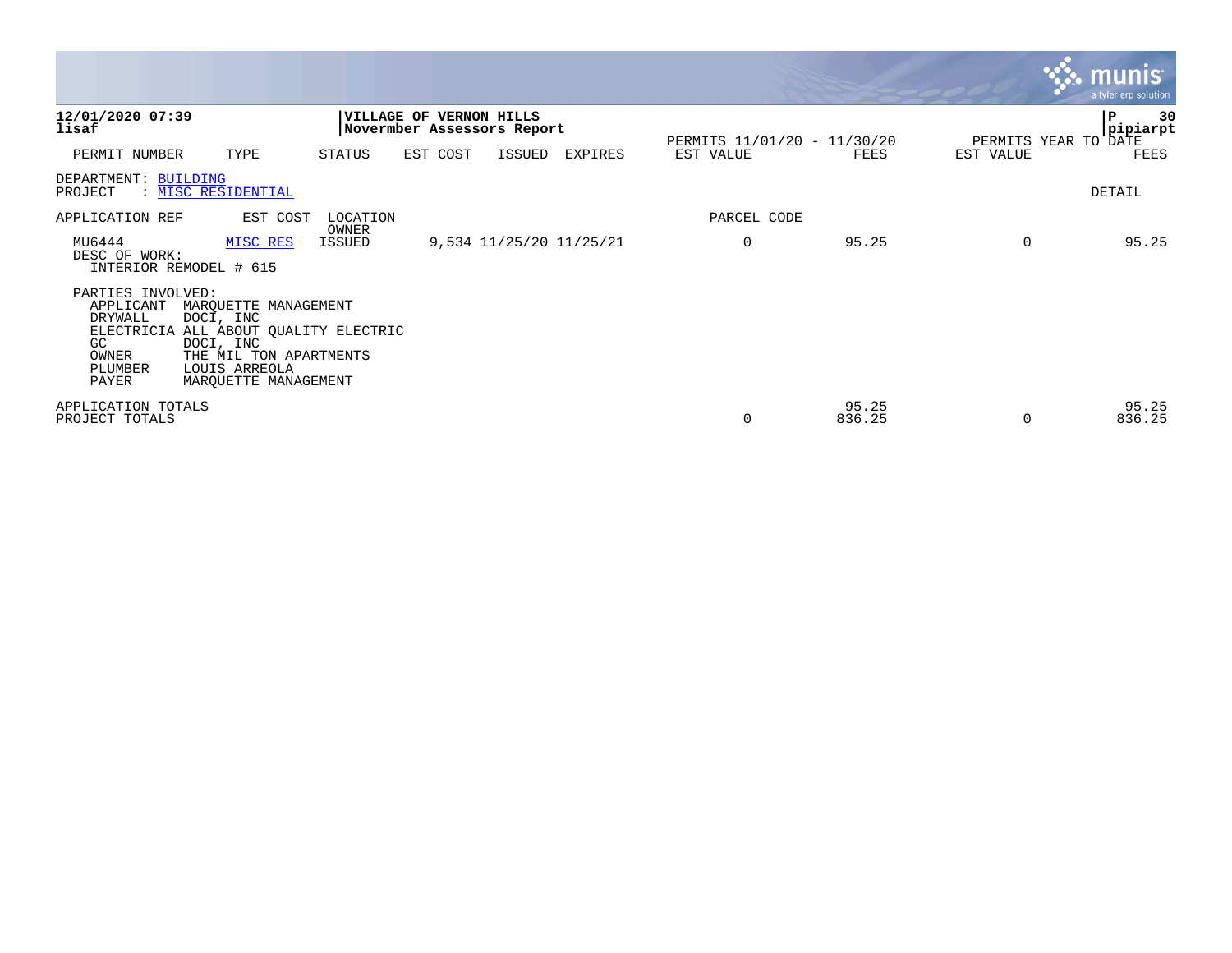**12/01/2020 07:39**
**lisaf**

**VILLAGE OF VERNON HILLS**
**Novermber Assessors Report**

**P 30**
**pipiarpt**

| PERMIT NUMBER | TYPE | STATUS | EST COST | ISSUED | EXPIRES | PERMITS 11/01/20 - 11/30/20 EST VALUE | FEES | PERMITS YEAR TO DATE EST VALUE | FEES |
|---|---|---|---|---|---|---|---|---|---|

DEPARTMENT: BUILDING
PROJECT : MISC RESIDENTIAL

DETAIL

| APPLICATION REF | EST COST | LOCATION OWNER | | | | PARCEL CODE | | | |
|---|---|---|---|---|---|---|---|---|---|
| MU6444 | MISC RES | ISSUED | 9,534 | 11/25/20 | 11/25/21 | 0 | 95.25 | 0 | 95.25 |

DESC OF WORK:
INTERIOR REMODEL # 615

PARTIES INVOLVED:

| | |
|---|---|
| APPLICANT | MARQUETTE MANAGEMENT |
| DRYWALL | DOCI, INC |
| ELECTRICIA | ALL ABOUT QUALITY ELECTRIC |
| GC | DOCI, INC |
| OWNER | THE MIL TON APARTMENTS |
| PLUMBER | LOUIS ARREOLA |
| PAYER | MARQUETTE MANAGEMENT |

| | EST VALUE | FEES | EST VALUE | FEES |
|---|---|---|---|---|
| APPLICATION TOTALS | | 95.25 | | 95.25 |
| PROJECT TOTALS | 0 | 836.25 | 0 | 836.25 |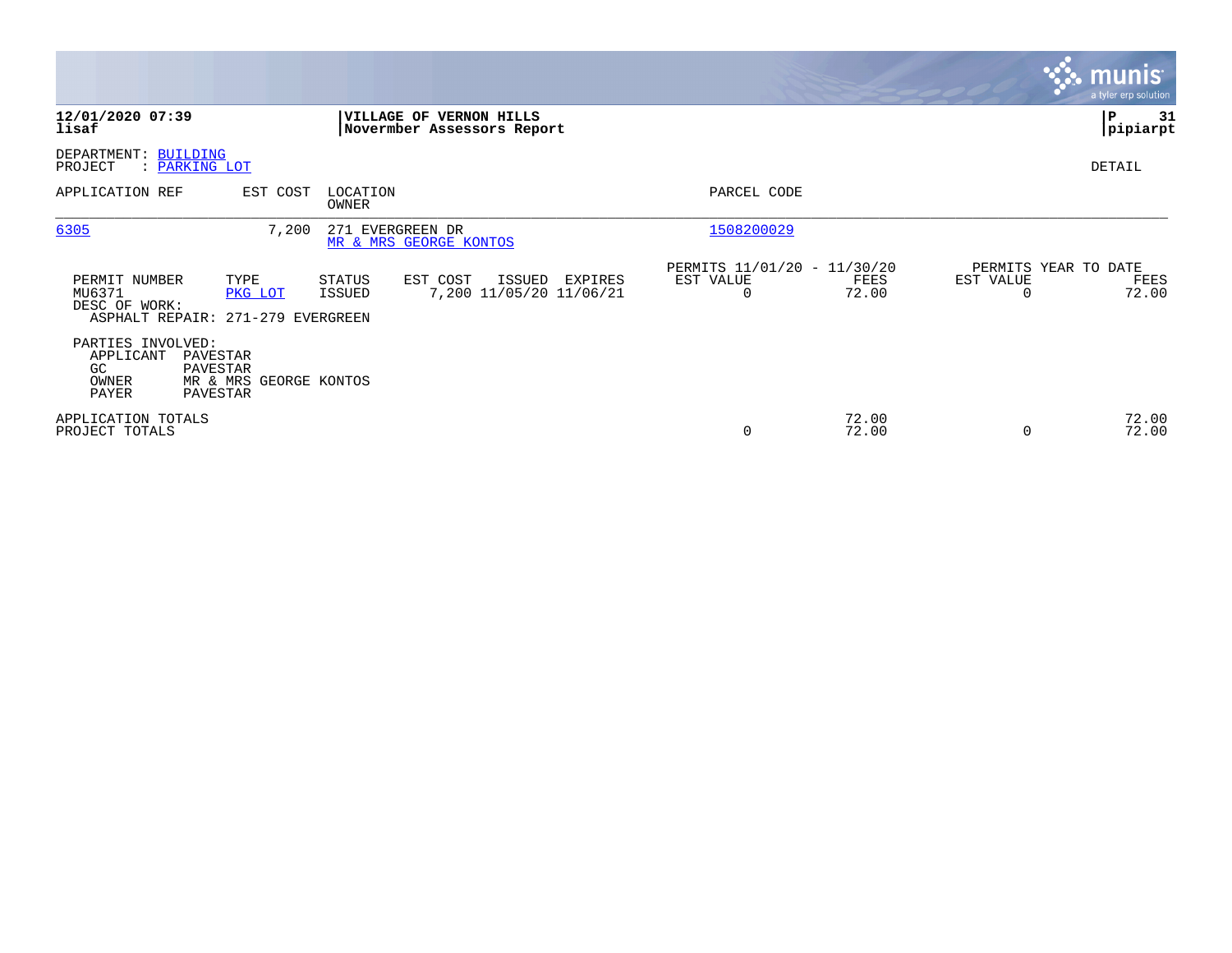**12/01/2020 07:39** | **VILLAGE OF VERNON HILLS** | **P 31**
**lisaf** | **Novermber Assessors Report** | **pipiarpt**

DEPARTMENT: BUILDING
PROJECT : PARKING LOT

DETAIL

| APPLICATION REF | EST COST | LOCATION / OWNER | PARCEL CODE |
|---|---|---|---|
| 6305 | 7,200 | 271 EVERGREEN DR / MR & MRS GEORGE KONTOS | 1508200029 |

| PERMIT NUMBER | TYPE | STATUS | EST COST | ISSUED | EXPIRES | PERMITS 11/01/20 - 11/30/20 EST VALUE | FEES | PERMITS YEAR TO DATE EST VALUE | FEES |
|---|---|---|---|---|---|---|---|---|---|
| MU6371 | PKG LOT | ISSUED | 7,200 | 11/05/20 | 11/06/21 | 0 | 72.00 | 0 | 72.00 |

DESC OF WORK:
ASPHALT REPAIR: 271-279 EVERGREEN

PARTIES INVOLVED:
- APPLICANT PAVESTAR
- GC PAVESTAR
- OWNER MR & MRS GEORGE KONTOS
- PAYER PAVESTAR

| | EST VALUE | FEES | EST VALUE | FEES |
|---|---|---|---|---|
| APPLICATION TOTALS | | 72.00 | | 72.00 |
| PROJECT TOTALS | 0 | 72.00 | 0 | 72.00 |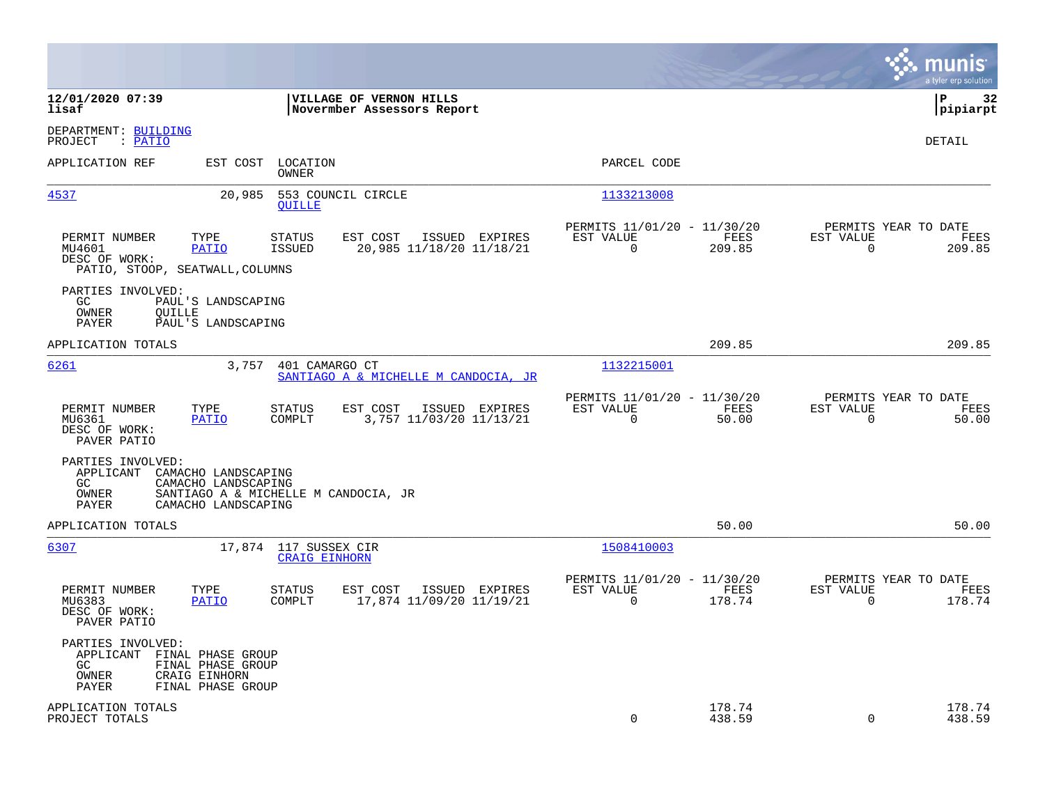**12/01/2020 07:39** | **VILLAGE OF VERNON HILLS** | **P 32**
**lisaf** | **Novermber Assessors Report** | **pipiarpt**

DEPARTMENT: BUILDING
PROJECT : PATIO

DETAIL

| APPLICATION REF | EST COST | LOCATION / OWNER | PARCEL CODE |
|---|---|---|---|
| 4537 | 20,985 | 553 COUNCIL CIRCLE / QUILLE | 1133213008 |

| PERMIT NUMBER | TYPE | STATUS | EST COST | ISSUED | EXPIRES | PERMITS 11/01/20 - 11/30/20 EST VALUE | FEES | PERMITS YEAR TO DATE EST VALUE | FEES |
|---|---|---|---|---|---|---|---|---|---|
| MU4601 | PATIO | ISSUED | 20,985 | 11/18/20 | 11/18/21 | 0 | 209.85 | 0 | 209.85 |

DESC OF WORK:
PATIO, STOOP, SEATWALL,COLUMNS

PARTIES INVOLVED:
- GC PAUL'S LANDSCAPING
- OWNER QUILLE
- PAYER PAUL'S LANDSCAPING

APPLICATION TOTALS 209.85 209.85

| APPLICATION REF | EST COST | LOCATION / OWNER | PARCEL CODE |
|---|---|---|---|
| 6261 | 3,757 | 401 CAMARGO CT / SANTIAGO A & MICHELLE M CANDOCIA, JR | 1132215001 |

| PERMIT NUMBER | TYPE | STATUS | EST COST | ISSUED | EXPIRES | PERMITS 11/01/20 - 11/30/20 EST VALUE | FEES | PERMITS YEAR TO DATE EST VALUE | FEES |
|---|---|---|---|---|---|---|---|---|---|
| MU6361 | PATIO | COMPLT | 3,757 | 11/03/20 | 11/13/21 | 0 | 50.00 | 0 | 50.00 |

DESC OF WORK:
PAVER PATIO

PARTIES INVOLVED:
- APPLICANT CAMACHO LANDSCAPING
- GC CAMACHO LANDSCAPING
- OWNER SANTIAGO A & MICHELLE M CANDOCIA, JR
- PAYER CAMACHO LANDSCAPING

APPLICATION TOTALS 50.00 50.00

| APPLICATION REF | EST COST | LOCATION / OWNER | PARCEL CODE |
|---|---|---|---|
| 6307 | 17,874 | 117 SUSSEX CIR / CRAIG EINHORN | 1508410003 |

| PERMIT NUMBER | TYPE | STATUS | EST COST | ISSUED | EXPIRES | PERMITS 11/01/20 - 11/30/20 EST VALUE | FEES | PERMITS YEAR TO DATE EST VALUE | FEES |
|---|---|---|---|---|---|---|---|---|---|
| MU6383 | PATIO | COMPLT | 17,874 | 11/09/20 | 11/19/21 | 0 | 178.74 | 0 | 178.74 |

DESC OF WORK:
PAVER PATIO

PARTIES INVOLVED:
- APPLICANT FINAL PHASE GROUP
- GC FINAL PHASE GROUP
- OWNER CRAIG EINHORN
- PAYER FINAL PHASE GROUP

| | EST VALUE | FEES | YTD EST VALUE | YTD FEES |
|---|---|---|---|---|
| APPLICATION TOTALS | | 178.74 | | 178.74 |
| PROJECT TOTALS | 0 | 438.59 | 0 | 438.59 |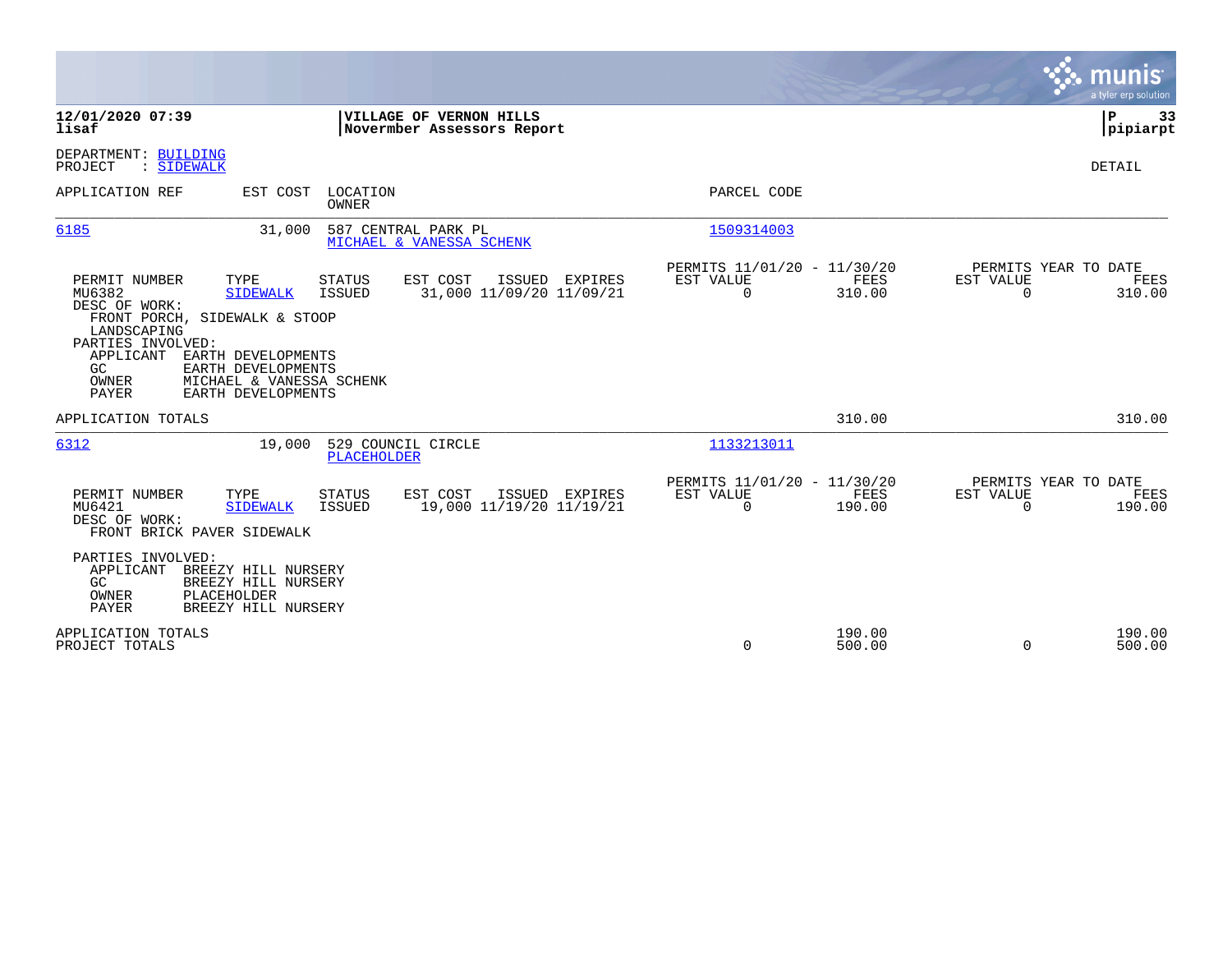**12/01/2020 07:39**
**lisaf**

**VILLAGE OF VERNON HILLS**
**Novermber Assessors Report**

**P 33**
**pipiarpt**

DEPARTMENT: BUILDING
PROJECT : SIDEWALK

DETAIL

| APPLICATION REF | EST COST | LOCATION / OWNER | PARCEL CODE |
|---|---|---|---|
| 6185 | 31,000 | 587 CENTRAL PARK PL / MICHAEL & VANESSA SCHENK | 1509314003 |

| PERMIT NUMBER | TYPE | STATUS | EST COST | ISSUED | EXPIRES | PERMITS 11/01/20 - 11/30/20 EST VALUE | FEES | PERMITS YEAR TO DATE EST VALUE | FEES |
|---|---|---|---|---|---|---|---|---|---|
| MU6382 | SIDEWALK | ISSUED | 31,000 | 11/09/20 | 11/09/21 | 0 | 310.00 | 0 | 310.00 |

DESC OF WORK:
FRONT PORCH, SIDEWALK & STOOP
LANDSCAPING

PARTIES INVOLVED:
APPLICANT EARTH DEVELOPMENTS
GC EARTH DEVELOPMENTS
OWNER MICHAEL & VANESSA SCHENK
PAYER EARTH DEVELOPMENTS

APPLICATION TOTALS 310.00 310.00

| APPLICATION REF | EST COST | LOCATION / OWNER | PARCEL CODE |
|---|---|---|---|
| 6312 | 19,000 | 529 COUNCIL CIRCLE / PLACEHOLDER | 1133213011 |

| PERMIT NUMBER | TYPE | STATUS | EST COST | ISSUED | EXPIRES | PERMITS 11/01/20 - 11/30/20 EST VALUE | FEES | PERMITS YEAR TO DATE EST VALUE | FEES |
|---|---|---|---|---|---|---|---|---|---|
| MU6421 | SIDEWALK | ISSUED | 19,000 | 11/19/20 | 11/19/21 | 0 | 190.00 | 0 | 190.00 |

DESC OF WORK:
FRONT BRICK PAVER SIDEWALK

PARTIES INVOLVED:
APPLICANT BREEZY HILL NURSERY
GC BREEZY HILL NURSERY
OWNER PLACEHOLDER
PAYER BREEZY HILL NURSERY

| | EST VALUE | FEES | YTD EST VALUE | YTD FEES |
|---|---|---|---|---|
| APPLICATION TOTALS | | 190.00 | | 190.00 |
| PROJECT TOTALS | 0 | 500.00 | 0 | 500.00 |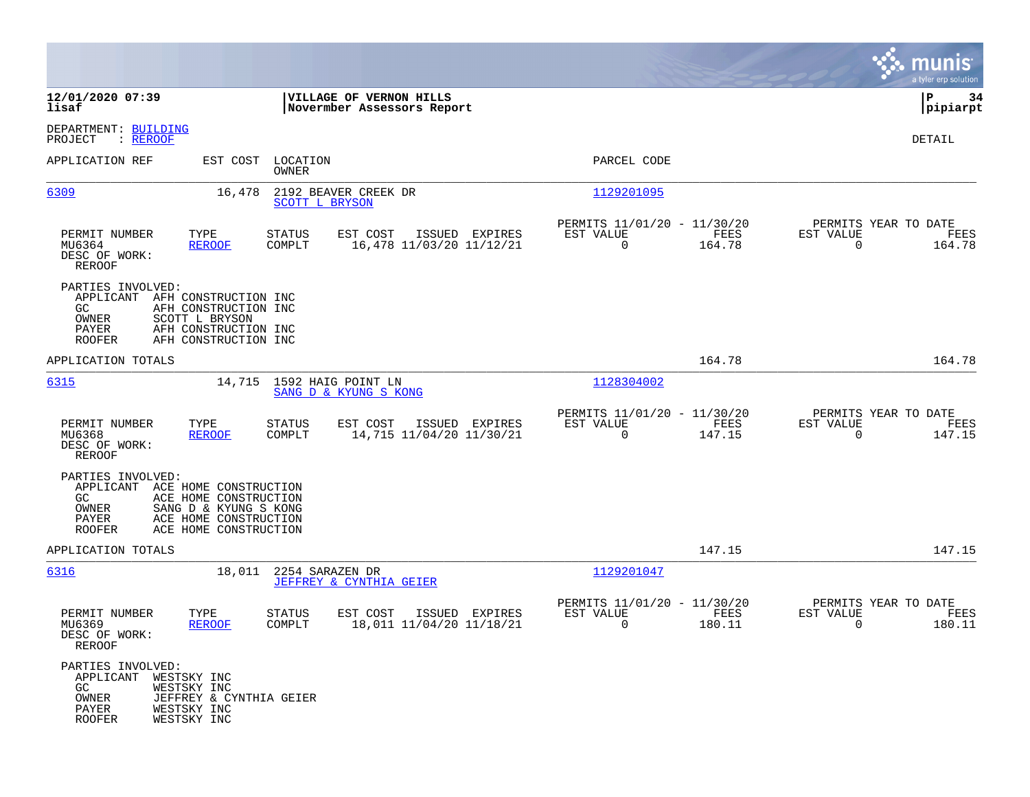**12/01/2020 07:39**
**lisaf**

**VILLAGE OF VERNON HILLS**
**Novermber Assessors Report**

**P 34**
**pipiarpt**

DEPARTMENT: BUILDING
PROJECT : REROOF

DETAIL

| APPLICATION REF | EST COST | LOCATION / OWNER | PARCEL CODE |
|---|---|---|---|
| 6309 | 16,478 | 2192 BEAVER CREEK DR / SCOTT L BRYSON | 1129201095 |

| PERMIT NUMBER | TYPE | STATUS | EST COST | ISSUED | EXPIRES | PERMITS 11/01/20 - 11/30/20 EST VALUE | FEES | PERMITS YEAR TO DATE EST VALUE | FEES |
|---|---|---|---|---|---|---|---|---|---|
| MU6364 | REROOF | COMPLT | 16,478 | 11/03/20 | 11/12/21 | 0 | 164.78 | 0 | 164.78 |

DESC OF WORK:
REROOF

PARTIES INVOLVED:
- APPLICANT AFH CONSTRUCTION INC
- GC AFH CONSTRUCTION INC
- OWNER SCOTT L BRYSON
- PAYER AFH CONSTRUCTION INC
- ROOFER AFH CONSTRUCTION INC

APPLICATION TOTALS 164.78 164.78

| APPLICATION REF | EST COST | LOCATION / OWNER | PARCEL CODE |
|---|---|---|---|
| 6315 | 14,715 | 1592 HAIG POINT LN / SANG D & KYUNG S KONG | 1128304002 |

| PERMIT NUMBER | TYPE | STATUS | EST COST | ISSUED | EXPIRES | PERMITS 11/01/20 - 11/30/20 EST VALUE | FEES | PERMITS YEAR TO DATE EST VALUE | FEES |
|---|---|---|---|---|---|---|---|---|---|
| MU6368 | REROOF | COMPLT | 14,715 | 11/04/20 | 11/30/21 | 0 | 147.15 | 0 | 147.15 |

DESC OF WORK:
REROOF

PARTIES INVOLVED:
- APPLICANT ACE HOME CONSTRUCTION
- GC ACE HOME CONSTRUCTION
- OWNER SANG D & KYUNG S KONG
- PAYER ACE HOME CONSTRUCTION
- ROOFER ACE HOME CONSTRUCTION

APPLICATION TOTALS 147.15 147.15

| APPLICATION REF | EST COST | LOCATION / OWNER | PARCEL CODE |
|---|---|---|---|
| 6316 | 18,011 | 2254 SARAZEN DR / JEFFREY & CYNTHIA GEIER | 1129201047 |

| PERMIT NUMBER | TYPE | STATUS | EST COST | ISSUED | EXPIRES | PERMITS 11/01/20 - 11/30/20 EST VALUE | FEES | PERMITS YEAR TO DATE EST VALUE | FEES |
|---|---|---|---|---|---|---|---|---|---|
| MU6369 | REROOF | COMPLT | 18,011 | 11/04/20 | 11/18/21 | 0 | 180.11 | 0 | 180.11 |

DESC OF WORK:
REROOF

PARTIES INVOLVED:
- APPLICANT WESTSKY INC
- GC WESTSKY INC
- OWNER JEFFREY & CYNTHIA GEIER
- PAYER WESTSKY INC
- ROOFER WESTSKY INC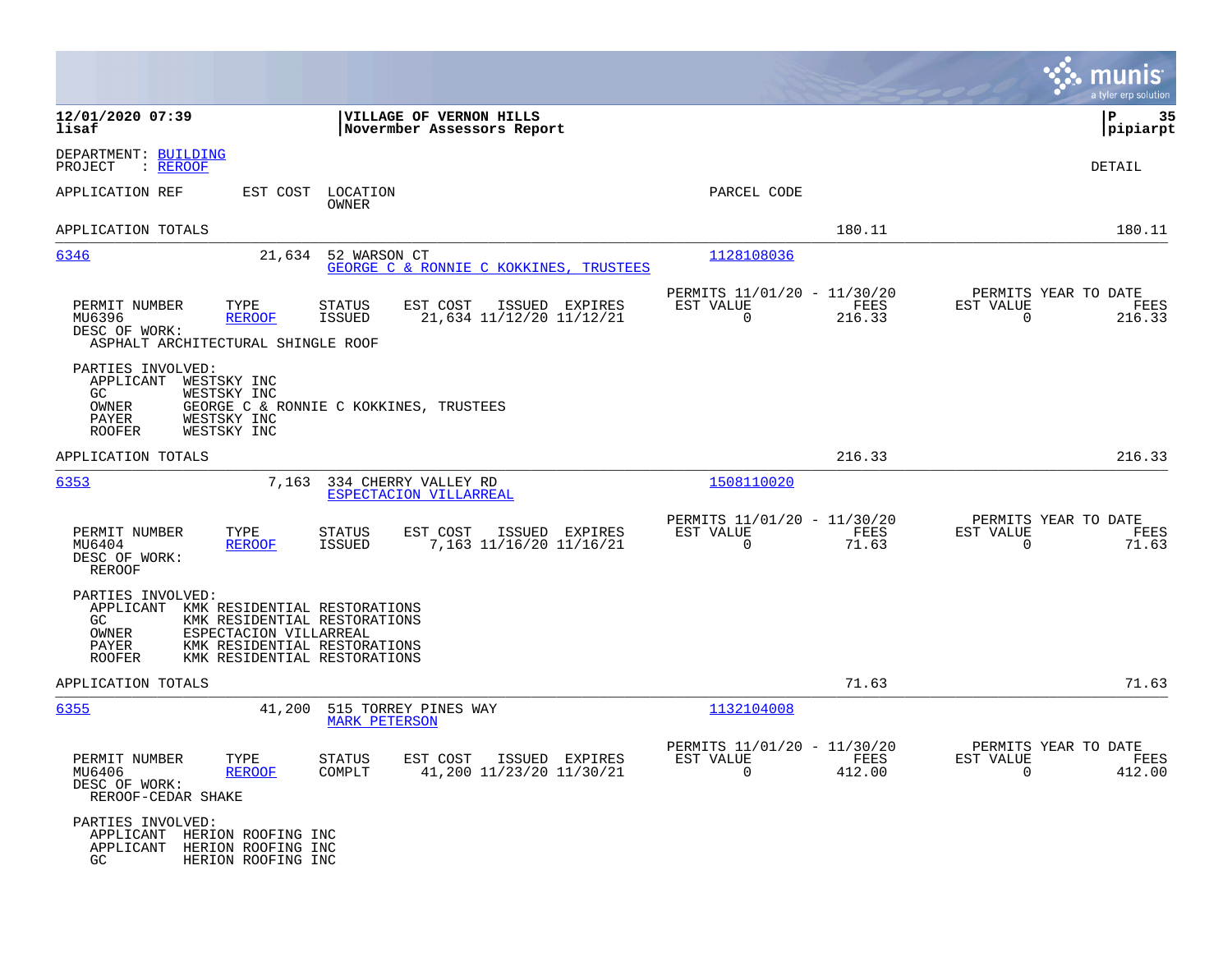12/01/2020 07:39 | VILLAGE OF VERNON HILLS | P 35
lisaf | Novermber Assessors Report | pipiarpt

DEPARTMENT: BUILDING
PROJECT : REROOF

DETAIL

| APPLICATION REF | EST COST | LOCATION / OWNER | PARCEL CODE | | |
|---|---|---|---|---|---|
| APPLICATION TOTALS | | | | 180.11 | 180.11 |

---

**6346** | 21,634 | 52 WARSON CT | 1128108036
GEORGE C & RONNIE C KOKKINES, TRUSTEES

| PERMIT NUMBER | TYPE | STATUS | EST COST | ISSUED | EXPIRES | PERMITS 11/01/20 - 11/30/20 EST VALUE | FEES | PERMITS YEAR TO DATE EST VALUE | FEES |
|---|---|---|---|---|---|---|---|---|---|
| MU6396 | REROOF | ISSUED | 21,634 | 11/12/20 | 11/12/21 | 0 | 216.33 | 0 | 216.33 |

DESC OF WORK:
ASPHALT ARCHITECTURAL SHINGLE ROOF

PARTIES INVOLVED:
- APPLICANT WESTSKY INC
- GC WESTSKY INC
- OWNER GEORGE C & RONNIE C KOKKINES, TRUSTEES
- PAYER WESTSKY INC
- ROOFER WESTSKY INC

APPLICATION TOTALS | 216.33 | 216.33

---

**6353** | 7,163 | 334 CHERRY VALLEY RD | 1508110020
ESPECTACION VILLARREAL

| PERMIT NUMBER | TYPE | STATUS | EST COST | ISSUED | EXPIRES | PERMITS 11/01/20 - 11/30/20 EST VALUE | FEES | PERMITS YEAR TO DATE EST VALUE | FEES |
|---|---|---|---|---|---|---|---|---|---|
| MU6404 | REROOF | ISSUED | 7,163 | 11/16/20 | 11/16/21 | 0 | 71.63 | 0 | 71.63 |

DESC OF WORK:
REROOF

PARTIES INVOLVED:
- APPLICANT KMK RESIDENTIAL RESTORATIONS
- GC KMK RESIDENTIAL RESTORATIONS
- OWNER ESPECTACION VILLARREAL
- PAYER KMK RESIDENTIAL RESTORATIONS
- ROOFER KMK RESIDENTIAL RESTORATIONS

APPLICATION TOTALS | 71.63 | 71.63

---

**6355** | 41,200 | 515 TORREY PINES WAY | 1132104008
MARK PETERSON

| PERMIT NUMBER | TYPE | STATUS | EST COST | ISSUED | EXPIRES | PERMITS 11/01/20 - 11/30/20 EST VALUE | FEES | PERMITS YEAR TO DATE EST VALUE | FEES |
|---|---|---|---|---|---|---|---|---|---|
| MU6406 | REROOF | COMPLT | 41,200 | 11/23/20 | 11/30/21 | 0 | 412.00 | 0 | 412.00 |

DESC OF WORK:
REROOF-CEDAR SHAKE

PARTIES INVOLVED:
- APPLICANT HERION ROOFING INC
- APPLICANT HERION ROOFING INC
- GC HERION ROOFING INC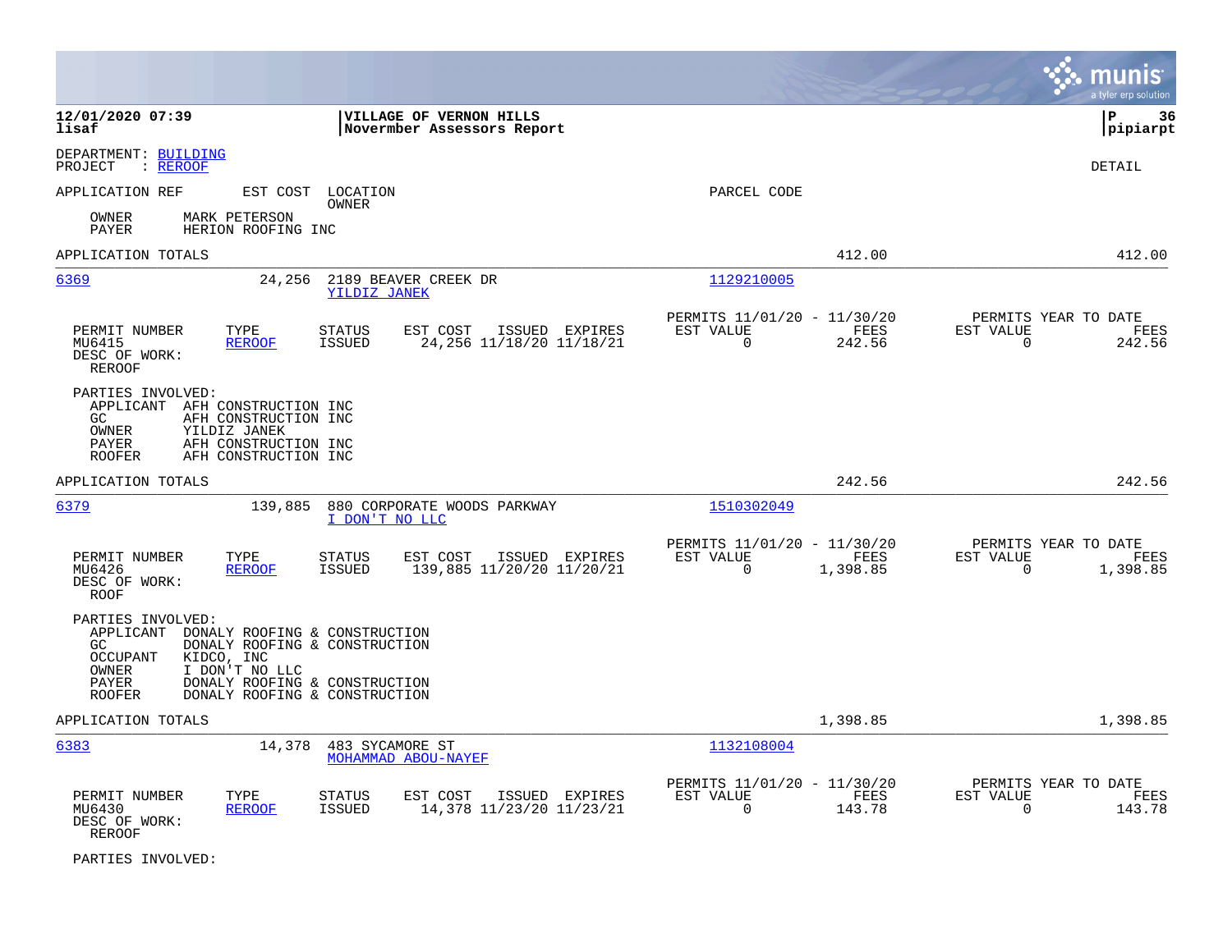DEPARTMENT: BUILDING
PROJECT : REROOF

DETAIL

APPLICATION REF EST COST LOCATION OWNER PARCEL CODE

OWNER MARK PETERSON
PAYER HERION ROOFING INC

APPLICATION TOTALS 412.00 412.00

---

**6369** 24,256 2189 BEAVER CREEK DR — YILDIZ JANEK — Parcel 1129210005

| PERMIT NUMBER | TYPE | STATUS | EST COST | ISSUED | EXPIRES | PERMITS 11/01/20 - 11/30/20 EST VALUE | FEES | PERMITS YEAR TO DATE EST VALUE | FEES |
|---|---|---|---|---|---|---|---|---|---|
| MU6415 | REROOF | ISSUED | 24,256 | 11/18/20 | 11/18/21 | 0 | 242.56 | 0 | 242.56 |

DESC OF WORK:
REROOF

PARTIES INVOLVED:
- APPLICANT AFH CONSTRUCTION INC
- GC AFH CONSTRUCTION INC
- OWNER YILDIZ JANEK
- PAYER AFH CONSTRUCTION INC
- ROOFER AFH CONSTRUCTION INC

APPLICATION TOTALS 242.56 242.56

---

**6379** 139,885 880 CORPORATE WOODS PARKWAY — I DON'T NO LLC — Parcel 1510302049

| PERMIT NUMBER | TYPE | STATUS | EST COST | ISSUED | EXPIRES | PERMITS 11/01/20 - 11/30/20 EST VALUE | FEES | PERMITS YEAR TO DATE EST VALUE | FEES |
|---|---|---|---|---|---|---|---|---|---|
| MU6426 | REROOF | ISSUED | 139,885 | 11/20/20 | 11/20/21 | 0 | 1,398.85 | 0 | 1,398.85 |

DESC OF WORK:
ROOF

PARTIES INVOLVED:
- APPLICANT DONALY ROOFING & CONSTRUCTION
- GC DONALY ROOFING & CONSTRUCTION
- OCCUPANT KIDCO, INC
- OWNER I DON'T NO LLC
- PAYER DONALY ROOFING & CONSTRUCTION
- ROOFER DONALY ROOFING & CONSTRUCTION

APPLICATION TOTALS 1,398.85 1,398.85

---

**6383** 14,378 483 SYCAMORE ST — MOHAMMAD ABOU-NAYEF — Parcel 1132108004

| PERMIT NUMBER | TYPE | STATUS | EST COST | ISSUED | EXPIRES | PERMITS 11/01/20 - 11/30/20 EST VALUE | FEES | PERMITS YEAR TO DATE EST VALUE | FEES |
|---|---|---|---|---|---|---|---|---|---|
| MU6430 | REROOF | ISSUED | 14,378 | 11/23/20 | 11/23/21 | 0 | 143.78 | 0 | 143.78 |

DESC OF WORK:
REROOF

PARTIES INVOLVED: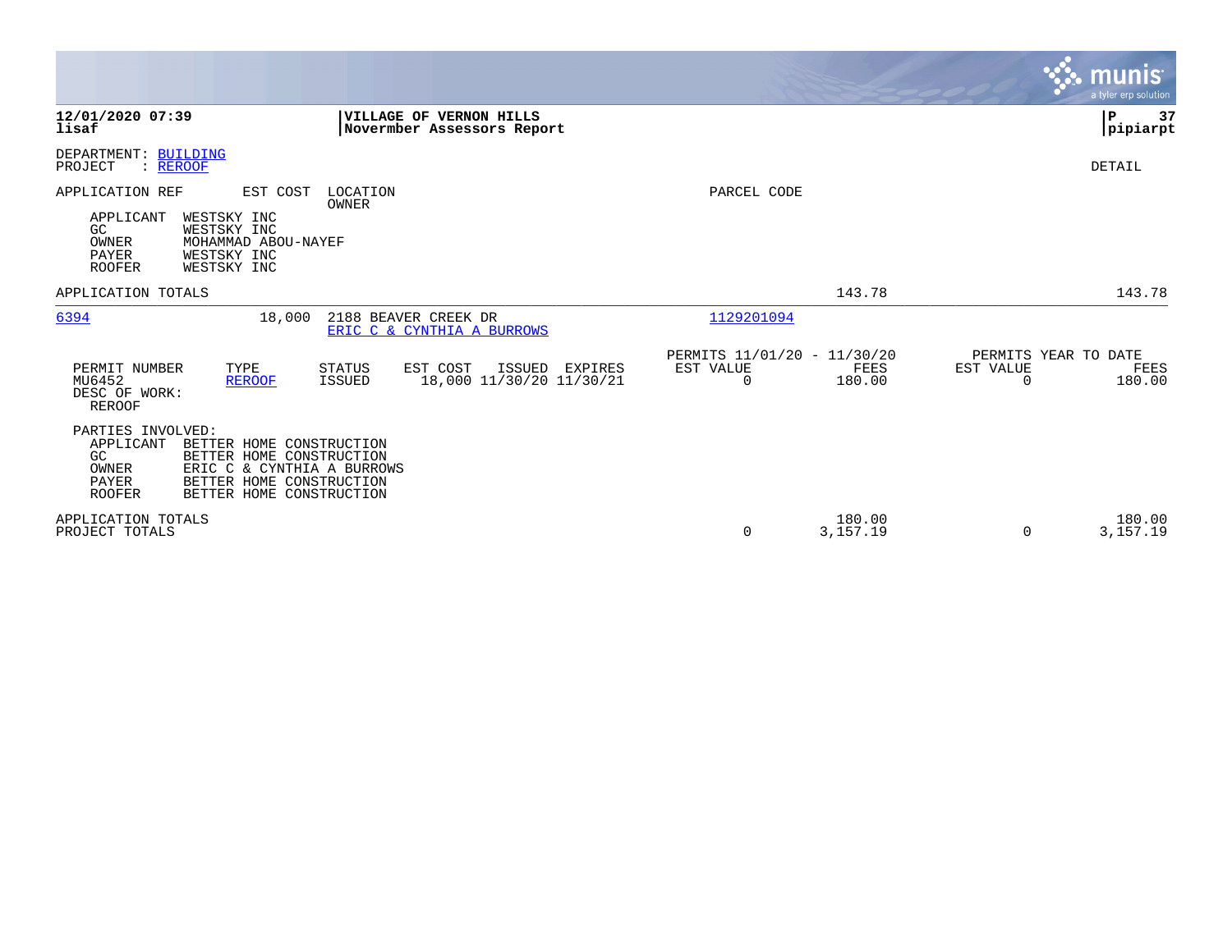**12/01/2020 07:39**
**lisaf**

**VILLAGE OF VERNON HILLS**
**Novermber Assessors Report**

**P 37**
**pipiarpt**

DEPARTMENT: BUILDING
PROJECT : REROOF

DETAIL

APPLICATION REF | EST COST | LOCATION / OWNER | PARCEL CODE

| Role | Name |
|---|---|
| APPLICANT | WESTSKY INC |
| GC | WESTSKY INC |
| OWNER | MOHAMMAD ABOU-NAYEF |
| PAYER | WESTSKY INC |
| ROOFER | WESTSKY INC |

APPLICATION TOTALS — 143.78 — 143.78

---

**6394** — 18,000 — 2188 BEAVER CREEK DR — ERIC C & CYNTHIA A BURROWS — Parcel: 1129201094

| PERMIT NUMBER | TYPE | STATUS | EST COST | ISSUED | EXPIRES | PERMITS 11/01/20 - 11/30/20 EST VALUE | FEES | PERMITS YEAR TO DATE EST VALUE | FEES |
|---|---|---|---|---|---|---|---|---|---|
| MU6452 | REROOF | ISSUED | 18,000 | 11/30/20 | 11/30/21 | 0 | 180.00 | 0 | 180.00 |

DESC OF WORK:
REROOF

PARTIES INVOLVED:

| Role | Name |
|---|---|
| APPLICANT | BETTER HOME CONSTRUCTION |
| GC | BETTER HOME CONSTRUCTION |
| OWNER | ERIC C & CYNTHIA A BURROWS |
| PAYER | BETTER HOME CONSTRUCTION |
| ROOFER | BETTER HOME CONSTRUCTION |

| | EST VALUE | FEES | YTD EST VALUE | YTD FEES |
|---|---|---|---|---|
| APPLICATION TOTALS | | 180.00 | | 180.00 |
| PROJECT TOTALS | 0 | 3,157.19 | 0 | 3,157.19 |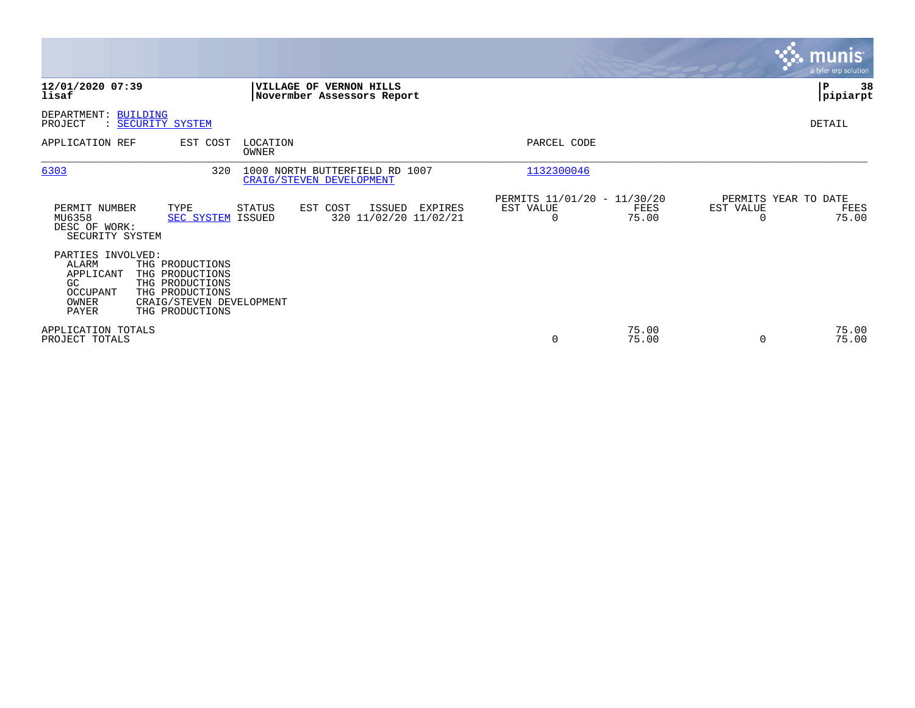**12/01/2020 07:39**
**lisaf**

**VILLAGE OF VERNON HILLS**
**Novermber Assessors Report**

**P 38**
**pipiarpt**

DEPARTMENT: BUILDING
PROJECT : SECURITY SYSTEM

DETAIL

| APPLICATION REF | EST COST | LOCATION / OWNER | PARCEL CODE |
|---|---|---|---|
| 6303 | 320 | 1000 NORTH BUTTERFIELD RD 1007 / CRAIG/STEVEN DEVELOPMENT | 1132300046 |

| PERMIT NUMBER | TYPE | STATUS | EST COST | ISSUED | EXPIRES | PERMITS 11/01/20 - 11/30/20 EST VALUE | FEES | PERMITS YEAR TO DATE EST VALUE | FEES |
|---|---|---|---|---|---|---|---|---|---|
| MU6358 | SEC SYSTEM | ISSUED | 320 | 11/02/20 | 11/02/21 | 0 | 75.00 | 0 | 75.00 |

DESC OF WORK:
SECURITY SYSTEM

PARTIES INVOLVED:

| Role | Name |
|---|---|
| ALARM | THG PRODUCTIONS |
| APPLICANT | THG PRODUCTIONS |
| GC | THG PRODUCTIONS |
| OCCUPANT | THG PRODUCTIONS |
| OWNER | CRAIG/STEVEN DEVELOPMENT |
| PAYER | THG PRODUCTIONS |

| | EST VALUE | FEES | EST VALUE | FEES |
|---|---|---|---|---|
| APPLICATION TOTALS | | 75.00 | | 75.00 |
| PROJECT TOTALS | 0 | 75.00 | 0 | 75.00 |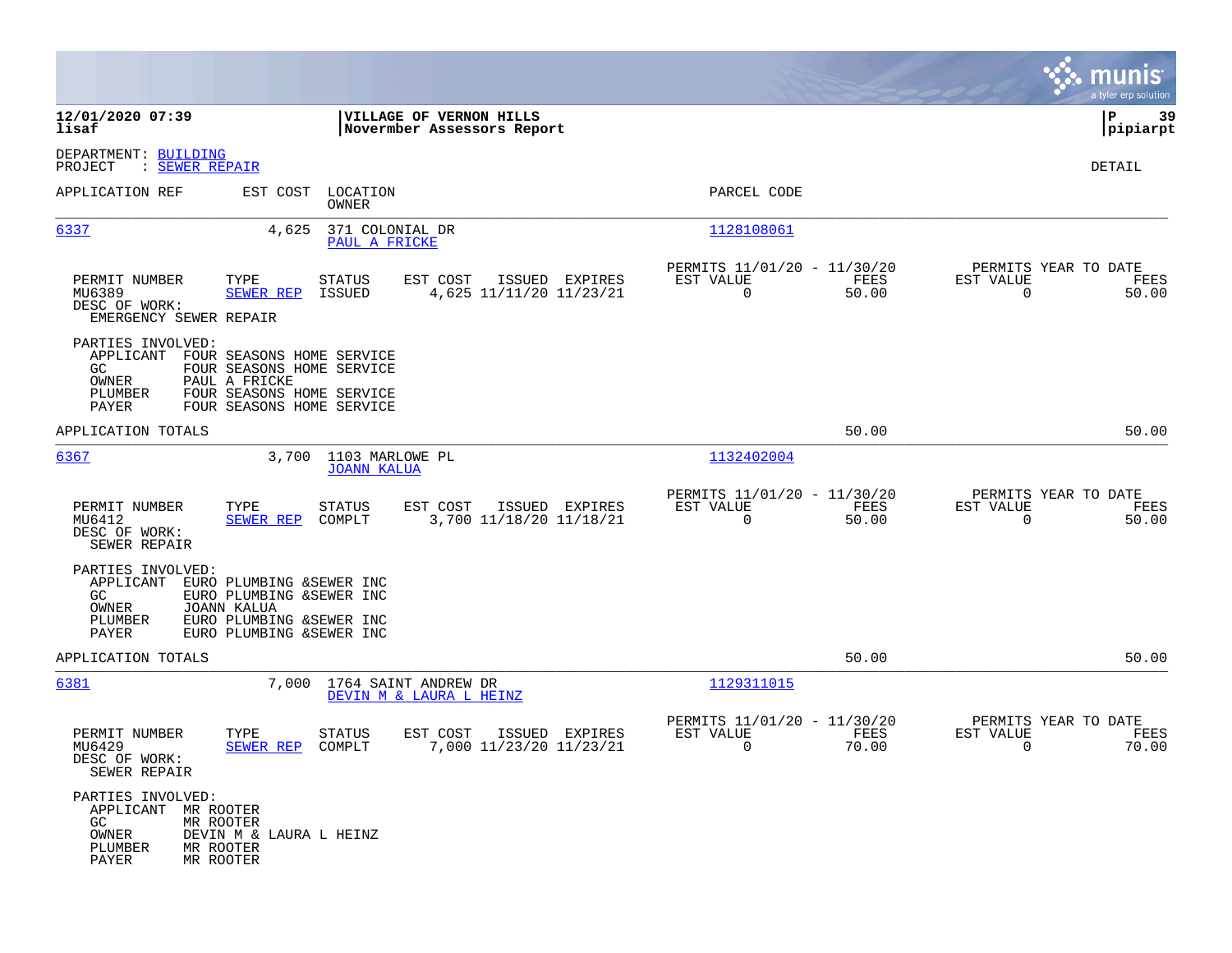**12/01/2020 07:39** | **VILLAGE OF VERNON HILLS** | **P 39**
**lisaf** | **Novermber Assessors Report** | **pipiarpt**

DEPARTMENT: BUILDING
PROJECT : SEWER REPAIR

DETAIL

| APPLICATION REF | EST COST | LOCATION / OWNER | PARCEL CODE |
|---|---|---|---|
| 6337 | 4,625 | 371 COLONIAL DR / PAUL A FRICKE | 1128108061 |

| PERMIT NUMBER | TYPE | STATUS | EST COST | ISSUED | EXPIRES | PERMITS 11/01/20 - 11/30/20 EST VALUE | FEES | PERMITS YEAR TO DATE EST VALUE | FEES |
|---|---|---|---|---|---|---|---|---|---|
| MU6389 | SEWER REP | ISSUED | 4,625 | 11/11/20 | 11/23/21 | 0 | 50.00 | 0 | 50.00 |

DESC OF WORK:
EMERGENCY SEWER REPAIR

PARTIES INVOLVED:
- APPLICANT FOUR SEASONS HOME SERVICE
- GC FOUR SEASONS HOME SERVICE
- OWNER PAUL A FRICKE
- PLUMBER FOUR SEASONS HOME SERVICE
- PAYER FOUR SEASONS HOME SERVICE

APPLICATION TOTALS 50.00 50.00

| APPLICATION REF | EST COST | LOCATION / OWNER | PARCEL CODE |
|---|---|---|---|
| 6367 | 3,700 | 1103 MARLOWE PL / JOANN KALUA | 1132402004 |

| PERMIT NUMBER | TYPE | STATUS | EST COST | ISSUED | EXPIRES | PERMITS 11/01/20 - 11/30/20 EST VALUE | FEES | PERMITS YEAR TO DATE EST VALUE | FEES |
|---|---|---|---|---|---|---|---|---|---|
| MU6412 | SEWER REP | COMPLT | 3,700 | 11/18/20 | 11/18/21 | 0 | 50.00 | 0 | 50.00 |

DESC OF WORK:
SEWER REPAIR

PARTIES INVOLVED:
- APPLICANT EURO PLUMBING &SEWER INC
- GC EURO PLUMBING &SEWER INC
- OWNER JOANN KALUA
- PLUMBER EURO PLUMBING &SEWER INC
- PAYER EURO PLUMBING &SEWER INC

APPLICATION TOTALS 50.00 50.00

| APPLICATION REF | EST COST | LOCATION / OWNER | PARCEL CODE |
|---|---|---|---|
| 6381 | 7,000 | 1764 SAINT ANDREW DR / DEVIN M & LAURA L HEINZ | 1129311015 |

| PERMIT NUMBER | TYPE | STATUS | EST COST | ISSUED | EXPIRES | PERMITS 11/01/20 - 11/30/20 EST VALUE | FEES | PERMITS YEAR TO DATE EST VALUE | FEES |
|---|---|---|---|---|---|---|---|---|---|
| MU6429 | SEWER REP | COMPLT | 7,000 | 11/23/20 | 11/23/21 | 0 | 70.00 | 0 | 70.00 |

DESC OF WORK:
SEWER REPAIR

PARTIES INVOLVED:
- APPLICANT MR ROOTER
- GC MR ROOTER
- OWNER DEVIN M & LAURA L HEINZ
- PLUMBER MR ROOTER
- PAYER MR ROOTER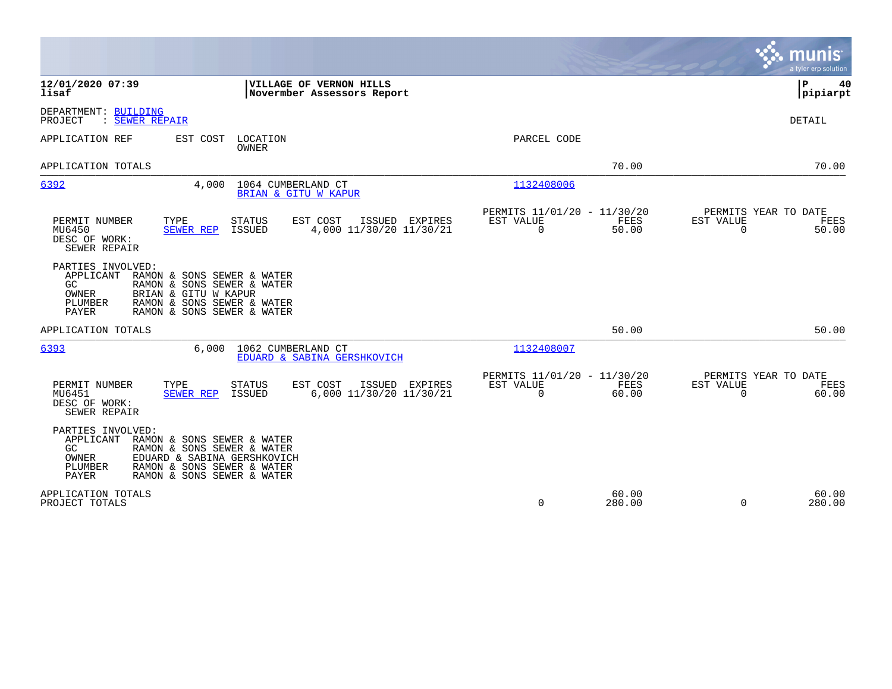**12/01/2020 07:39**
**lisaf**

**VILLAGE OF VERNON HILLS**
**Novermber Assessors Report**

**P 40**
**pipiarpt**

DEPARTMENT: BUILDING
PROJECT : SEWER REPAIR

DETAIL

| APPLICATION REF | EST COST | LOCATION / OWNER | PARCEL CODE | | |
|---|---|---|---|---|---|
| APPLICATION TOTALS | | | | 70.00 | 70.00 |

---

**6392** — 4,000 — 1064 CUMBERLAND CT — BRIAN & GITU W KAPUR — 1132408006

| PERMIT NUMBER | TYPE | STATUS | EST COST | ISSUED | EXPIRES | PERMITS 11/01/20 - 11/30/20 EST VALUE | FEES | PERMITS YEAR TO DATE EST VALUE | FEES |
|---|---|---|---|---|---|---|---|---|---|
| MU6450 | SEWER REP | ISSUED | 4,000 | 11/30/20 | 11/30/21 | 0 | 50.00 | 0 | 50.00 |

DESC OF WORK:
SEWER REPAIR

PARTIES INVOLVED:
- APPLICANT RAMON & SONS SEWER & WATER
- GC RAMON & SONS SEWER & WATER
- OWNER BRIAN & GITU W KAPUR
- PLUMBER RAMON & SONS SEWER & WATER
- PAYER RAMON & SONS SEWER & WATER

APPLICATION TOTALS 50.00 50.00

---

**6393** — 6,000 — 1062 CUMBERLAND CT — EDUARD & SABINA GERSHKOVICH — 1132408007

| PERMIT NUMBER | TYPE | STATUS | EST COST | ISSUED | EXPIRES | PERMITS 11/01/20 - 11/30/20 EST VALUE | FEES | PERMITS YEAR TO DATE EST VALUE | FEES |
|---|---|---|---|---|---|---|---|---|---|
| MU6451 | SEWER REP | ISSUED | 6,000 | 11/30/20 | 11/30/21 | 0 | 60.00 | 0 | 60.00 |

DESC OF WORK:
SEWER REPAIR

PARTIES INVOLVED:
- APPLICANT RAMON & SONS SEWER & WATER
- GC RAMON & SONS SEWER & WATER
- OWNER EDUARD & SABINA GERSHKOVICH
- PLUMBER RAMON & SONS SEWER & WATER
- PAYER RAMON & SONS SEWER & WATER

| | EST VALUE | FEES | EST VALUE | FEES |
|---|---|---|---|---|
| APPLICATION TOTALS | | 60.00 | | 60.00 |
| PROJECT TOTALS | 0 | 280.00 | 0 | 280.00 |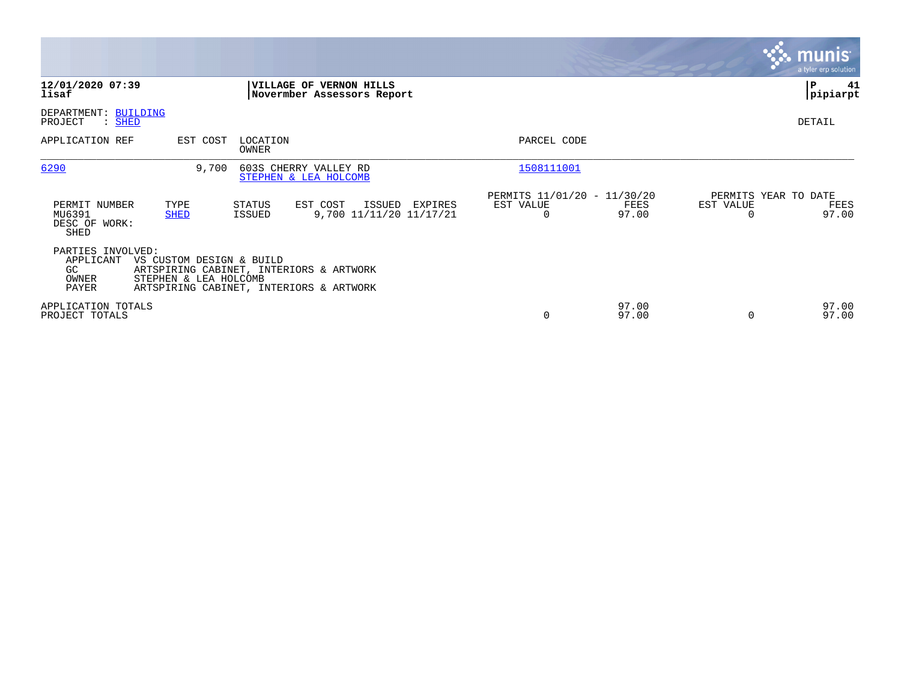**12/01/2020 07:39**
**lisaf**

**VILLAGE OF VERNON HILLS**
**Novermber Assessors Report**

**P 41**
**pipiarpt**

DEPARTMENT: BUILDING
PROJECT : SHED

DETAIL

| APPLICATION REF | EST COST | LOCATION / OWNER | PARCEL CODE |
|---|---|---|---|
| 6290 | 9,700 | 603S CHERRY VALLEY RD / STEPHEN & LEA HOLCOMB | 1508111001 |

| PERMIT NUMBER | TYPE | STATUS | EST COST | ISSUED | EXPIRES | PERMITS 11/01/20 - 11/30/20 EST VALUE | FEES | PERMITS YEAR TO DATE EST VALUE | FEES |
|---|---|---|---|---|---|---|---|---|---|
| MU6391 | SHED | ISSUED | 9,700 | 11/11/20 | 11/17/21 | 0 | 97.00 | 0 | 97.00 |

DESC OF WORK:
SHED

PARTIES INVOLVED:

| | |
|---|---|
| APPLICANT | VS CUSTOM DESIGN & BUILD |
| GC | ARTSPIRING CABINET, INTERIORS & ARTWORK |
| OWNER | STEPHEN & LEA HOLCOMB |
| PAYER | ARTSPIRING CABINET, INTERIORS & ARTWORK |

| | EST VALUE | FEES | EST VALUE | FEES |
|---|---|---|---|---|
| APPLICATION TOTALS | | 97.00 | | 97.00 |
| PROJECT TOTALS | 0 | 97.00 | 0 | 97.00 |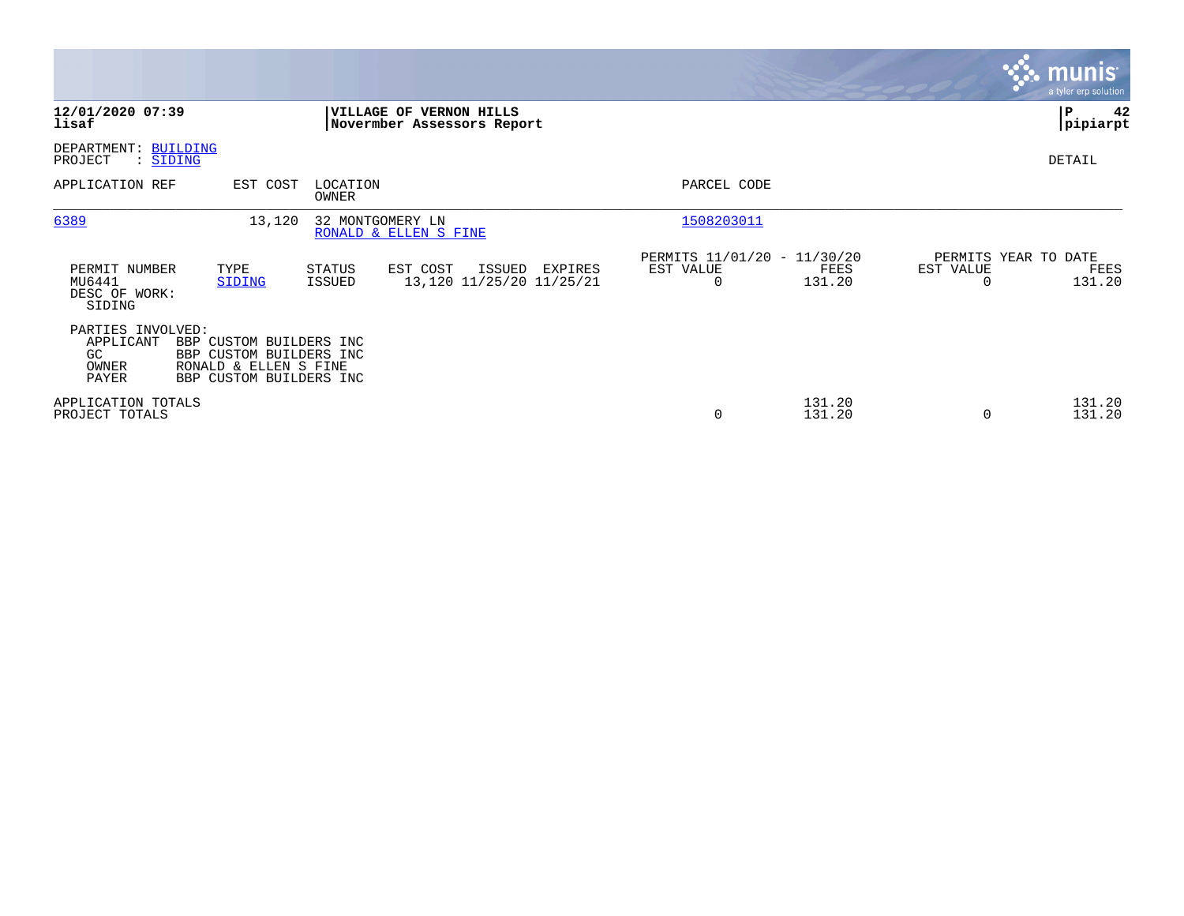**12/01/2020 07:39**
**lisaf**

**VILLAGE OF VERNON HILLS**
**Novermber Assessors Report**

**P 42**
**pipiarpt**

DEPARTMENT: BUILDING
PROJECT : SIDING

DETAIL

| APPLICATION REF | EST COST | LOCATION / OWNER | PARCEL CODE |
|---|---|---|---|
| 6389 | 13,120 | 32 MONTGOMERY LN / RONALD & ELLEN S FINE | 1508203011 |

| PERMIT NUMBER | TYPE | STATUS | EST COST | ISSUED | EXPIRES | PERMITS 11/01/20 - 11/30/20 EST VALUE | FEES | PERMITS YEAR TO DATE EST VALUE | FEES |
|---|---|---|---|---|---|---|---|---|---|
| MU6441 | SIDING | ISSUED | 13,120 | 11/25/20 | 11/25/21 | 0 | 131.20 | 0 | 131.20 |

DESC OF WORK:
SIDING

PARTIES INVOLVED:

| | |
|---|---|
| APPLICANT | BBP CUSTOM BUILDERS INC |
| GC | BBP CUSTOM BUILDERS INC |
| OWNER | RONALD & ELLEN S FINE |
| PAYER | BBP CUSTOM BUILDERS INC |

| | EST VALUE | FEES | EST VALUE | FEES |
|---|---|---|---|---|
| APPLICATION TOTALS | | 131.20 | | 131.20 |
| PROJECT TOTALS | 0 | 131.20 | 0 | 131.20 |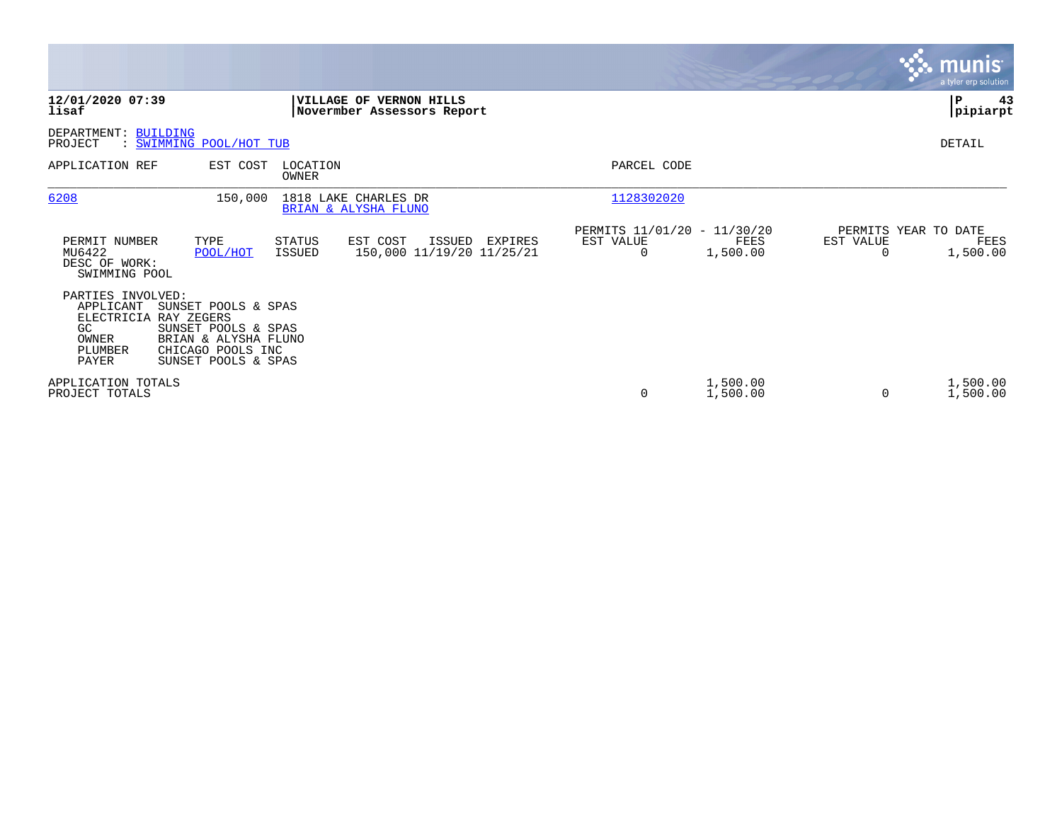**12/01/2020 07:39**
**lisaf**

**VILLAGE OF VERNON HILLS**
**Novermber Assessors Report**

**P 43**
**pipiarpt**

DEPARTMENT: BUILDING
PROJECT : SWIMMING POOL/HOT TUB

DETAIL

| APPLICATION REF | EST COST | LOCATION / OWNER | PARCEL CODE |
|---|---|---|---|
| 6208 | 150,000 | 1818 LAKE CHARLES DR / BRIAN & ALYSHA FLUNO | 1128302020 |

| PERMIT NUMBER | TYPE | STATUS | EST COST | ISSUED | EXPIRES | PERMITS 11/01/20 - 11/30/20 EST VALUE | FEES | PERMITS YEAR TO DATE EST VALUE | FEES |
|---|---|---|---|---|---|---|---|---|---|
| MU6422 | POOL/HOT | ISSUED | 150,000 | 11/19/20 | 11/25/21 | 0 | 1,500.00 | 0 | 1,500.00 |

DESC OF WORK:
SWIMMING POOL

PARTIES INVOLVED:

| Role | Name |
|---|---|
| APPLICANT | SUNSET POOLS & SPAS |
| ELECTRICIA | RAY ZEGERS |
| GC | SUNSET POOLS & SPAS |
| OWNER | BRIAN & ALYSHA FLUNO |
| PLUMBER | CHICAGO POOLS INC |
| PAYER | SUNSET POOLS & SPAS |

| | EST VALUE | FEES | EST VALUE (YTD) | FEES (YTD) |
|---|---|---|---|---|
| APPLICATION TOTALS | | 1,500.00 | | 1,500.00 |
| PROJECT TOTALS | 0 | 1,500.00 | 0 | 1,500.00 |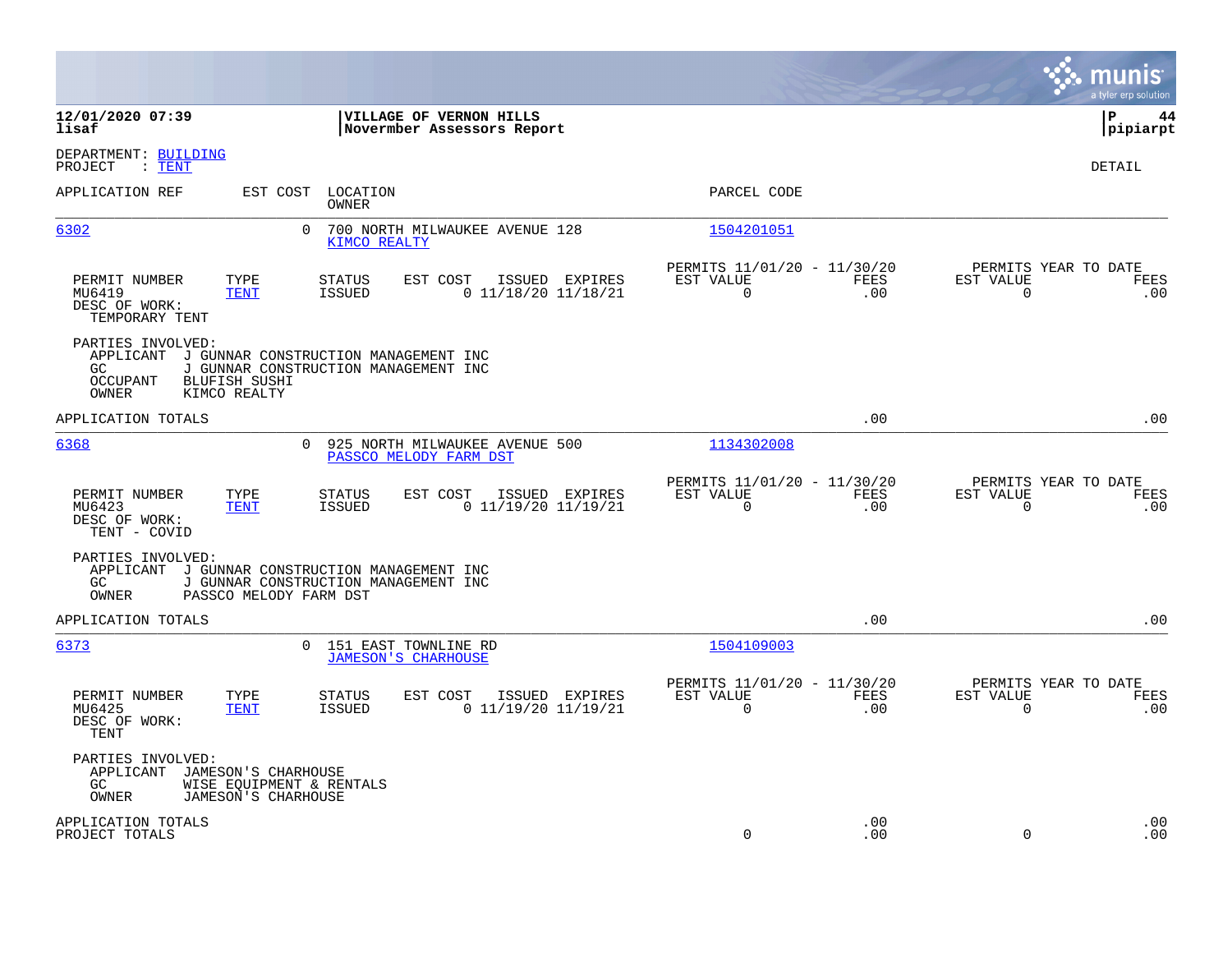**12/01/2020 07:39**
**lisaf**

**VILLAGE OF VERNON HILLS**
**Novermber Assessors Report**

**P 44**
**pipiarpt**

DEPARTMENT: BUILDING
PROJECT : TENT

DETAIL

| APPLICATION REF | EST COST | LOCATION / OWNER | PARCEL CODE |
|---|---|---|---|
| 6302 | 0 | 700 NORTH MILWAUKEE AVENUE 128 / KIMCO REALTY | 1504201051 |

| PERMIT NUMBER | TYPE | STATUS | EST COST | ISSUED | EXPIRES | PERMITS 11/01/20 - 11/30/20 EST VALUE | FEES | PERMITS YEAR TO DATE EST VALUE | FEES |
|---|---|---|---|---|---|---|---|---|---|
| MU6419 | TENT | ISSUED | 0 | 11/18/20 | 11/18/21 | 0 | .00 | 0 | .00 |

DESC OF WORK:
TEMPORARY TENT

PARTIES INVOLVED:
- APPLICANT J GUNNAR CONSTRUCTION MANAGEMENT INC
- GC J GUNNAR CONSTRUCTION MANAGEMENT INC
- OCCUPANT BLUFISH SUSHI
- OWNER KIMCO REALTY

APPLICATION TOTALS .00 .00

| APPLICATION REF | EST COST | LOCATION / OWNER | PARCEL CODE |
|---|---|---|---|
| 6368 | 0 | 925 NORTH MILWAUKEE AVENUE 500 / PASSCO MELODY FARM DST | 1134302008 |

| PERMIT NUMBER | TYPE | STATUS | EST COST | ISSUED | EXPIRES | PERMITS 11/01/20 - 11/30/20 EST VALUE | FEES | PERMITS YEAR TO DATE EST VALUE | FEES |
|---|---|---|---|---|---|---|---|---|---|
| MU6423 | TENT | ISSUED | 0 | 11/19/20 | 11/19/21 | 0 | .00 | 0 | .00 |

DESC OF WORK:
TENT - COVID

PARTIES INVOLVED:
- APPLICANT J GUNNAR CONSTRUCTION MANAGEMENT INC
- GC J GUNNAR CONSTRUCTION MANAGEMENT INC
- OWNER PASSCO MELODY FARM DST

APPLICATION TOTALS .00 .00

| APPLICATION REF | EST COST | LOCATION / OWNER | PARCEL CODE |
|---|---|---|---|
| 6373 | 0 | 151 EAST TOWNLINE RD / JAMESON'S CHARHOUSE | 1504109003 |

| PERMIT NUMBER | TYPE | STATUS | EST COST | ISSUED | EXPIRES | PERMITS 11/01/20 - 11/30/20 EST VALUE | FEES | PERMITS YEAR TO DATE EST VALUE | FEES |
|---|---|---|---|---|---|---|---|---|---|
| MU6425 | TENT | ISSUED | 0 | 11/19/20 | 11/19/21 | 0 | .00 | 0 | .00 |

DESC OF WORK:
TENT

PARTIES INVOLVED:
- APPLICANT JAMESON'S CHARHOUSE
- GC WISE EQUIPMENT & RENTALS
- OWNER JAMESON'S CHARHOUSE

| | EST VALUE | FEES | EST VALUE | FEES |
|---|---|---|---|---|
| APPLICATION TOTALS | | .00 | | .00 |
| PROJECT TOTALS | 0 | .00 | 0 | .00 |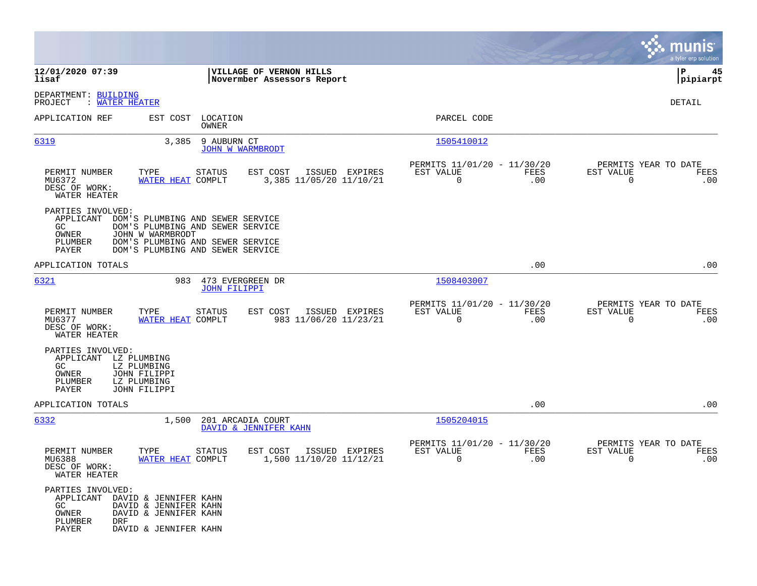**12/01/2020 07:39** | **VILLAGE OF VERNON HILLS** | **P 45**
**lisaf** | **Novermber Assessors Report** | **pipiarpt**

DEPARTMENT: BUILDING
PROJECT : WATER HEATER

DETAIL

| APPLICATION REF | EST COST | LOCATION / OWNER | PARCEL CODE |
|---|---|---|---|
| 6319 | 3,385 | 9 AUBURN CT / JOHN W WARMBRODT | 1505410012 |

| PERMIT NUMBER | TYPE | STATUS | EST COST | ISSUED | EXPIRES | PERMITS 11/01/20 - 11/30/20 EST VALUE | FEES | PERMITS YEAR TO DATE EST VALUE | FEES |
|---|---|---|---|---|---|---|---|---|---|
| MU6372 | WATER HEAT | COMPLT | 3,385 | 11/05/20 | 11/10/21 | 0 | .00 | 0 | .00 |

DESC OF WORK:
WATER HEATER

PARTIES INVOLVED:
- APPLICANT DOM'S PLUMBING AND SEWER SERVICE
- GC DOM'S PLUMBING AND SEWER SERVICE
- OWNER JOHN W WARMBRODT
- PLUMBER DOM'S PLUMBING AND SEWER SERVICE
- PAYER DOM'S PLUMBING AND SEWER SERVICE

APPLICATION TOTALS .00 .00

| APPLICATION REF | EST COST | LOCATION / OWNER | PARCEL CODE |
|---|---|---|---|
| 6321 | 983 | 473 EVERGREEN DR / JOHN FILIPPI | 1508403007 |

| PERMIT NUMBER | TYPE | STATUS | EST COST | ISSUED | EXPIRES | PERMITS 11/01/20 - 11/30/20 EST VALUE | FEES | PERMITS YEAR TO DATE EST VALUE | FEES |
|---|---|---|---|---|---|---|---|---|---|
| MU6377 | WATER HEAT | COMPLT | 983 | 11/06/20 | 11/23/21 | 0 | .00 | 0 | .00 |

DESC OF WORK:
WATER HEATER

PARTIES INVOLVED:
- APPLICANT LZ PLUMBING
- GC LZ PLUMBING
- OWNER JOHN FILIPPI
- PLUMBER LZ PLUMBING
- PAYER JOHN FILIPPI

APPLICATION TOTALS .00 .00

| APPLICATION REF | EST COST | LOCATION / OWNER | PARCEL CODE |
|---|---|---|---|
| 6332 | 1,500 | 201 ARCADIA COURT / DAVID & JENNIFER KAHN | 1505204015 |

| PERMIT NUMBER | TYPE | STATUS | EST COST | ISSUED | EXPIRES | PERMITS 11/01/20 - 11/30/20 EST VALUE | FEES | PERMITS YEAR TO DATE EST VALUE | FEES |
|---|---|---|---|---|---|---|---|---|---|
| MU6388 | WATER HEAT | COMPLT | 1,500 | 11/10/20 | 11/12/21 | 0 | .00 | 0 | .00 |

DESC OF WORK:
WATER HEATER

PARTIES INVOLVED:
- APPLICANT DAVID & JENNIFER KAHN
- GC DAVID & JENNIFER KAHN
- OWNER DAVID & JENNIFER KAHN
- PLUMBER DRF
- PAYER DAVID & JENNIFER KAHN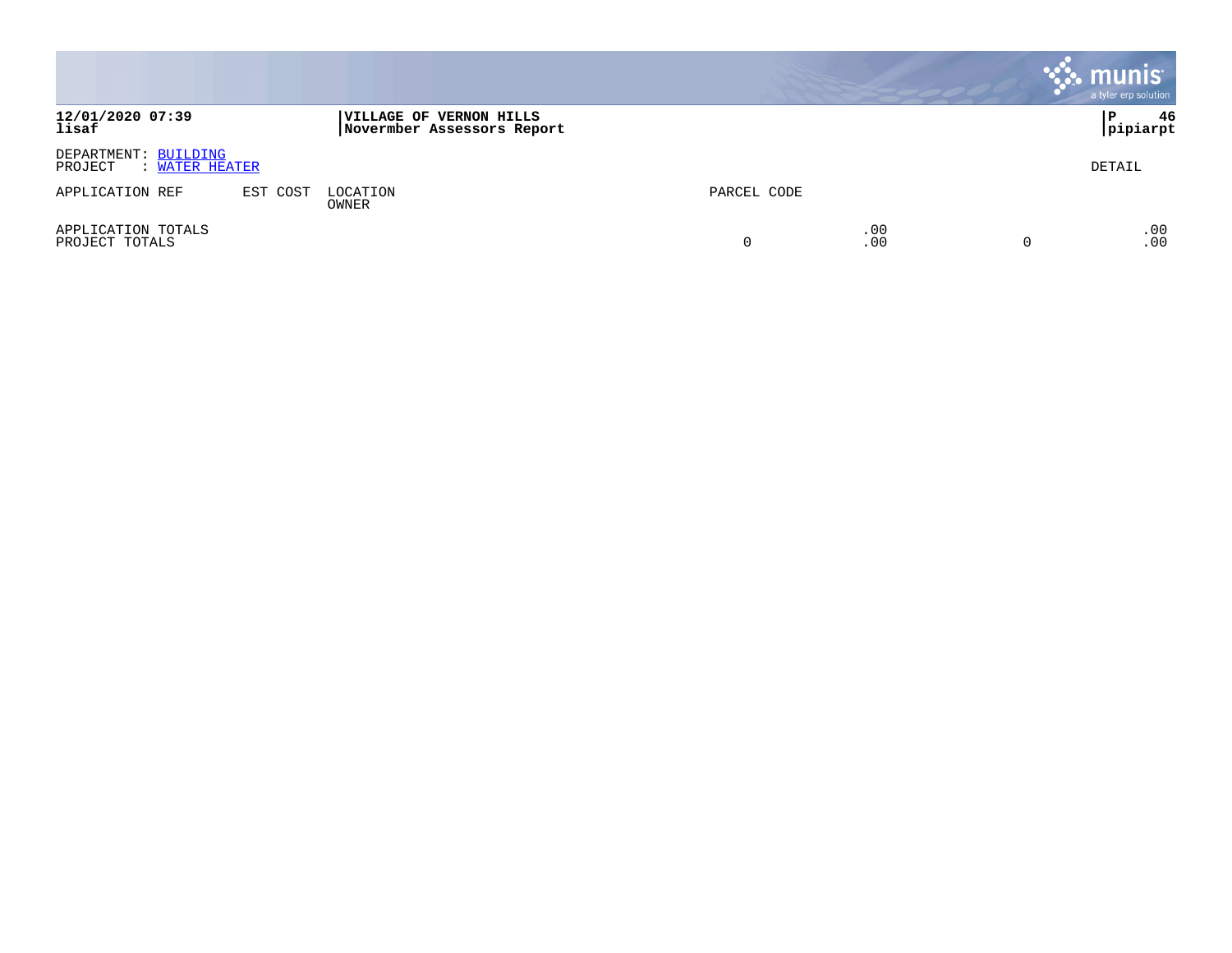**12/01/2020 07:39**
**lisaf**

**VILLAGE OF VERNON HILLS**
**Novermber Assessors Report**

**P 46**
**pipiarpt**

DEPARTMENT: BUILDING
PROJECT : WATER HEATER

DETAIL

| APPLICATION REF | EST COST | LOCATION<br>OWNER | PARCEL CODE | | | |
|---|---|---|---|---|---|---|
| APPLICATION TOTALS<br>PROJECT TOTALS | | | 0 | .00<br>.00 | 0 | .00<br>.00 |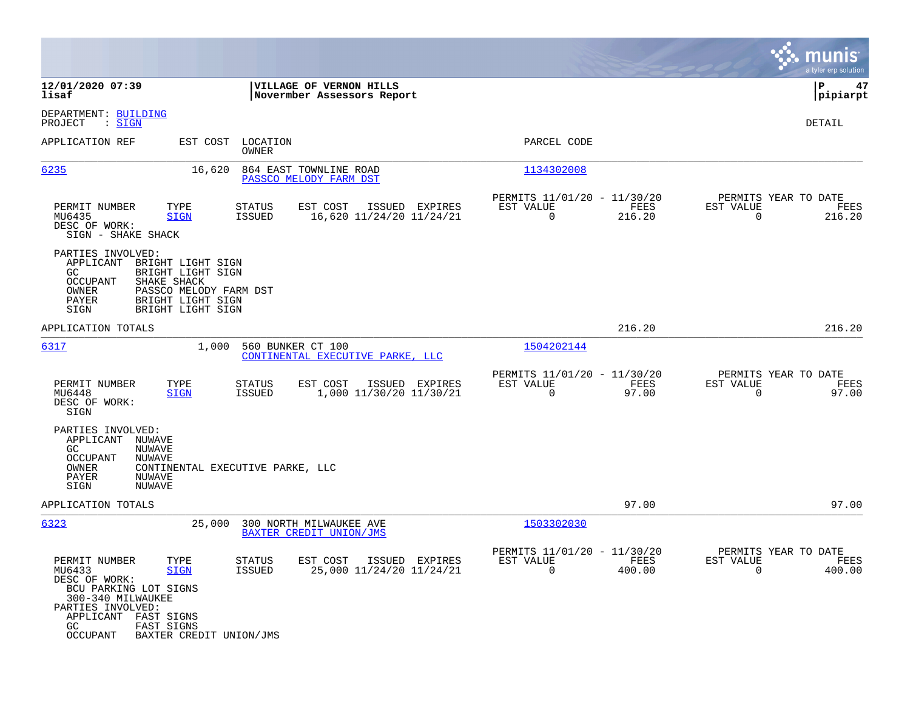**12/01/2020 07:39** | **VILLAGE OF VERNON HILLS** | **P 47**
**lisaf** | **Novermber Assessors Report** | **pipiarpt**

DEPARTMENT: BUILDING
PROJECT : SIGN

DETAIL

| APPLICATION REF | EST COST | LOCATION / OWNER | PARCEL CODE |
|---|---|---|---|
| 6235 | 16,620 | 864 EAST TOWNLINE ROAD / PASSCO MELODY FARM DST | 1134302008 |

| PERMIT NUMBER | TYPE | STATUS | EST COST | ISSUED | EXPIRES | PERMITS 11/01/20 - 11/30/20 EST VALUE | FEES | PERMITS YEAR TO DATE EST VALUE | FEES |
|---|---|---|---|---|---|---|---|---|---|
| MU6435 | SIGN | ISSUED | 16,620 | 11/24/20 | 11/24/21 | 0 | 216.20 | 0 | 216.20 |

DESC OF WORK:
SIGN - SHAKE SHACK

PARTIES INVOLVED:
- APPLICANT BRIGHT LIGHT SIGN
- GC BRIGHT LIGHT SIGN
- OCCUPANT SHAKE SHACK
- OWNER PASSCO MELODY FARM DST
- PAYER BRIGHT LIGHT SIGN
- SIGN BRIGHT LIGHT SIGN

APPLICATION TOTALS: 216.20 | 216.20

| APPLICATION REF | EST COST | LOCATION / OWNER | PARCEL CODE |
|---|---|---|---|
| 6317 | 1,000 | 560 BUNKER CT 100 / CONTINENTAL EXECUTIVE PARKE, LLC | 1504202144 |

| PERMIT NUMBER | TYPE | STATUS | EST COST | ISSUED | EXPIRES | PERMITS 11/01/20 - 11/30/20 EST VALUE | FEES | PERMITS YEAR TO DATE EST VALUE | FEES |
|---|---|---|---|---|---|---|---|---|---|
| MU6448 | SIGN | ISSUED | 1,000 | 11/30/20 | 11/30/21 | 0 | 97.00 | 0 | 97.00 |

DESC OF WORK:
SIGN

PARTIES INVOLVED:
- APPLICANT NUWAVE
- GC NUWAVE
- OCCUPANT NUWAVE
- OWNER CONTINENTAL EXECUTIVE PARKE, LLC
- PAYER NUWAVE
- SIGN NUWAVE

APPLICATION TOTALS: 97.00 | 97.00

| APPLICATION REF | EST COST | LOCATION / OWNER | PARCEL CODE |
|---|---|---|---|
| 6323 | 25,000 | 300 NORTH MILWAUKEE AVE / BAXTER CREDIT UNION/JMS | 1503302030 |

| PERMIT NUMBER | TYPE | STATUS | EST COST | ISSUED | EXPIRES | PERMITS 11/01/20 - 11/30/20 EST VALUE | FEES | PERMITS YEAR TO DATE EST VALUE | FEES |
|---|---|---|---|---|---|---|---|---|---|
| MU6433 | SIGN | ISSUED | 25,000 | 11/24/20 | 11/24/21 | 0 | 400.00 | 0 | 400.00 |

DESC OF WORK:
BCU PARKING LOT SIGNS
300-340 MILWAUKEE

PARTIES INVOLVED:
- APPLICANT FAST SIGNS
- GC FAST SIGNS
- OCCUPANT BAXTER CREDIT UNION/JMS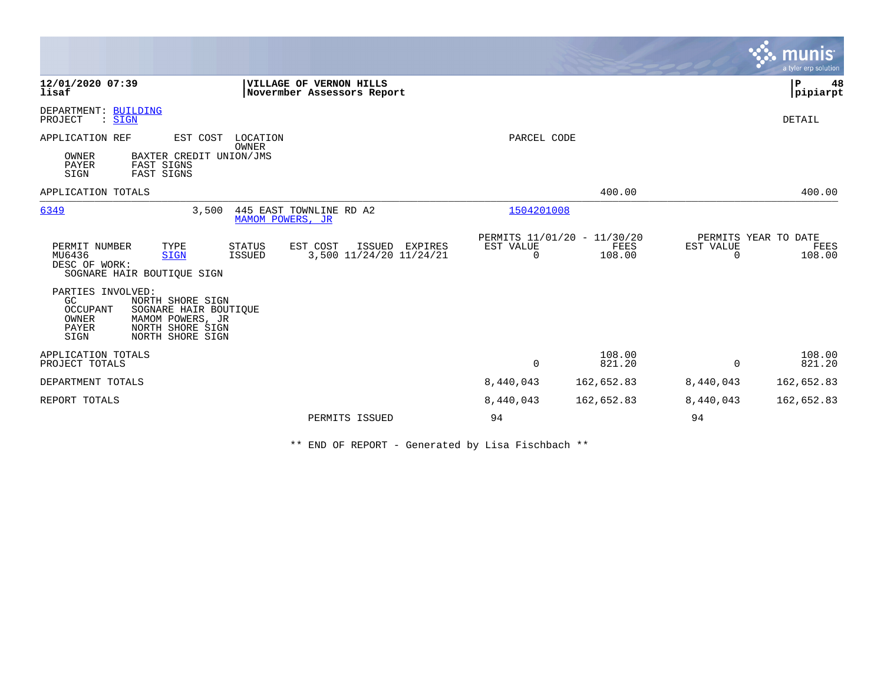12/01/2020 07:39 | VILLAGE OF VERNON HILLS | P 48
lisaf | Novermber Assessors Report | pipiarpt

DEPARTMENT: BUILDING
PROJECT : SIGN

DETAIL

APPLICATION REF EST COST LOCATION OWNER PARCEL CODE

| | |
|---|---|
| OWNER | BAXTER CREDIT UNION/JMS |
| PAYER | FAST SIGNS |
| SIGN | FAST SIGNS |

| | | | |
|---|---|---|---|
| APPLICATION TOTALS | | 400.00 | 400.00 |

6349 — 3,500 — 445 EAST TOWNLINE RD A2 — MAMOM POWERS, JR — 1504201008

| PERMIT NUMBER | TYPE | STATUS | EST COST | ISSUED | EXPIRES | PERMITS 11/01/20 - 11/30/20 EST VALUE | FEES | PERMITS YEAR TO DATE EST VALUE | FEES |
|---|---|---|---|---|---|---|---|---|---|
| MU6436 | SIGN | ISSUED | 3,500 | 11/24/20 | 11/24/21 | 0 | 108.00 | 0 | 108.00 |

DESC OF WORK:
SOGNARE HAIR BOUTIQUE SIGN

PARTIES INVOLVED:

| | |
|---|---|
| GC | NORTH SHORE SIGN |
| OCCUPANT | SOGNARE HAIR BOUTIQUE |
| OWNER | MAMOM POWERS, JR |
| PAYER | NORTH SHORE SIGN |
| SIGN | NORTH SHORE SIGN |

| | EST VALUE | FEES | YTD EST VALUE | YTD FEES |
|---|---|---|---|---|
| APPLICATION TOTALS | 0 | 108.00 | 0 | 108.00 |
| PROJECT TOTALS | | 821.20 | | 821.20 |
| DEPARTMENT TOTALS | 8,440,043 | 162,652.83 | 8,440,043 | 162,652.83 |
| REPORT TOTALS | 8,440,043 | 162,652.83 | 8,440,043 | 162,652.83 |
| PERMITS ISSUED | 94 | | 94 | |

** END OF REPORT - Generated by Lisa Fischbach **